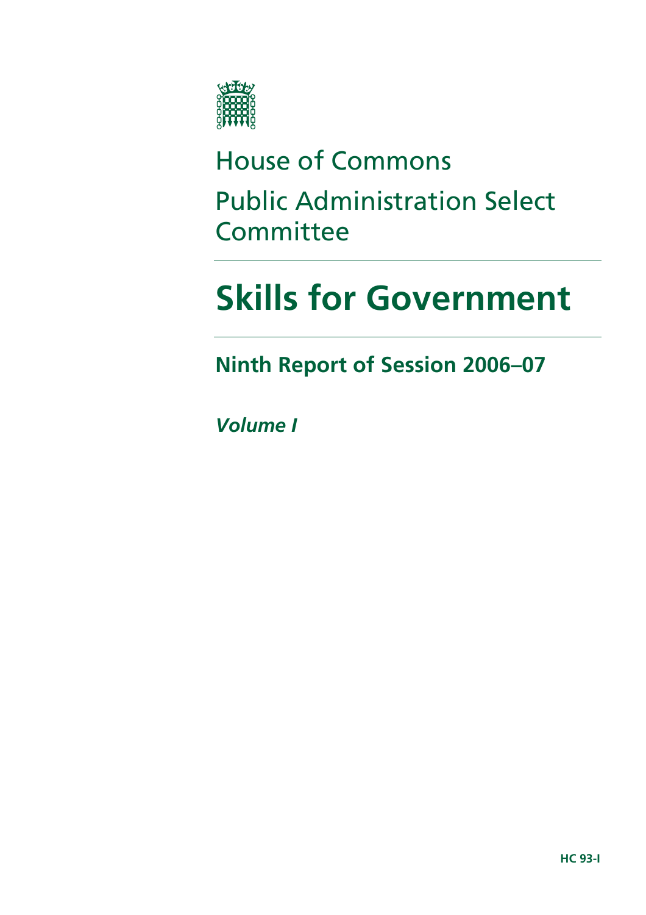House of Commons

Public Administration Select Committee

# Skills for Government

## Ninth Report of Session 2006–07

***Volume I***

**HC 93-I**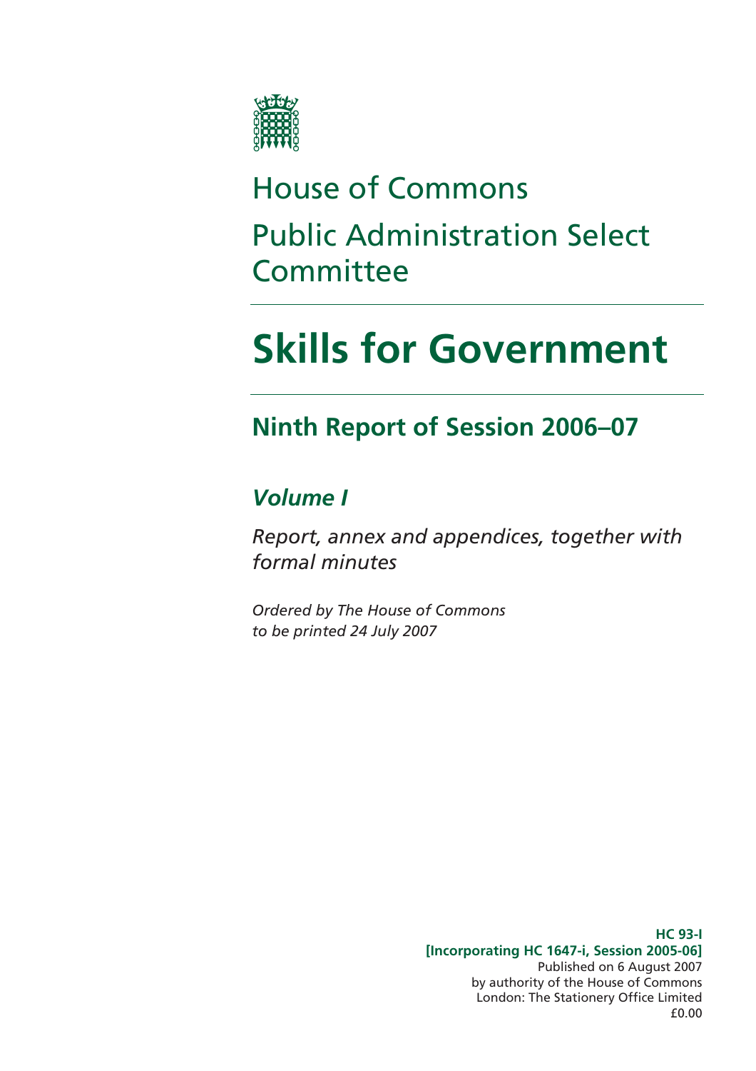# House of Commons

# Public Administration Select Committee

# Skills for Government

## Ninth Report of Session 2006–07

### *Volume I*

*Report, annex and appendices, together with formal minutes*

*Ordered by The House of Commons to be printed 24 July 2007*

**HC 93-I**
**[Incorporating HC 1647-i, Session 2005-06]**
Published on 6 August 2007
by authority of the House of Commons
London: The Stationery Office Limited
£0.00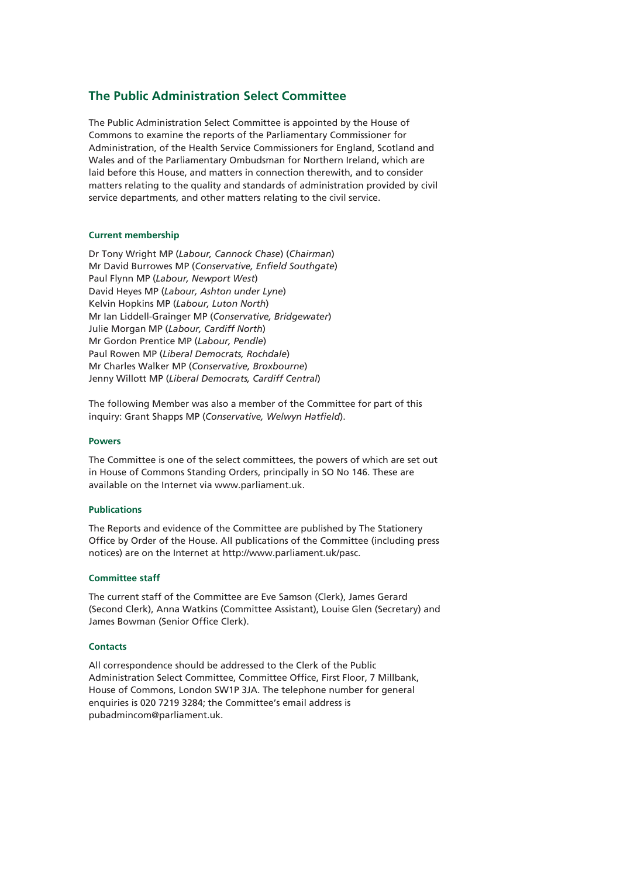## The Public Administration Select Committee

The Public Administration Select Committee is appointed by the House of Commons to examine the reports of the Parliamentary Commissioner for Administration, of the Health Service Commissioners for England, Scotland and Wales and of the Parliamentary Ombudsman for Northern Ireland, which are laid before this House, and matters in connection therewith, and to consider matters relating to the quality and standards of administration provided by civil service departments, and other matters relating to the civil service.

#### Current membership

Dr Tony Wright MP (*Labour, Cannock Chase*) (*Chairman*)
Mr David Burrowes MP (*Conservative, Enfield Southgate*)
Paul Flynn MP (*Labour, Newport West*)
David Heyes MP (*Labour, Ashton under Lyne*)
Kelvin Hopkins MP (*Labour, Luton North*)
Mr Ian Liddell-Grainger MP (*Conservative, Bridgewater*)
Julie Morgan MP (*Labour, Cardiff North*)
Mr Gordon Prentice MP (*Labour, Pendle*)
Paul Rowen MP (*Liberal Democrats, Rochdale*)
Mr Charles Walker MP (*Conservative, Broxbourne*)
Jenny Willott MP (*Liberal Democrats, Cardiff Central*)

The following Member was also a member of the Committee for part of this inquiry: Grant Shapps MP (*Conservative, Welwyn Hatfield*).

#### Powers

The Committee is one of the select committees, the powers of which are set out in House of Commons Standing Orders, principally in SO No 146. These are available on the Internet via www.parliament.uk.

#### Publications

The Reports and evidence of the Committee are published by The Stationery Office by Order of the House. All publications of the Committee (including press notices) are on the Internet at http://www.parliament.uk/pasc.

#### Committee staff

The current staff of the Committee are Eve Samson (Clerk), James Gerard (Second Clerk), Anna Watkins (Committee Assistant), Louise Glen (Secretary) and James Bowman (Senior Office Clerk).

#### Contacts

All correspondence should be addressed to the Clerk of the Public Administration Select Committee, Committee Office, First Floor, 7 Millbank, House of Commons, London SW1P 3JA. The telephone number for general enquiries is 020 7219 3284; the Committee's email address is pubadmincom@parliament.uk.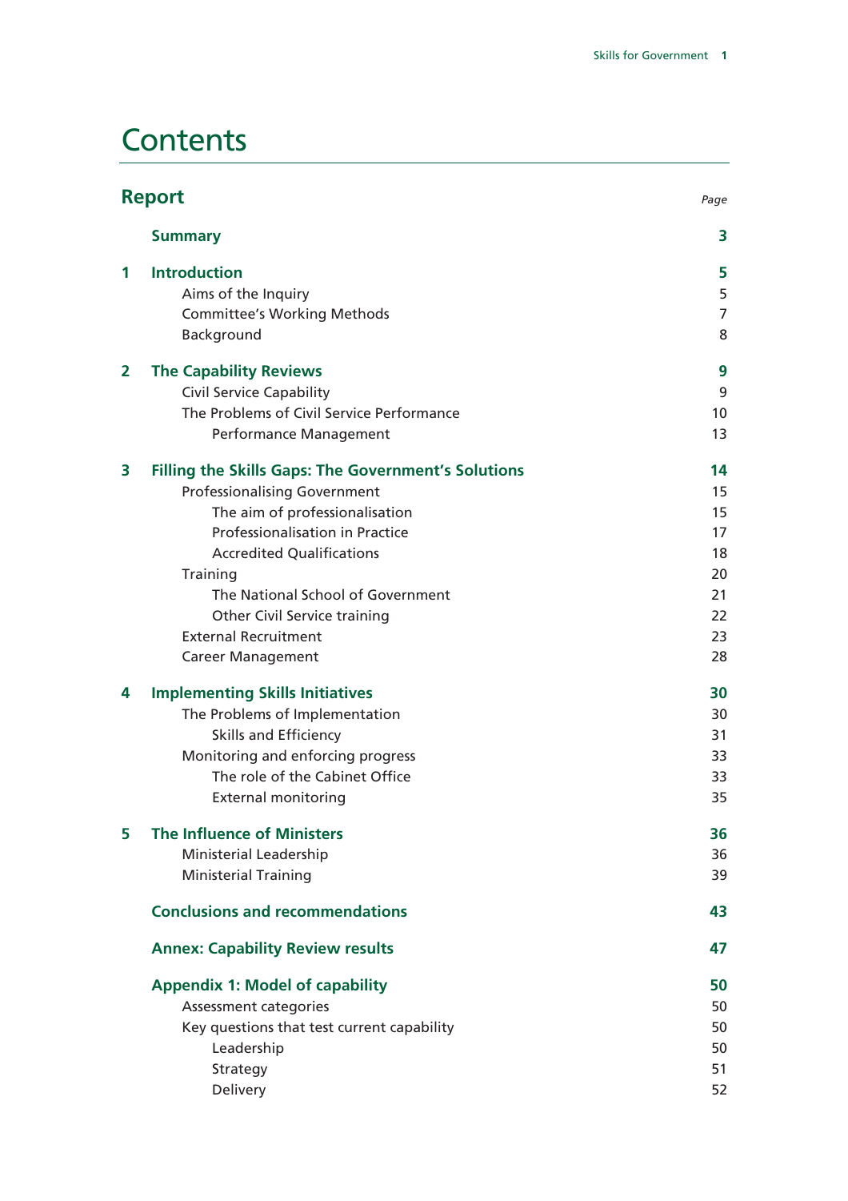# Contents

| Report | | *Page* |
|---|---|---|
| | **Summary** | **3** |
| **1** | **Introduction** | **5** |
| | Aims of the Inquiry | 5 |
| | Committee's Working Methods | 7 |
| | Background | 8 |
| **2** | **The Capability Reviews** | **9** |
| | Civil Service Capability | 9 |
| | The Problems of Civil Service Performance | 10 |
| | Performance Management | 13 |
| **3** | **Filling the Skills Gaps: The Government's Solutions** | **14** |
| | Professionalising Government | 15 |
| | The aim of professionalisation | 15 |
| | Professionalisation in Practice | 17 |
| | Accredited Qualifications | 18 |
| | Training | 20 |
| | The National School of Government | 21 |
| | Other Civil Service training | 22 |
| | External Recruitment | 23 |
| | Career Management | 28 |
| **4** | **Implementing Skills Initiatives** | **30** |
| | The Problems of Implementation | 30 |
| | Skills and Efficiency | 31 |
| | Monitoring and enforcing progress | 33 |
| | The role of the Cabinet Office | 33 |
| | External monitoring | 35 |
| **5** | **The Influence of Ministers** | **36** |
| | Ministerial Leadership | 36 |
| | Ministerial Training | 39 |
| | **Conclusions and recommendations** | **43** |
| | **Annex: Capability Review results** | **47** |
| | **Appendix 1: Model of capability** | **50** |
| | Assessment categories | 50 |
| | Key questions that test current capability | 50 |
| | Leadership | 50 |
| | Strategy | 51 |
| | Delivery | 52 |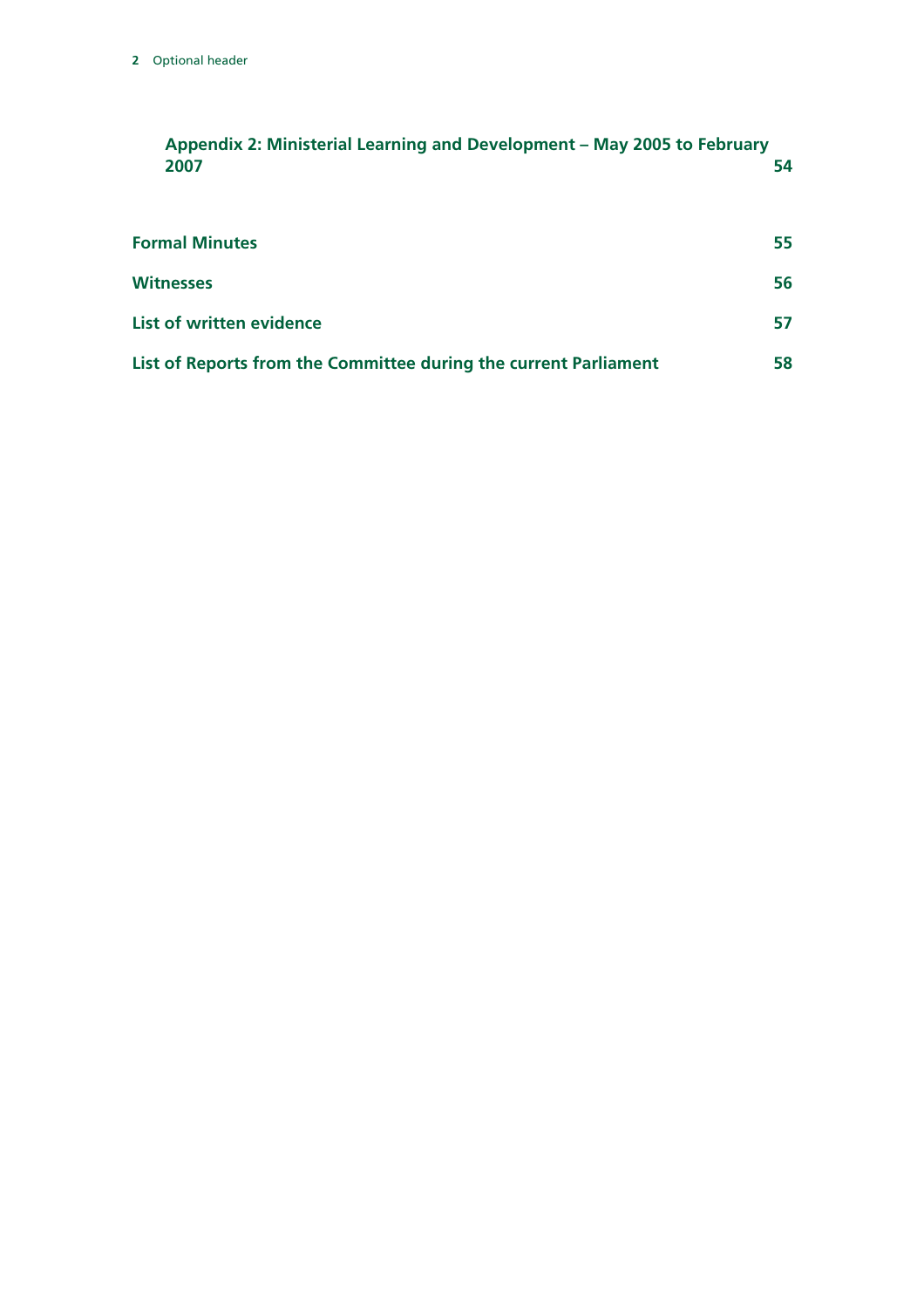**Appendix 2: Ministerial Learning and Development – May 2005 to February 2007** 54

**Formal Minutes** 55

**Witnesses** 56

**List of written evidence** 57

**List of Reports from the Committee during the current Parliament** 58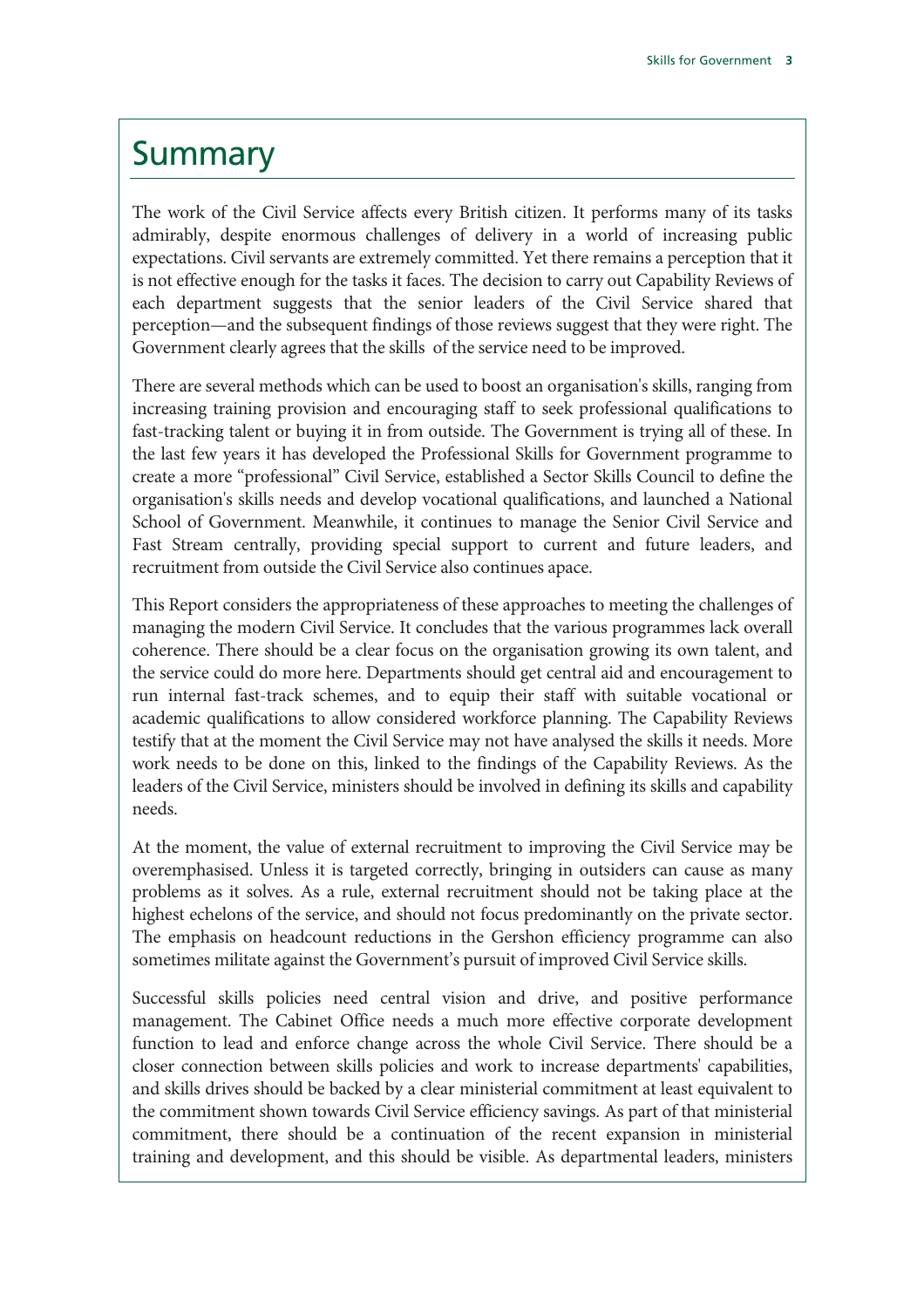# Summary

The work of the Civil Service affects every British citizen. It performs many of its tasks admirably, despite enormous challenges of delivery in a world of increasing public expectations. Civil servants are extremely committed. Yet there remains a perception that it is not effective enough for the tasks it faces. The decision to carry out Capability Reviews of each department suggests that the senior leaders of the Civil Service shared that perception—and the subsequent findings of those reviews suggest that they were right. The Government clearly agrees that the skills of the service need to be improved.

There are several methods which can be used to boost an organisation's skills, ranging from increasing training provision and encouraging staff to seek professional qualifications to fast-tracking talent or buying it in from outside. The Government is trying all of these. In the last few years it has developed the Professional Skills for Government programme to create a more "professional" Civil Service, established a Sector Skills Council to define the organisation's skills needs and develop vocational qualifications, and launched a National School of Government. Meanwhile, it continues to manage the Senior Civil Service and Fast Stream centrally, providing special support to current and future leaders, and recruitment from outside the Civil Service also continues apace.

This Report considers the appropriateness of these approaches to meeting the challenges of managing the modern Civil Service. It concludes that the various programmes lack overall coherence. There should be a clear focus on the organisation growing its own talent, and the service could do more here. Departments should get central aid and encouragement to run internal fast-track schemes, and to equip their staff with suitable vocational or academic qualifications to allow considered workforce planning. The Capability Reviews testify that at the moment the Civil Service may not have analysed the skills it needs. More work needs to be done on this, linked to the findings of the Capability Reviews. As the leaders of the Civil Service, ministers should be involved in defining its skills and capability needs.

At the moment, the value of external recruitment to improving the Civil Service may be overemphasised. Unless it is targeted correctly, bringing in outsiders can cause as many problems as it solves. As a rule, external recruitment should not be taking place at the highest echelons of the service, and should not focus predominantly on the private sector. The emphasis on headcount reductions in the Gershon efficiency programme can also sometimes militate against the Government's pursuit of improved Civil Service skills.

Successful skills policies need central vision and drive, and positive performance management. The Cabinet Office needs a much more effective corporate development function to lead and enforce change across the whole Civil Service. There should be a closer connection between skills policies and work to increase departments' capabilities, and skills drives should be backed by a clear ministerial commitment at least equivalent to the commitment shown towards Civil Service efficiency savings. As part of that ministerial commitment, there should be a continuation of the recent expansion in ministerial training and development, and this should be visible. As departmental leaders, ministers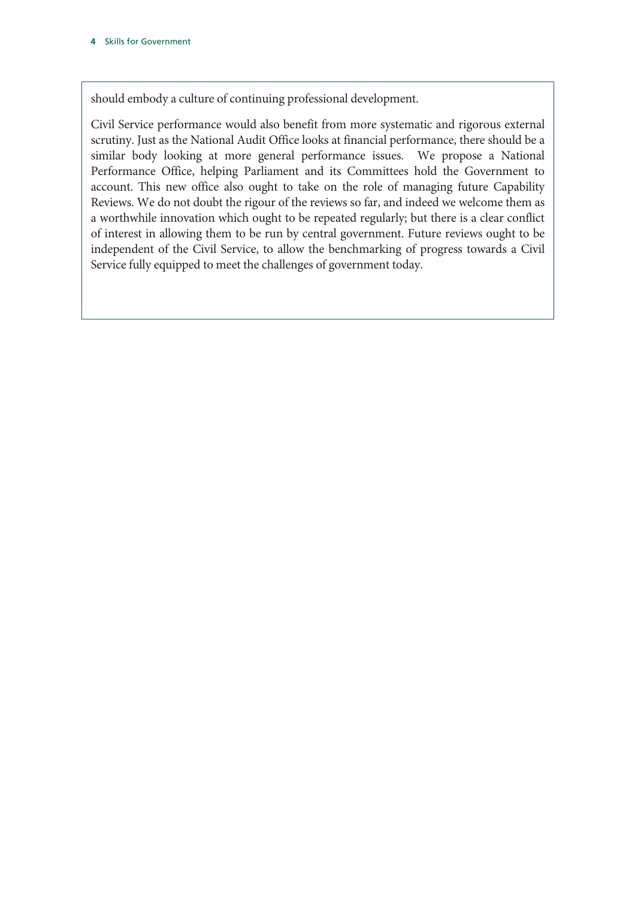should embody a culture of continuing professional development.

Civil Service performance would also benefit from more systematic and rigorous external scrutiny. Just as the National Audit Office looks at financial performance, there should be a similar body looking at more general performance issues. We propose a National Performance Office, helping Parliament and its Committees hold the Government to account. This new office also ought to take on the role of managing future Capability Reviews. We do not doubt the rigour of the reviews so far, and indeed we welcome them as a worthwhile innovation which ought to be repeated regularly; but there is a clear conflict of interest in allowing them to be run by central government. Future reviews ought to be independent of the Civil Service, to allow the benchmarking of progress towards a Civil Service fully equipped to meet the challenges of government today.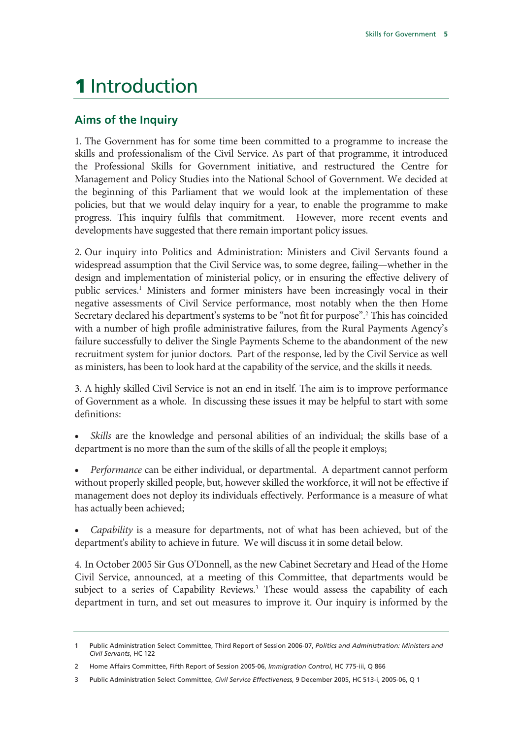# 1 Introduction

## Aims of the Inquiry

1. The Government has for some time been committed to a programme to increase the skills and professionalism of the Civil Service. As part of that programme, it introduced the Professional Skills for Government initiative, and restructured the Centre for Management and Policy Studies into the National School of Government. We decided at the beginning of this Parliament that we would look at the implementation of these policies, but that we would delay inquiry for a year, to enable the programme to make progress. This inquiry fulfils that commitment. However, more recent events and developments have suggested that there remain important policy issues.

2. Our inquiry into Politics and Administration: Ministers and Civil Servants found a widespread assumption that the Civil Service was, to some degree, failing—whether in the design and implementation of ministerial policy, or in ensuring the effective delivery of public services.[1] Ministers and former ministers have been increasingly vocal in their negative assessments of Civil Service performance, most notably when the then Home Secretary declared his department's systems to be "not fit for purpose".[2] This has coincided with a number of high profile administrative failures, from the Rural Payments Agency's failure successfully to deliver the Single Payments Scheme to the abandonment of the new recruitment system for junior doctors. Part of the response, led by the Civil Service as well as ministers, has been to look hard at the capability of the service, and the skills it needs.

3. A highly skilled Civil Service is not an end in itself. The aim is to improve performance of Government as a whole. In discussing these issues it may be helpful to start with some definitions:

- *Skills* are the knowledge and personal abilities of an individual; the skills base of a department is no more than the sum of the skills of all the people it employs;
- *Performance* can be either individual, or departmental. A department cannot perform without properly skilled people, but, however skilled the workforce, it will not be effective if management does not deploy its individuals effectively. Performance is a measure of what has actually been achieved;
- *Capability* is a measure for departments, not of what has been achieved, but of the department's ability to achieve in future. We will discuss it in some detail below.

4. In October 2005 Sir Gus O'Donnell, as the new Cabinet Secretary and Head of the Home Civil Service, announced, at a meeting of this Committee, that departments would be subject to a series of Capability Reviews.[3] These would assess the capability of each department in turn, and set out measures to improve it. Our inquiry is informed by the

---

1 Public Administration Select Committee, Third Report of Session 2006-07, *Politics and Administration: Ministers and Civil Servants*, HC 122

2 Home Affairs Committee, Fifth Report of Session 2005-06, *Immigration Control*, HC 775-iii, Q 866

3 Public Administration Select Committee, *Civil Service Effectiveness*, 9 December 2005, HC 513-i, 2005-06, Q 1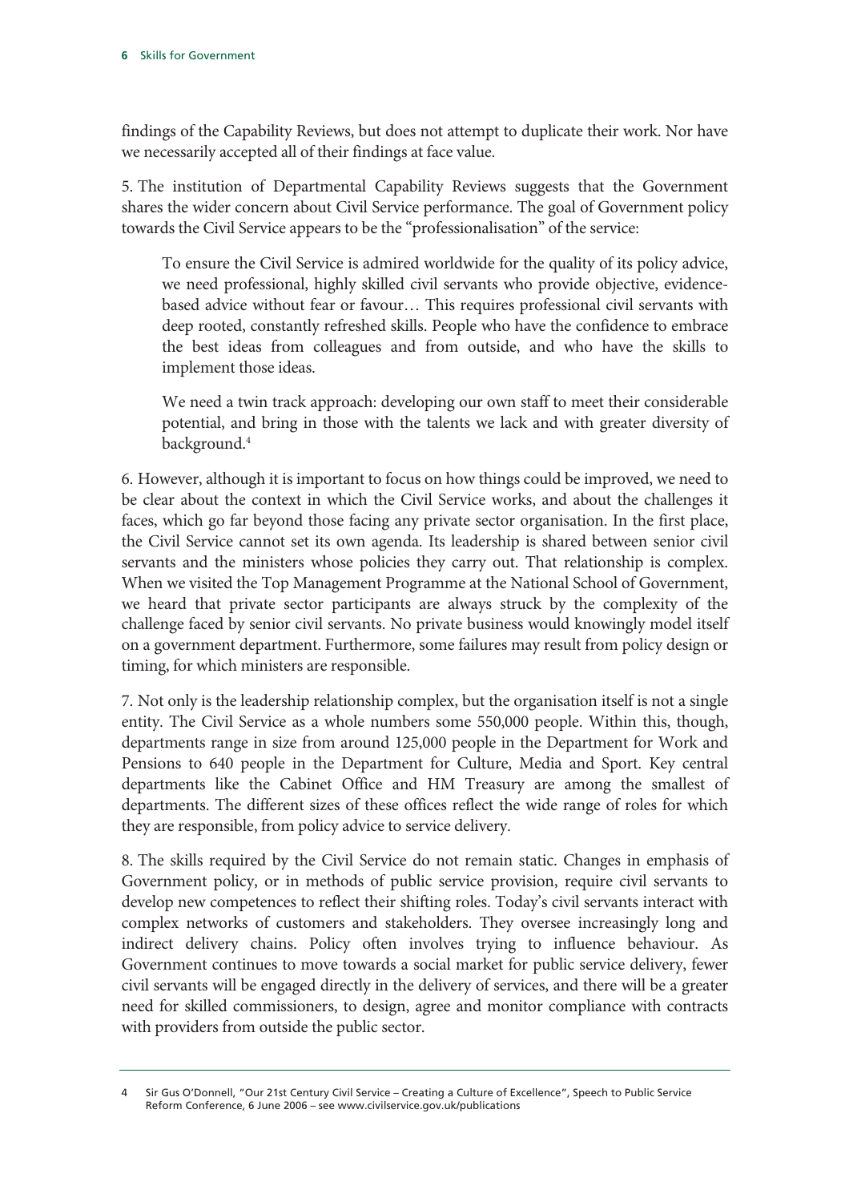findings of the Capability Reviews, but does not attempt to duplicate their work. Nor have we necessarily accepted all of their findings at face value.

5. The institution of Departmental Capability Reviews suggests that the Government shares the wider concern about Civil Service performance. The goal of Government policy towards the Civil Service appears to be the "professionalisation" of the service:

> To ensure the Civil Service is admired worldwide for the quality of its policy advice, we need professional, highly skilled civil servants who provide objective, evidence-based advice without fear or favour… This requires professional civil servants with deep rooted, constantly refreshed skills. People who have the confidence to embrace the best ideas from colleagues and from outside, and who have the skills to implement those ideas.
>
> We need a twin track approach: developing our own staff to meet their considerable potential, and bring in those with the talents we lack and with greater diversity of background.[4]

6. However, although it is important to focus on how things could be improved, we need to be clear about the context in which the Civil Service works, and about the challenges it faces, which go far beyond those facing any private sector organisation. In the first place, the Civil Service cannot set its own agenda. Its leadership is shared between senior civil servants and the ministers whose policies they carry out. That relationship is complex. When we visited the Top Management Programme at the National School of Government, we heard that private sector participants are always struck by the complexity of the challenge faced by senior civil servants. No private business would knowingly model itself on a government department. Furthermore, some failures may result from policy design or timing, for which ministers are responsible.

7. Not only is the leadership relationship complex, but the organisation itself is not a single entity. The Civil Service as a whole numbers some 550,000 people. Within this, though, departments range in size from around 125,000 people in the Department for Work and Pensions to 640 people in the Department for Culture, Media and Sport. Key central departments like the Cabinet Office and HM Treasury are among the smallest of departments. The different sizes of these offices reflect the wide range of roles for which they are responsible, from policy advice to service delivery.

8. The skills required by the Civil Service do not remain static. Changes in emphasis of Government policy, or in methods of public service provision, require civil servants to develop new competences to reflect their shifting roles. Today's civil servants interact with complex networks of customers and stakeholders. They oversee increasingly long and indirect delivery chains. Policy often involves trying to influence behaviour. As Government continues to move towards a social market for public service delivery, fewer civil servants will be engaged directly in the delivery of services, and there will be a greater need for skilled commissioners, to design, agree and monitor compliance with contracts with providers from outside the public sector.

---

4 Sir Gus O'Donnell, "Our 21st Century Civil Service – Creating a Culture of Excellence", Speech to Public Service Reform Conference, 6 June 2006 – see www.civilservice.gov.uk/publications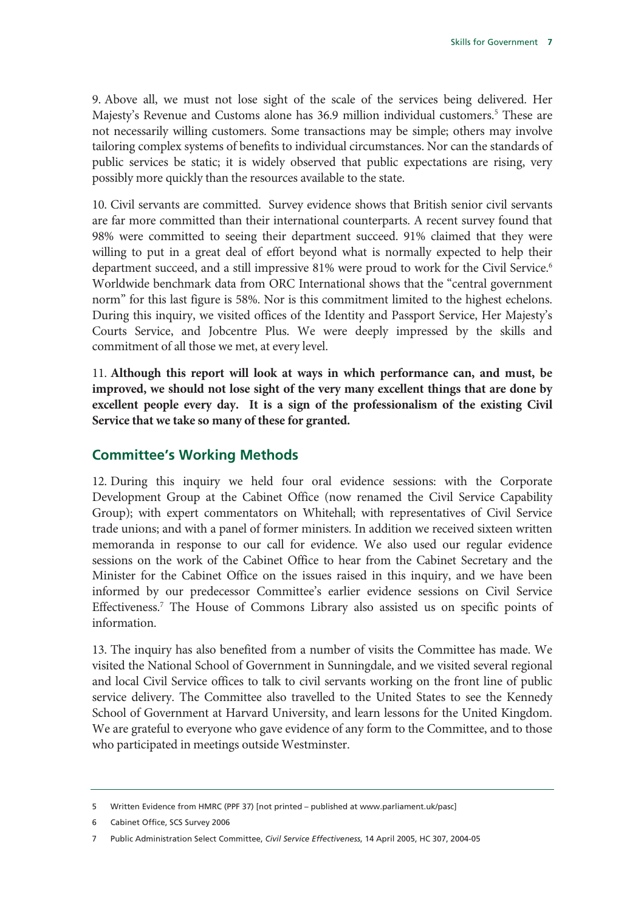9. Above all, we must not lose sight of the scale of the services being delivered. Her Majesty's Revenue and Customs alone has 36.9 million individual customers.[5] These are not necessarily willing customers. Some transactions may be simple; others may involve tailoring complex systems of benefits to individual circumstances. Nor can the standards of public services be static; it is widely observed that public expectations are rising, very possibly more quickly than the resources available to the state.

10. Civil servants are committed. Survey evidence shows that British senior civil servants are far more committed than their international counterparts. A recent survey found that 98% were committed to seeing their department succeed. 91% claimed that they were willing to put in a great deal of effort beyond what is normally expected to help their department succeed, and a still impressive 81% were proud to work for the Civil Service.[6] Worldwide benchmark data from ORC International shows that the "central government norm" for this last figure is 58%. Nor is this commitment limited to the highest echelons. During this inquiry, we visited offices of the Identity and Passport Service, Her Majesty's Courts Service, and Jobcentre Plus. We were deeply impressed by the skills and commitment of all those we met, at every level.

11. **Although this report will look at ways in which performance can, and must, be improved, we should not lose sight of the very many excellent things that are done by excellent people every day. It is a sign of the professionalism of the existing Civil Service that we take so many of these for granted.**

## Committee's Working Methods

12. During this inquiry we held four oral evidence sessions: with the Corporate Development Group at the Cabinet Office (now renamed the Civil Service Capability Group); with expert commentators on Whitehall; with representatives of Civil Service trade unions; and with a panel of former ministers. In addition we received sixteen written memoranda in response to our call for evidence. We also used our regular evidence sessions on the work of the Cabinet Office to hear from the Cabinet Secretary and the Minister for the Cabinet Office on the issues raised in this inquiry, and we have been informed by our predecessor Committee's earlier evidence sessions on Civil Service Effectiveness.[7] The House of Commons Library also assisted us on specific points of information.

13. The inquiry has also benefited from a number of visits the Committee has made. We visited the National School of Government in Sunningdale, and we visited several regional and local Civil Service offices to talk to civil servants working on the front line of public service delivery. The Committee also travelled to the United States to see the Kennedy School of Government at Harvard University, and learn lessons for the United Kingdom. We are grateful to everyone who gave evidence of any form to the Committee, and to those who participated in meetings outside Westminster.

---

5 Written Evidence from HMRC (PPF 37) [not printed – published at www.parliament.uk/pasc]

6 Cabinet Office, SCS Survey 2006

7 Public Administration Select Committee, *Civil Service Effectiveness*, 14 April 2005, HC 307, 2004-05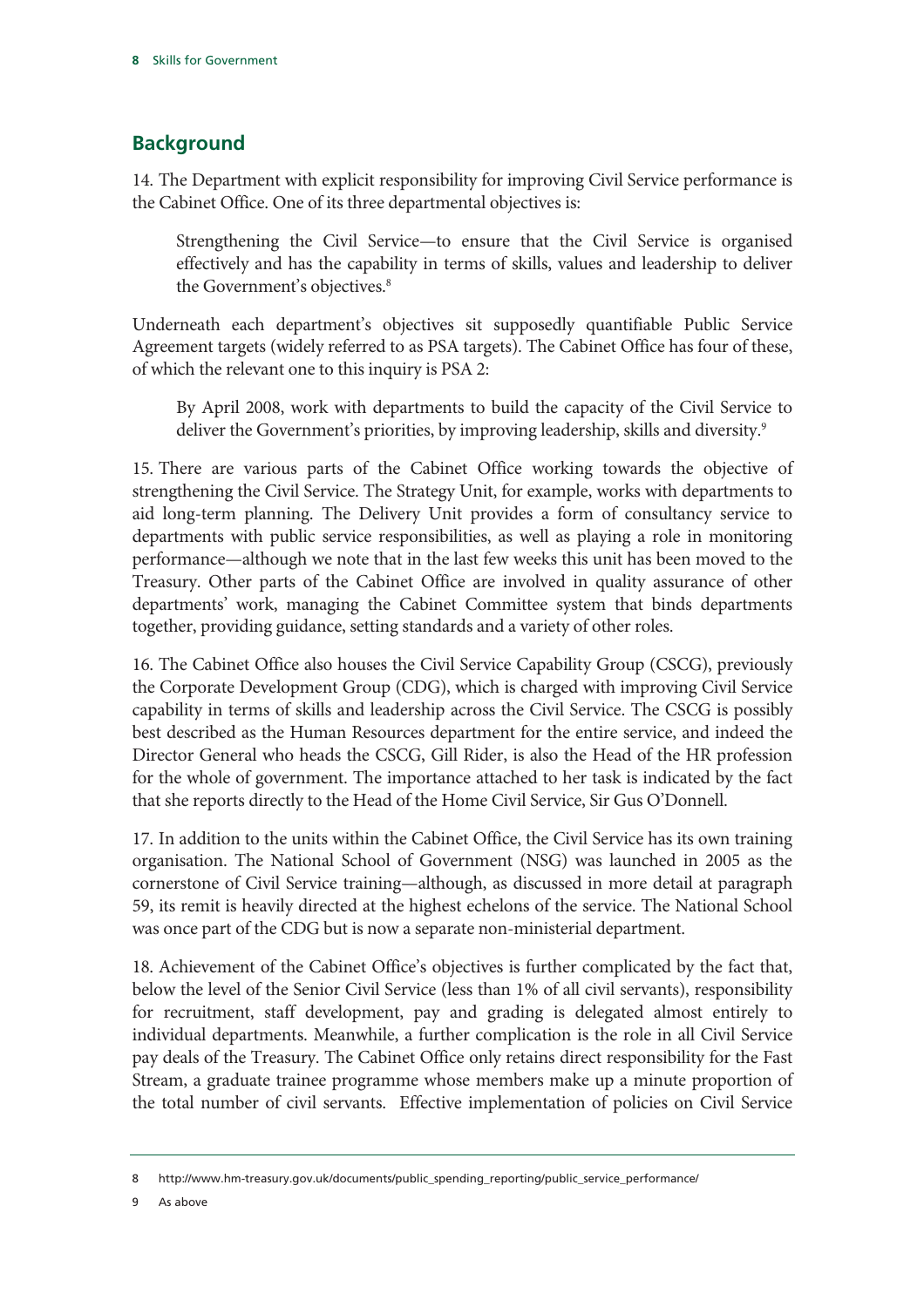## Background

14. The Department with explicit responsibility for improving Civil Service performance is the Cabinet Office. One of its three departmental objectives is:

> Strengthening the Civil Service—to ensure that the Civil Service is organised effectively and has the capability in terms of skills, values and leadership to deliver the Government's objectives.[8]

Underneath each department's objectives sit supposedly quantifiable Public Service Agreement targets (widely referred to as PSA targets). The Cabinet Office has four of these, of which the relevant one to this inquiry is PSA 2:

> By April 2008, work with departments to build the capacity of the Civil Service to deliver the Government's priorities, by improving leadership, skills and diversity.[9]

15. There are various parts of the Cabinet Office working towards the objective of strengthening the Civil Service. The Strategy Unit, for example, works with departments to aid long-term planning. The Delivery Unit provides a form of consultancy service to departments with public service responsibilities, as well as playing a role in monitoring performance—although we note that in the last few weeks this unit has been moved to the Treasury. Other parts of the Cabinet Office are involved in quality assurance of other departments' work, managing the Cabinet Committee system that binds departments together, providing guidance, setting standards and a variety of other roles.

16. The Cabinet Office also houses the Civil Service Capability Group (CSCG), previously the Corporate Development Group (CDG), which is charged with improving Civil Service capability in terms of skills and leadership across the Civil Service. The CSCG is possibly best described as the Human Resources department for the entire service, and indeed the Director General who heads the CSCG, Gill Rider, is also the Head of the HR profession for the whole of government. The importance attached to her task is indicated by the fact that she reports directly to the Head of the Home Civil Service, Sir Gus O'Donnell.

17. In addition to the units within the Cabinet Office, the Civil Service has its own training organisation. The National School of Government (NSG) was launched in 2005 as the cornerstone of Civil Service training—although, as discussed in more detail at paragraph 59, its remit is heavily directed at the highest echelons of the service. The National School was once part of the CDG but is now a separate non-ministerial department.

18. Achievement of the Cabinet Office's objectives is further complicated by the fact that, below the level of the Senior Civil Service (less than 1% of all civil servants), responsibility for recruitment, staff development, pay and grading is delegated almost entirely to individual departments. Meanwhile, a further complication is the role in all Civil Service pay deals of the Treasury. The Cabinet Office only retains direct responsibility for the Fast Stream, a graduate trainee programme whose members make up a minute proportion of the total number of civil servants. Effective implementation of policies on Civil Service

8 http://www.hm-treasury.gov.uk/documents/public_spending_reporting/public_service_performance/

9 As above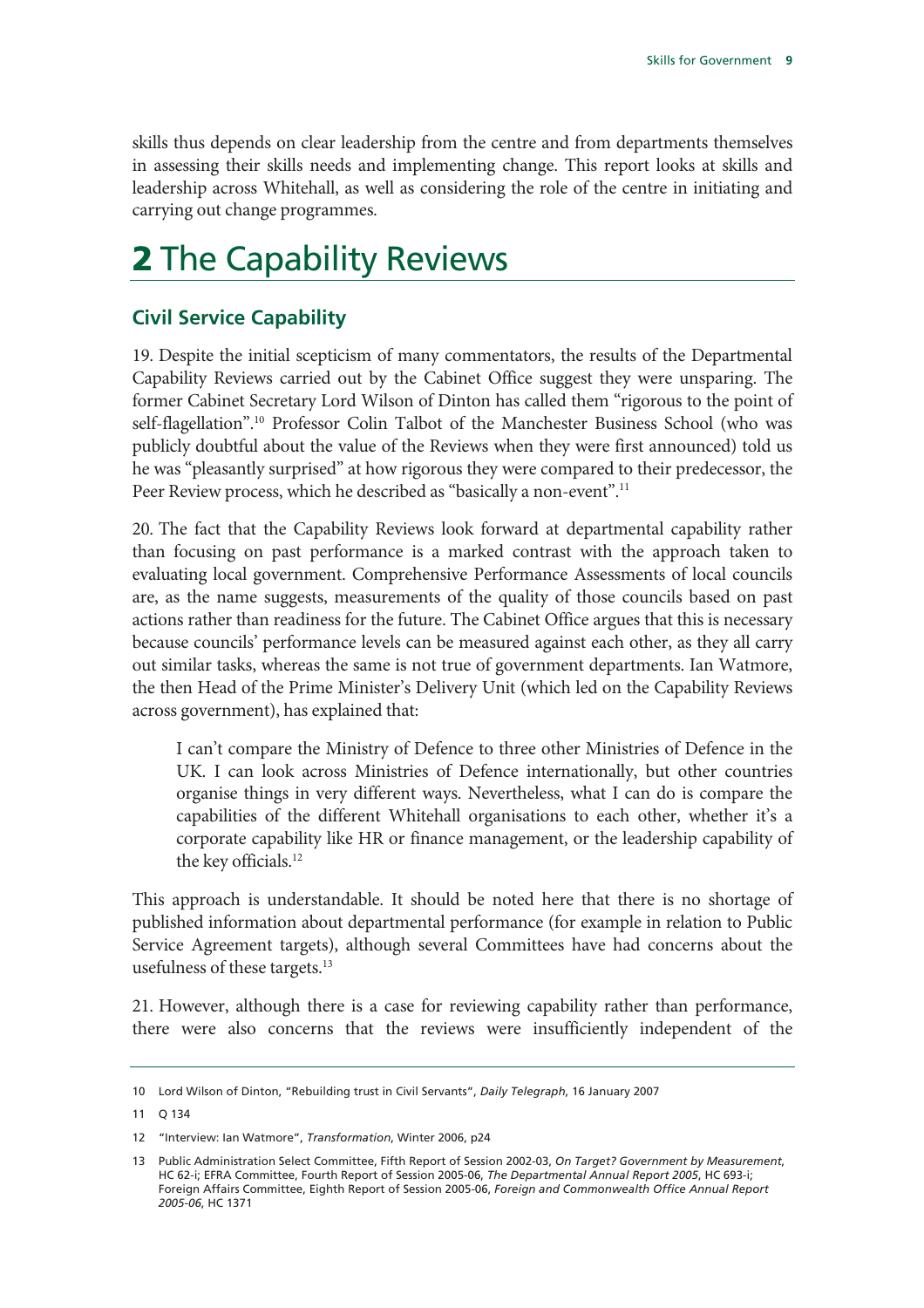skills thus depends on clear leadership from the centre and from departments themselves in assessing their skills needs and implementing change. This report looks at skills and leadership across Whitehall, as well as considering the role of the centre in initiating and carrying out change programmes.

# 2 The Capability Reviews

## Civil Service Capability

19. Despite the initial scepticism of many commentators, the results of the Departmental Capability Reviews carried out by the Cabinet Office suggest they were unsparing. The former Cabinet Secretary Lord Wilson of Dinton has called them "rigorous to the point of self-flagellation".[10] Professor Colin Talbot of the Manchester Business School (who was publicly doubtful about the value of the Reviews when they were first announced) told us he was "pleasantly surprised" at how rigorous they were compared to their predecessor, the Peer Review process, which he described as "basically a non-event".[11]

20. The fact that the Capability Reviews look forward at departmental capability rather than focusing on past performance is a marked contrast with the approach taken to evaluating local government. Comprehensive Performance Assessments of local councils are, as the name suggests, measurements of the quality of those councils based on past actions rather than readiness for the future. The Cabinet Office argues that this is necessary because councils' performance levels can be measured against each other, as they all carry out similar tasks, whereas the same is not true of government departments. Ian Watmore, the then Head of the Prime Minister's Delivery Unit (which led on the Capability Reviews across government), has explained that:

> I can't compare the Ministry of Defence to three other Ministries of Defence in the UK. I can look across Ministries of Defence internationally, but other countries organise things in very different ways. Nevertheless, what I can do is compare the capabilities of the different Whitehall organisations to each other, whether it's a corporate capability like HR or finance management, or the leadership capability of the key officials.[12]

This approach is understandable. It should be noted here that there is no shortage of published information about departmental performance (for example in relation to Public Service Agreement targets), although several Committees have had concerns about the usefulness of these targets.[13]

21. However, although there is a case for reviewing capability rather than performance, there were also concerns that the reviews were insufficiently independent of the

---

10 Lord Wilson of Dinton, "Rebuilding trust in Civil Servants", *Daily Telegraph*, 16 January 2007

11 Q 134

12 "Interview: Ian Watmore", *Transformation*, Winter 2006, p24

13 Public Administration Select Committee, Fifth Report of Session 2002-03, *On Target? Government by Measurement*, HC 62-i; EFRA Committee, Fourth Report of Session 2005-06, *The Departmental Annual Report 2005*, HC 693-i; Foreign Affairs Committee, Eighth Report of Session 2005-06, *Foreign and Commonwealth Office Annual Report 2005-06*, HC 1371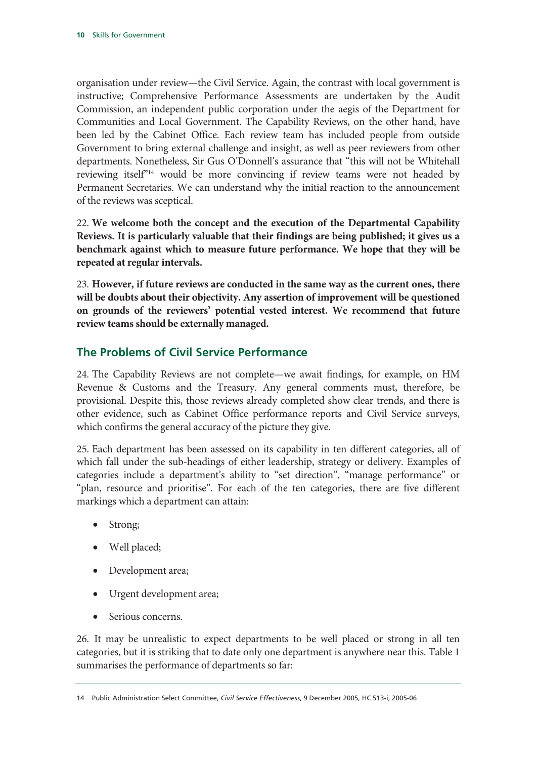organisation under review—the Civil Service. Again, the contrast with local government is instructive; Comprehensive Performance Assessments are undertaken by the Audit Commission, an independent public corporation under the aegis of the Department for Communities and Local Government. The Capability Reviews, on the other hand, have been led by the Cabinet Office. Each review team has included people from outside Government to bring external challenge and insight, as well as peer reviewers from other departments. Nonetheless, Sir Gus O'Donnell's assurance that "this will not be Whitehall reviewing itself"[14] would be more convincing if review teams were not headed by Permanent Secretaries. We can understand why the initial reaction to the announcement of the reviews was sceptical.

22. **We welcome both the concept and the execution of the Departmental Capability Reviews. It is particularly valuable that their findings are being published; it gives us a benchmark against which to measure future performance. We hope that they will be repeated at regular intervals.**

23. **However, if future reviews are conducted in the same way as the current ones, there will be doubts about their objectivity. Any assertion of improvement will be questioned on grounds of the reviewers' potential vested interest. We recommend that future review teams should be externally managed.**

## The Problems of Civil Service Performance

24. The Capability Reviews are not complete—we await findings, for example, on HM Revenue & Customs and the Treasury. Any general comments must, therefore, be provisional. Despite this, those reviews already completed show clear trends, and there is other evidence, such as Cabinet Office performance reports and Civil Service surveys, which confirms the general accuracy of the picture they give.

25. Each department has been assessed on its capability in ten different categories, all of which fall under the sub-headings of either leadership, strategy or delivery. Examples of categories include a department's ability to "set direction", "manage performance" or "plan, resource and prioritise". For each of the ten categories, there are five different markings which a department can attain:

- Strong;
- Well placed;
- Development area;
- Urgent development area;
- Serious concerns.

26. It may be unrealistic to expect departments to be well placed or strong in all ten categories, but it is striking that to date only one department is anywhere near this. Table 1 summarises the performance of departments so far:

14 Public Administration Select Committee, *Civil Service Effectiveness*, 9 December 2005, HC 513-i, 2005-06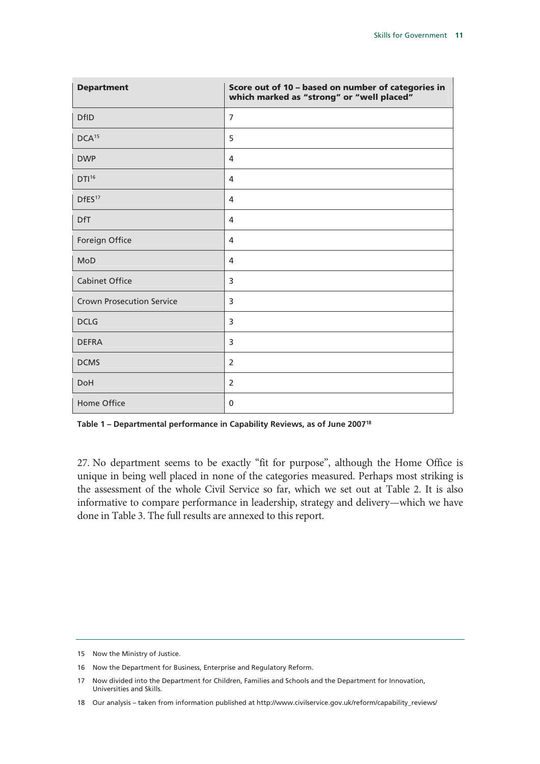| Department | Score out of 10 – based on number of categories in which marked as "strong" or "well placed" |
|---|---|
| DfID | 7 |
| DCA[15] | 5 |
| DWP | 4 |
| DTI[16] | 4 |
| DfES[17] | 4 |
| DfT | 4 |
| Foreign Office | 4 |
| MoD | 4 |
| Cabinet Office | 3 |
| Crown Prosecution Service | 3 |
| DCLG | 3 |
| DEFRA | 3 |
| DCMS | 2 |
| DoH | 2 |
| Home Office | 0 |

**Table 1 – Departmental performance in Capability Reviews, as of June 2007[18]**

27. No department seems to be exactly "fit for purpose", although the Home Office is unique in being well placed in none of the categories measured. Perhaps most striking is the assessment of the whole Civil Service so far, which we set out at Table 2. It is also informative to compare performance in leadership, strategy and delivery—which we have done in Table 3. The full results are annexed to this report.

---

15 Now the Ministry of Justice.

16 Now the Department for Business, Enterprise and Regulatory Reform.

17 Now divided into the Department for Children, Families and Schools and the Department for Innovation, Universities and Skills.

18 Our analysis – taken from information published at http://www.civilservice.gov.uk/reform/capability_reviews/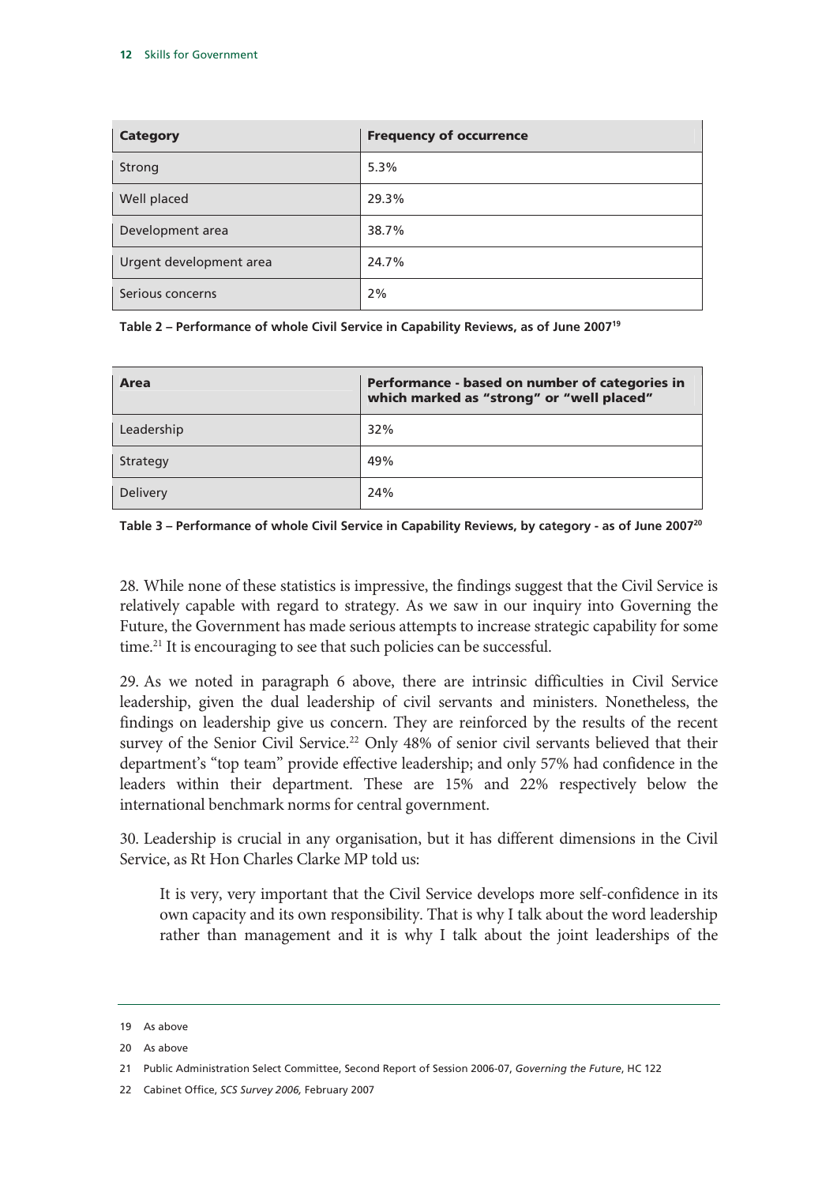| Category | Frequency of occurrence |
| --- | --- |
| Strong | 5.3% |
| Well placed | 29.3% |
| Development area | 38.7% |
| Urgent development area | 24.7% |
| Serious concerns | 2% |

**Table 2 – Performance of whole Civil Service in Capability Reviews, as of June 2007[19]**

| Area | Performance - based on number of categories in which marked as "strong" or "well placed" |
| --- | --- |
| Leadership | 32% |
| Strategy | 49% |
| Delivery | 24% |

**Table 3 – Performance of whole Civil Service in Capability Reviews, by category - as of June 2007[20]**

28. While none of these statistics is impressive, the findings suggest that the Civil Service is relatively capable with regard to strategy. As we saw in our inquiry into Governing the Future, the Government has made serious attempts to increase strategic capability for some time.[21] It is encouraging to see that such policies can be successful.

29. As we noted in paragraph 6 above, there are intrinsic difficulties in Civil Service leadership, given the dual leadership of civil servants and ministers. Nonetheless, the findings on leadership give us concern. They are reinforced by the results of the recent survey of the Senior Civil Service.[22] Only 48% of senior civil servants believed that their department's "top team" provide effective leadership; and only 57% had confidence in the leaders within their department. These are 15% and 22% respectively below the international benchmark norms for central government.

30. Leadership is crucial in any organisation, but it has different dimensions in the Civil Service, as Rt Hon Charles Clarke MP told us:

> It is very, very important that the Civil Service develops more self-confidence in its own capacity and its own responsibility. That is why I talk about the word leadership rather than management and it is why I talk about the joint leaderships of the

---

19 As above

20 As above

21 Public Administration Select Committee, Second Report of Session 2006-07, *Governing the Future*, HC 122

22 Cabinet Office, *SCS Survey 2006,* February 2007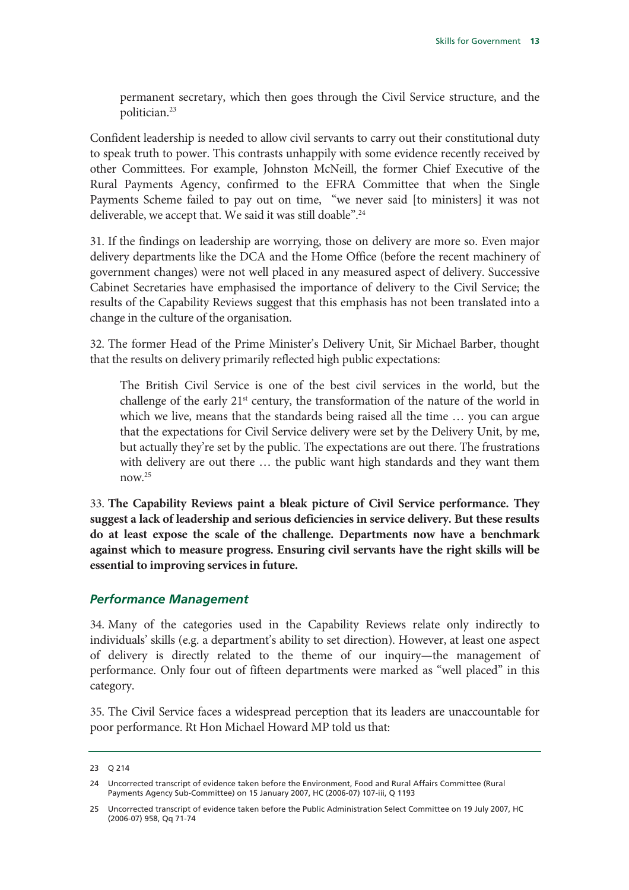> permanent secretary, which then goes through the Civil Service structure, and the politician.[23]

Confident leadership is needed to allow civil servants to carry out their constitutional duty to speak truth to power. This contrasts unhappily with some evidence recently received by other Committees. For example, Johnston McNeill, the former Chief Executive of the Rural Payments Agency, confirmed to the EFRA Committee that when the Single Payments Scheme failed to pay out on time, "we never said [to ministers] it was not deliverable, we accept that. We said it was still doable".[24]

31. If the findings on leadership are worrying, those on delivery are more so. Even major delivery departments like the DCA and the Home Office (before the recent machinery of government changes) were not well placed in any measured aspect of delivery. Successive Cabinet Secretaries have emphasised the importance of delivery to the Civil Service; the results of the Capability Reviews suggest that this emphasis has not been translated into a change in the culture of the organisation.

32. The former Head of the Prime Minister's Delivery Unit, Sir Michael Barber, thought that the results on delivery primarily reflected high public expectations:

> The British Civil Service is one of the best civil services in the world, but the challenge of the early 21st century, the transformation of the nature of the world in which we live, means that the standards being raised all the time … you can argue that the expectations for Civil Service delivery were set by the Delivery Unit, by me, but actually they're set by the public. The expectations are out there. The frustrations with delivery are out there … the public want high standards and they want them now.[25]

33. **The Capability Reviews paint a bleak picture of Civil Service performance. They suggest a lack of leadership and serious deficiencies in service delivery. But these results do at least expose the scale of the challenge. Departments now have a benchmark against which to measure progress. Ensuring civil servants have the right skills will be essential to improving services in future.**

### *Performance Management*

34. Many of the categories used in the Capability Reviews relate only indirectly to individuals' skills (e.g. a department's ability to set direction). However, at least one aspect of delivery is directly related to the theme of our inquiry—the management of performance. Only four out of fifteen departments were marked as "well placed" in this category.

35. The Civil Service faces a widespread perception that its leaders are unaccountable for poor performance. Rt Hon Michael Howard MP told us that:

---

23 Q 214

24 Uncorrected transcript of evidence taken before the Environment, Food and Rural Affairs Committee (Rural Payments Agency Sub-Committee) on 15 January 2007, HC (2006-07) 107-iii, Q 1193

25 Uncorrected transcript of evidence taken before the Public Administration Select Committee on 19 July 2007, HC (2006-07) 958, Qq 71-74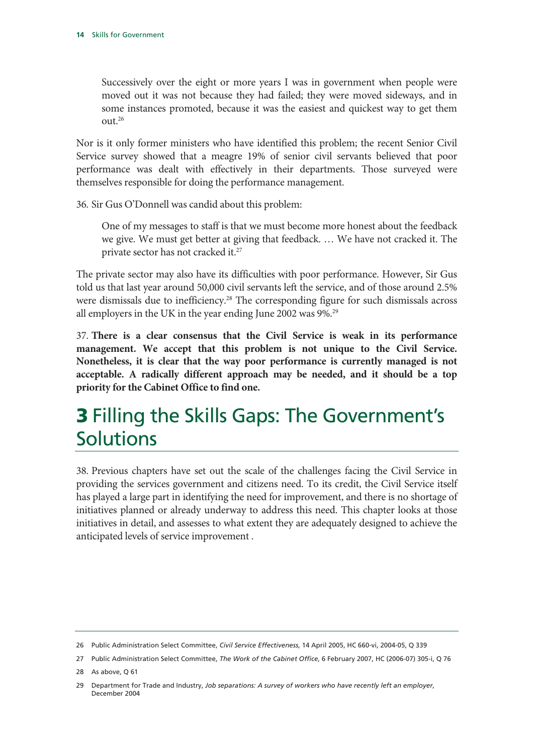> Successively over the eight or more years I was in government when people were moved out it was not because they had failed; they were moved sideways, and in some instances promoted, because it was the easiest and quickest way to get them out.[26]

Nor is it only former ministers who have identified this problem; the recent Senior Civil Service survey showed that a meagre 19% of senior civil servants believed that poor performance was dealt with effectively in their departments. Those surveyed were themselves responsible for doing the performance management.

36. Sir Gus O'Donnell was candid about this problem:

> One of my messages to staff is that we must become more honest about the feedback we give. We must get better at giving that feedback. … We have not cracked it. The private sector has not cracked it.[27]

The private sector may also have its difficulties with poor performance. However, Sir Gus told us that last year around 50,000 civil servants left the service, and of those around 2.5% were dismissals due to inefficiency.[28] The corresponding figure for such dismissals across all employers in the UK in the year ending June 2002 was 9%.[29]

37. **There is a clear consensus that the Civil Service is weak in its performance management. We accept that this problem is not unique to the Civil Service. Nonetheless, it is clear that the way poor performance is currently managed is not acceptable. A radically different approach may be needed, and it should be a top priority for the Cabinet Office to find one.**

# 3 Filling the Skills Gaps: The Government's Solutions

38. Previous chapters have set out the scale of the challenges facing the Civil Service in providing the services government and citizens need. To its credit, the Civil Service itself has played a large part in identifying the need for improvement, and there is no shortage of initiatives planned or already underway to address this need. This chapter looks at those initiatives in detail, and assesses to what extent they are adequately designed to achieve the anticipated levels of service improvement .

---

26 Public Administration Select Committee, *Civil Service Effectiveness*, 14 April 2005, HC 660-vi, 2004-05, Q 339

27 Public Administration Select Committee, *The Work of the Cabinet Office*, 6 February 2007, HC (2006-07) 305-i, Q 76

28 As above, Q 61

29 Department for Trade and Industry, *Job separations: A survey of workers who have recently left an employer*, December 2004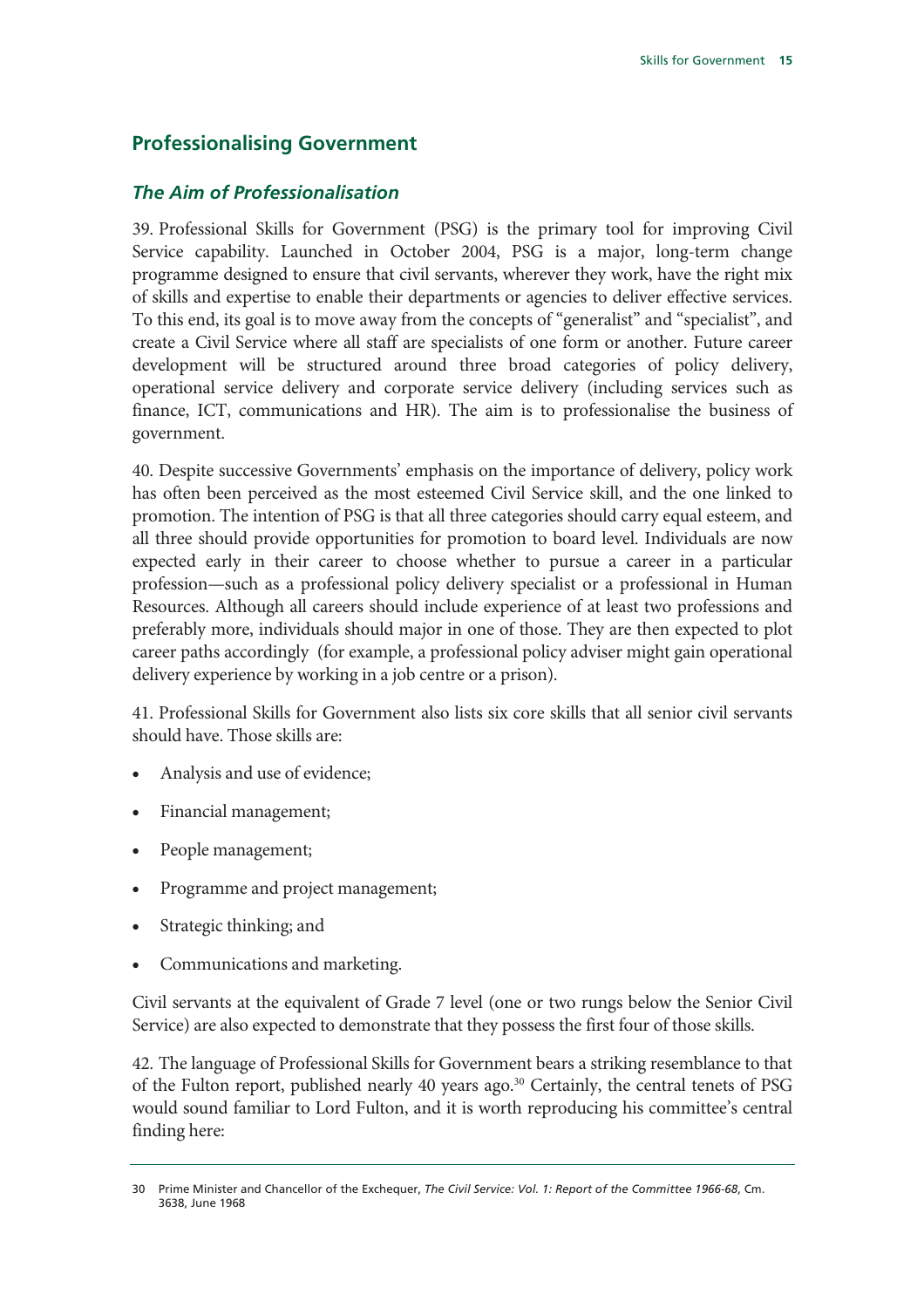## Professionalising Government

### *The Aim of Professionalisation*

39. Professional Skills for Government (PSG) is the primary tool for improving Civil Service capability. Launched in October 2004, PSG is a major, long-term change programme designed to ensure that civil servants, wherever they work, have the right mix of skills and expertise to enable their departments or agencies to deliver effective services. To this end, its goal is to move away from the concepts of "generalist" and "specialist", and create a Civil Service where all staff are specialists of one form or another. Future career development will be structured around three broad categories of policy delivery, operational service delivery and corporate service delivery (including services such as finance, ICT, communications and HR). The aim is to professionalise the business of government.

40. Despite successive Governments' emphasis on the importance of delivery, policy work has often been perceived as the most esteemed Civil Service skill, and the one linked to promotion. The intention of PSG is that all three categories should carry equal esteem, and all three should provide opportunities for promotion to board level. Individuals are now expected early in their career to choose whether to pursue a career in a particular profession—such as a professional policy delivery specialist or a professional in Human Resources. Although all careers should include experience of at least two professions and preferably more, individuals should major in one of those. They are then expected to plot career paths accordingly (for example, a professional policy adviser might gain operational delivery experience by working in a job centre or a prison).

41. Professional Skills for Government also lists six core skills that all senior civil servants should have. Those skills are:

- Analysis and use of evidence;
- Financial management;
- People management;
- Programme and project management;
- Strategic thinking; and
- Communications and marketing.

Civil servants at the equivalent of Grade 7 level (one or two rungs below the Senior Civil Service) are also expected to demonstrate that they possess the first four of those skills.

42. The language of Professional Skills for Government bears a striking resemblance to that of the Fulton report, published nearly 40 years ago.[30] Certainly, the central tenets of PSG would sound familiar to Lord Fulton, and it is worth reproducing his committee's central finding here:

---

30 Prime Minister and Chancellor of the Exchequer, *The Civil Service: Vol. 1: Report of the Committee 1966-68*, Cm. 3638, June 1968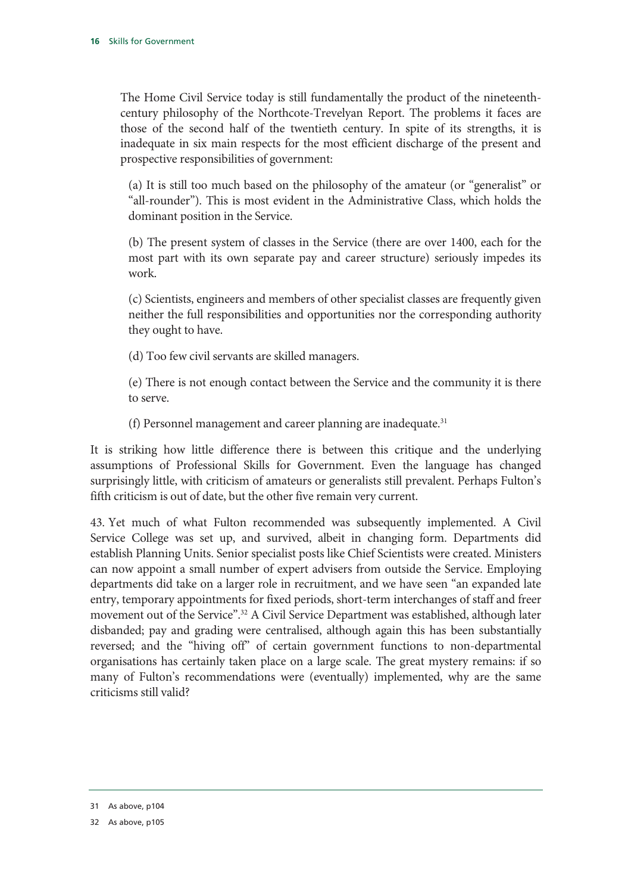> The Home Civil Service today is still fundamentally the product of the nineteenth-century philosophy of the Northcote-Trevelyan Report. The problems it faces are those of the second half of the twentieth century. In spite of its strengths, it is inadequate in six main respects for the most efficient discharge of the present and prospective responsibilities of government:
>
> (a) It is still too much based on the philosophy of the amateur (or "generalist" or "all-rounder"). This is most evident in the Administrative Class, which holds the dominant position in the Service.
>
> (b) The present system of classes in the Service (there are over 1400, each for the most part with its own separate pay and career structure) seriously impedes its work.
>
> (c) Scientists, engineers and members of other specialist classes are frequently given neither the full responsibilities and opportunities nor the corresponding authority they ought to have.
>
> (d) Too few civil servants are skilled managers.
>
> (e) There is not enough contact between the Service and the community it is there to serve.
>
> (f) Personnel management and career planning are inadequate.[31]

It is striking how little difference there is between this critique and the underlying assumptions of Professional Skills for Government. Even the language has changed surprisingly little, with criticism of amateurs or generalists still prevalent. Perhaps Fulton's fifth criticism is out of date, but the other five remain very current.

43. Yet much of what Fulton recommended was subsequently implemented. A Civil Service College was set up, and survived, albeit in changing form. Departments did establish Planning Units. Senior specialist posts like Chief Scientists were created. Ministers can now appoint a small number of expert advisers from outside the Service. Employing departments did take on a larger role in recruitment, and we have seen "an expanded late entry, temporary appointments for fixed periods, short-term interchanges of staff and freer movement out of the Service".[32] A Civil Service Department was established, although later disbanded; pay and grading were centralised, although again this has been substantially reversed; and the "hiving off" of certain government functions to non-departmental organisations has certainly taken place on a large scale. The great mystery remains: if so many of Fulton's recommendations were (eventually) implemented, why are the same criticisms still valid?

---

31 As above, p104

32 As above, p105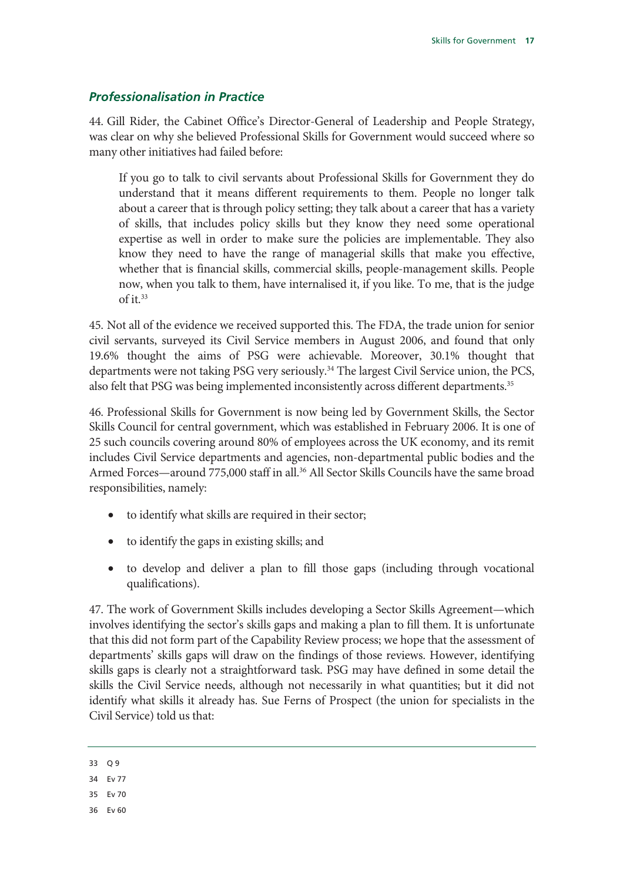### *Professionalisation in Practice*

44. Gill Rider, the Cabinet Office's Director-General of Leadership and People Strategy, was clear on why she believed Professional Skills for Government would succeed where so many other initiatives had failed before:

> If you go to talk to civil servants about Professional Skills for Government they do understand that it means different requirements to them. People no longer talk about a career that is through policy setting; they talk about a career that has a variety of skills, that includes policy skills but they know they need some operational expertise as well in order to make sure the policies are implementable. They also know they need to have the range of managerial skills that make you effective, whether that is financial skills, commercial skills, people-management skills. People now, when you talk to them, have internalised it, if you like. To me, that is the judge of it.[33]

45. Not all of the evidence we received supported this. The FDA, the trade union for senior civil servants, surveyed its Civil Service members in August 2006, and found that only 19.6% thought the aims of PSG were achievable. Moreover, 30.1% thought that departments were not taking PSG very seriously.[34] The largest Civil Service union, the PCS, also felt that PSG was being implemented inconsistently across different departments.[35]

46. Professional Skills for Government is now being led by Government Skills, the Sector Skills Council for central government, which was established in February 2006. It is one of 25 such councils covering around 80% of employees across the UK economy, and its remit includes Civil Service departments and agencies, non-departmental public bodies and the Armed Forces—around 775,000 staff in all.[36] All Sector Skills Councils have the same broad responsibilities, namely:

- to identify what skills are required in their sector;
- to identify the gaps in existing skills; and
- to develop and deliver a plan to fill those gaps (including through vocational qualifications).

47. The work of Government Skills includes developing a Sector Skills Agreement—which involves identifying the sector's skills gaps and making a plan to fill them. It is unfortunate that this did not form part of the Capability Review process; we hope that the assessment of departments' skills gaps will draw on the findings of those reviews. However, identifying skills gaps is clearly not a straightforward task. PSG may have defined in some detail the skills the Civil Service needs, although not necessarily in what quantities; but it did not identify what skills it already has. Sue Ferns of Prospect (the union for specialists in the Civil Service) told us that:

---

33 Q 9

34 Ev 77

35 Ev 70

36 Ev 60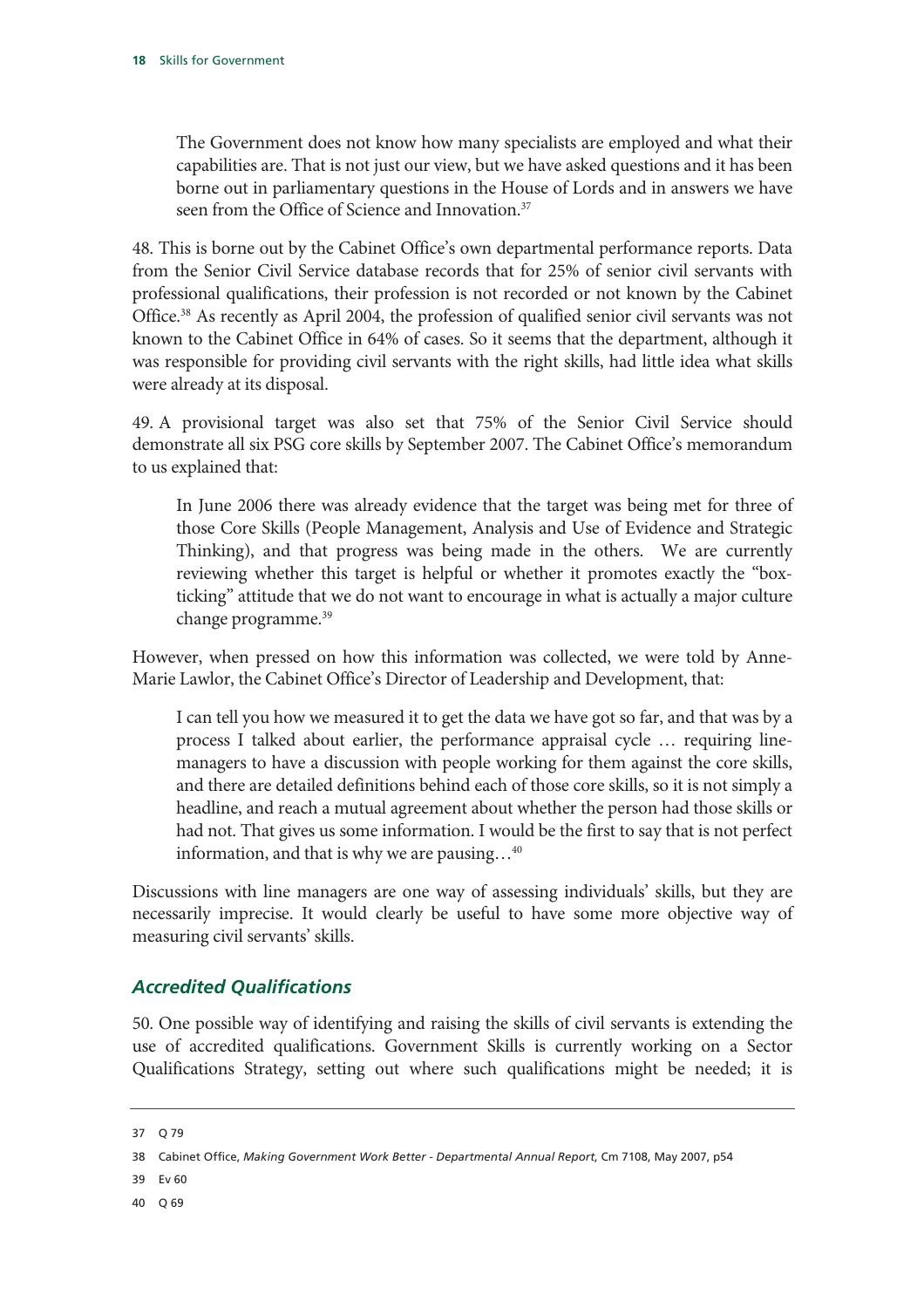> The Government does not know how many specialists are employed and what their capabilities are. That is not just our view, but we have asked questions and it has been borne out in parliamentary questions in the House of Lords and in answers we have seen from the Office of Science and Innovation.[37]

48. This is borne out by the Cabinet Office's own departmental performance reports. Data from the Senior Civil Service database records that for 25% of senior civil servants with professional qualifications, their profession is not recorded or not known by the Cabinet Office.[38] As recently as April 2004, the profession of qualified senior civil servants was not known to the Cabinet Office in 64% of cases. So it seems that the department, although it was responsible for providing civil servants with the right skills, had little idea what skills were already at its disposal.

49. A provisional target was also set that 75% of the Senior Civil Service should demonstrate all six PSG core skills by September 2007. The Cabinet Office's memorandum to us explained that:

> In June 2006 there was already evidence that the target was being met for three of those Core Skills (People Management, Analysis and Use of Evidence and Strategic Thinking), and that progress was being made in the others. We are currently reviewing whether this target is helpful or whether it promotes exactly the "box-ticking" attitude that we do not want to encourage in what is actually a major culture change programme.[39]

However, when pressed on how this information was collected, we were told by Anne-Marie Lawlor, the Cabinet Office's Director of Leadership and Development, that:

> I can tell you how we measured it to get the data we have got so far, and that was by a process I talked about earlier, the performance appraisal cycle … requiring line-managers to have a discussion with people working for them against the core skills, and there are detailed definitions behind each of those core skills, so it is not simply a headline, and reach a mutual agreement about whether the person had those skills or had not. That gives us some information. I would be the first to say that is not perfect information, and that is why we are pausing…[40]

Discussions with line managers are one way of assessing individuals' skills, but they are necessarily imprecise. It would clearly be useful to have some more objective way of measuring civil servants' skills.

### *Accredited Qualifications*

50. One possible way of identifying and raising the skills of civil servants is extending the use of accredited qualifications. Government Skills is currently working on a Sector Qualifications Strategy, setting out where such qualifications might be needed; it is

---

37 Q 79

38 Cabinet Office, *Making Government Work Better - Departmental Annual Report*, Cm 7108, May 2007, p54

39 Ev 60

40 Q 69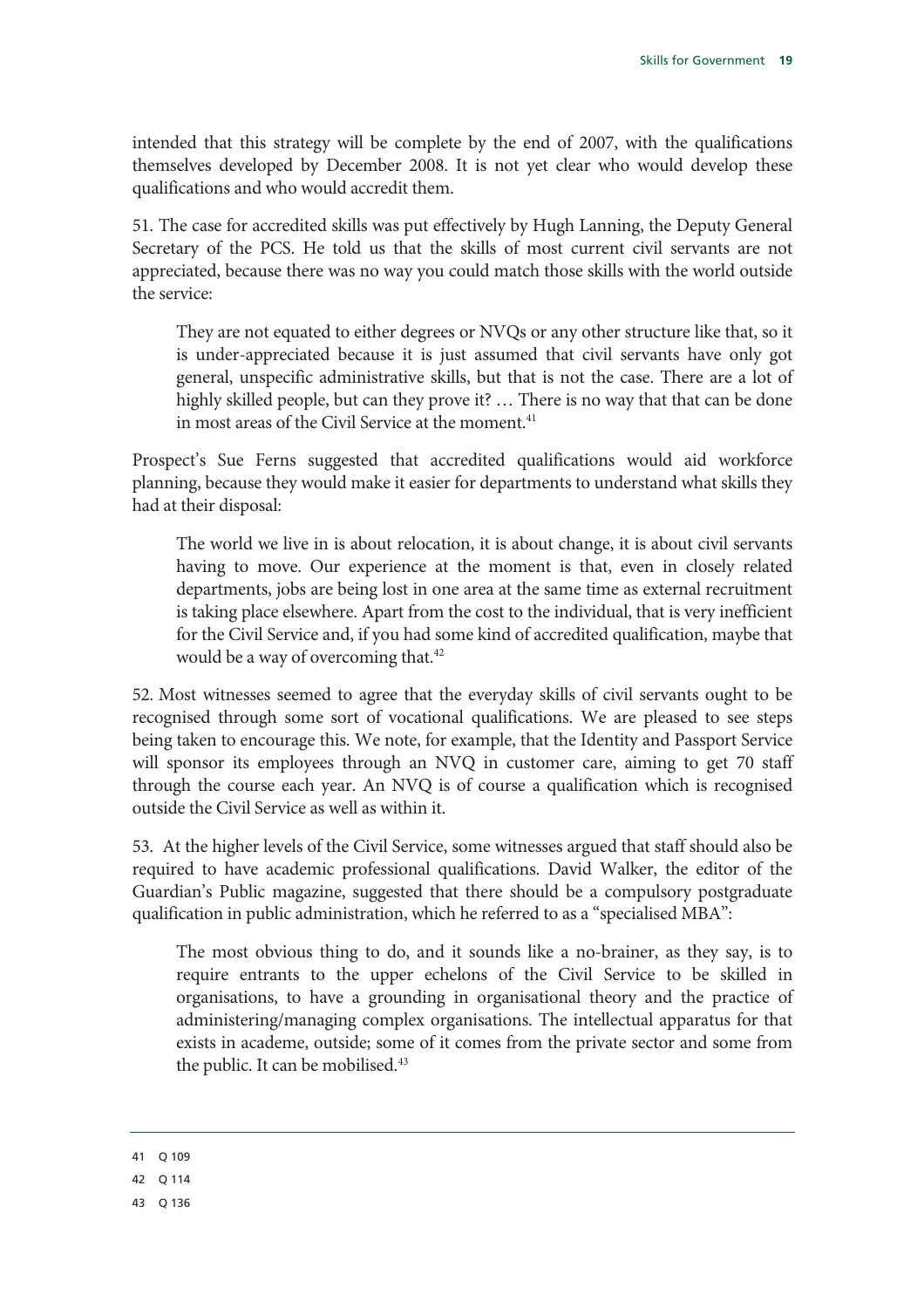intended that this strategy will be complete by the end of 2007, with the qualifications themselves developed by December 2008. It is not yet clear who would develop these qualifications and who would accredit them.

51. The case for accredited skills was put effectively by Hugh Lanning, the Deputy General Secretary of the PCS. He told us that the skills of most current civil servants are not appreciated, because there was no way you could match those skills with the world outside the service:

> They are not equated to either degrees or NVQs or any other structure like that, so it is under-appreciated because it is just assumed that civil servants have only got general, unspecific administrative skills, but that is not the case. There are a lot of highly skilled people, but can they prove it? … There is no way that that can be done in most areas of the Civil Service at the moment.[41]

Prospect's Sue Ferns suggested that accredited qualifications would aid workforce planning, because they would make it easier for departments to understand what skills they had at their disposal:

> The world we live in is about relocation, it is about change, it is about civil servants having to move. Our experience at the moment is that, even in closely related departments, jobs are being lost in one area at the same time as external recruitment is taking place elsewhere. Apart from the cost to the individual, that is very inefficient for the Civil Service and, if you had some kind of accredited qualification, maybe that would be a way of overcoming that.[42]

52. Most witnesses seemed to agree that the everyday skills of civil servants ought to be recognised through some sort of vocational qualifications. We are pleased to see steps being taken to encourage this. We note, for example, that the Identity and Passport Service will sponsor its employees through an NVQ in customer care, aiming to get 70 staff through the course each year. An NVQ is of course a qualification which is recognised outside the Civil Service as well as within it.

53. At the higher levels of the Civil Service, some witnesses argued that staff should also be required to have academic professional qualifications. David Walker, the editor of the Guardian's Public magazine, suggested that there should be a compulsory postgraduate qualification in public administration, which he referred to as a "specialised MBA":

> The most obvious thing to do, and it sounds like a no-brainer, as they say, is to require entrants to the upper echelons of the Civil Service to be skilled in organisations, to have a grounding in organisational theory and the practice of administering/managing complex organisations. The intellectual apparatus for that exists in academe, outside; some of it comes from the private sector and some from the public. It can be mobilised.[43]

---

41 Q 109

42 Q 114

43 Q 136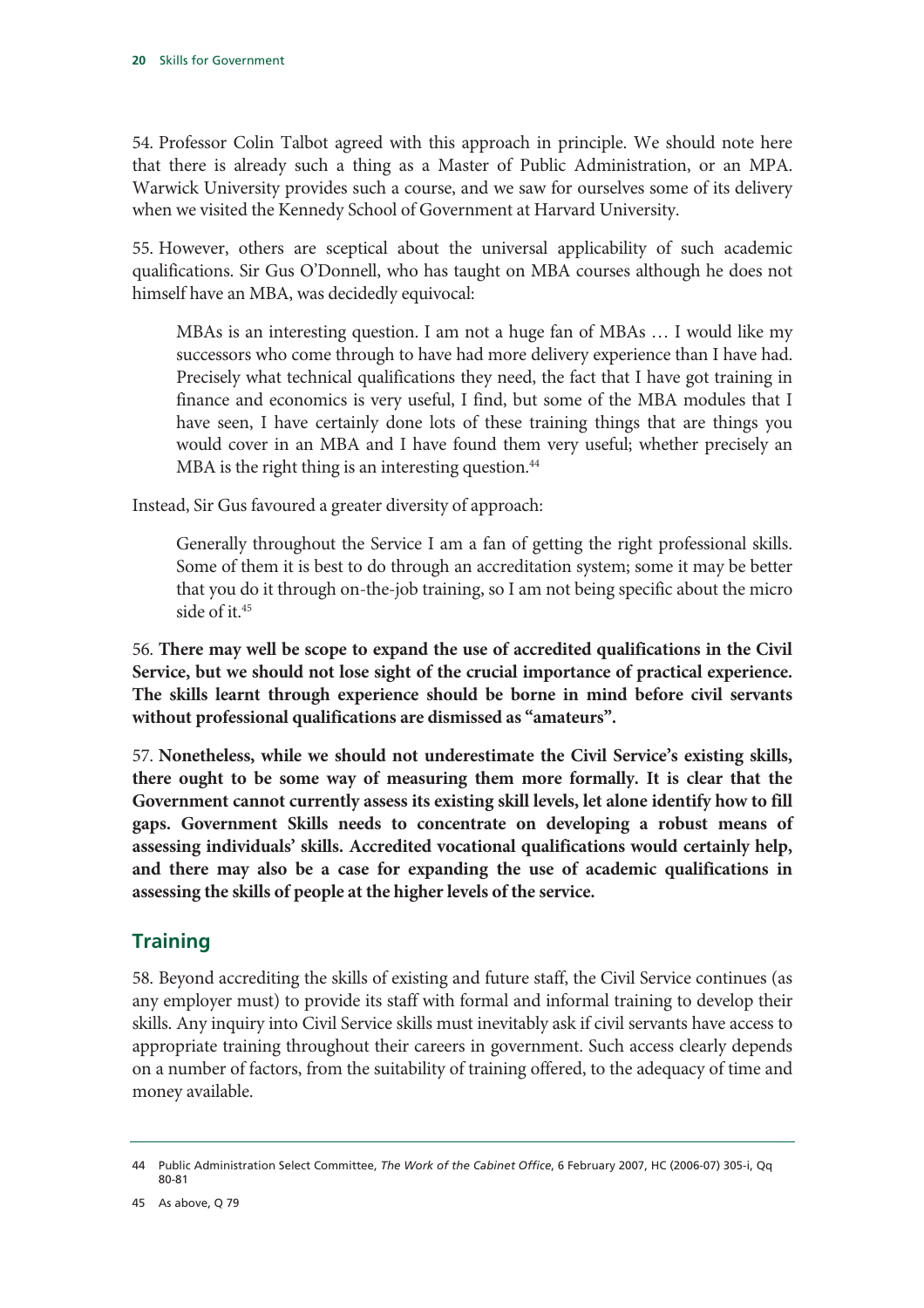54. Professor Colin Talbot agreed with this approach in principle. We should note here that there is already such a thing as a Master of Public Administration, or an MPA. Warwick University provides such a course, and we saw for ourselves some of its delivery when we visited the Kennedy School of Government at Harvard University.

55. However, others are sceptical about the universal applicability of such academic qualifications. Sir Gus O'Donnell, who has taught on MBA courses although he does not himself have an MBA, was decidedly equivocal:

> MBAs is an interesting question. I am not a huge fan of MBAs … I would like my successors who come through to have had more delivery experience than I have had. Precisely what technical qualifications they need, the fact that I have got training in finance and economics is very useful, I find, but some of the MBA modules that I have seen, I have certainly done lots of these training things that are things you would cover in an MBA and I have found them very useful; whether precisely an MBA is the right thing is an interesting question.[44]

Instead, Sir Gus favoured a greater diversity of approach:

> Generally throughout the Service I am a fan of getting the right professional skills. Some of them it is best to do through an accreditation system; some it may be better that you do it through on-the-job training, so I am not being specific about the micro side of it.[45]

56. **There may well be scope to expand the use of accredited qualifications in the Civil Service, but we should not lose sight of the crucial importance of practical experience. The skills learnt through experience should be borne in mind before civil servants without professional qualifications are dismissed as "amateurs".**

57. **Nonetheless, while we should not underestimate the Civil Service's existing skills, there ought to be some way of measuring them more formally. It is clear that the Government cannot currently assess its existing skill levels, let alone identify how to fill gaps. Government Skills needs to concentrate on developing a robust means of assessing individuals' skills. Accredited vocational qualifications would certainly help, and there may also be a case for expanding the use of academic qualifications in assessing the skills of people at the higher levels of the service.**

## Training

58. Beyond accrediting the skills of existing and future staff, the Civil Service continues (as any employer must) to provide its staff with formal and informal training to develop their skills. Any inquiry into Civil Service skills must inevitably ask if civil servants have access to appropriate training throughout their careers in government. Such access clearly depends on a number of factors, from the suitability of training offered, to the adequacy of time and money available.

---

44 Public Administration Select Committee, *The Work of the Cabinet Office*, 6 February 2007, HC (2006-07) 305-i, Qq 80-81

45 As above, Q 79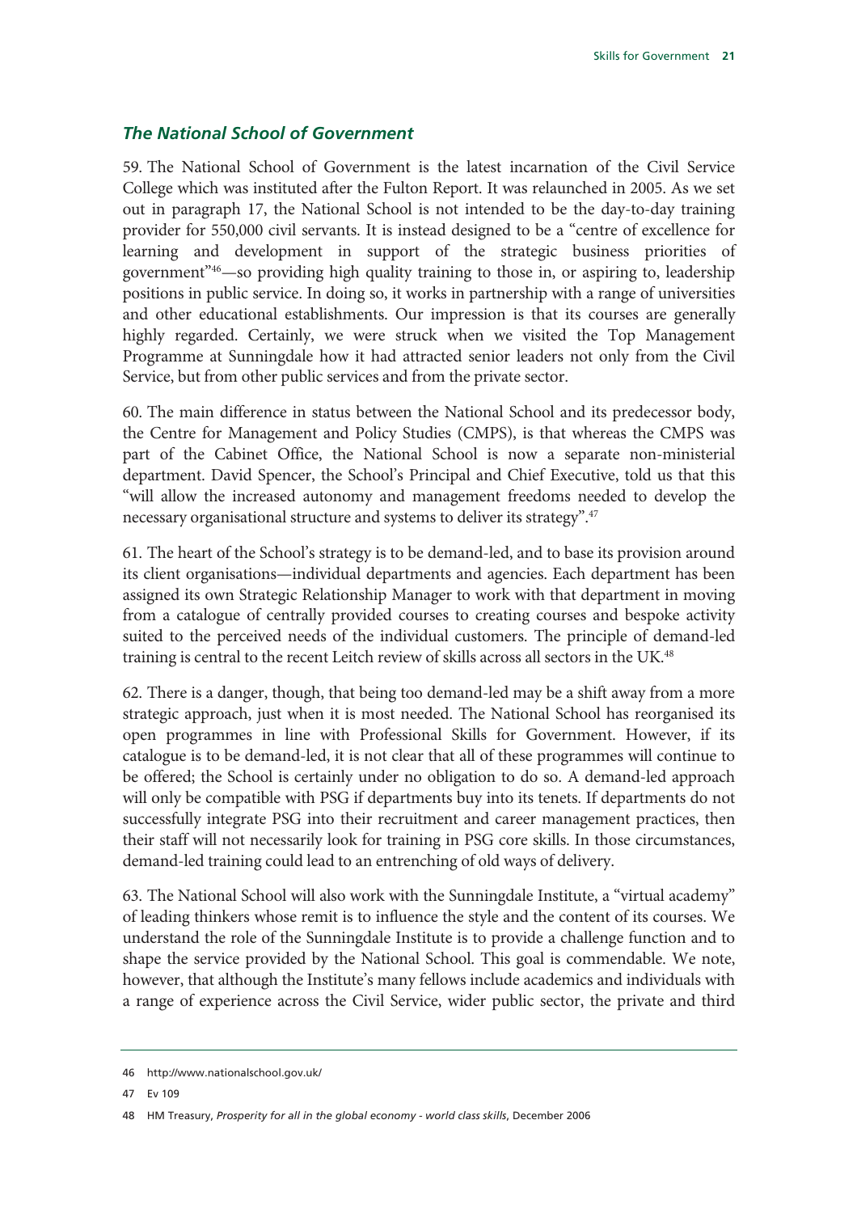### *The National School of Government*

59. The National School of Government is the latest incarnation of the Civil Service College which was instituted after the Fulton Report. It was relaunched in 2005. As we set out in paragraph 17, the National School is not intended to be the day-to-day training provider for 550,000 civil servants. It is instead designed to be a "centre of excellence for learning and development in support of the strategic business priorities of government"[46]—so providing high quality training to those in, or aspiring to, leadership positions in public service. In doing so, it works in partnership with a range of universities and other educational establishments. Our impression is that its courses are generally highly regarded. Certainly, we were struck when we visited the Top Management Programme at Sunningdale how it had attracted senior leaders not only from the Civil Service, but from other public services and from the private sector.

60. The main difference in status between the National School and its predecessor body, the Centre for Management and Policy Studies (CMPS), is that whereas the CMPS was part of the Cabinet Office, the National School is now a separate non-ministerial department. David Spencer, the School's Principal and Chief Executive, told us that this "will allow the increased autonomy and management freedoms needed to develop the necessary organisational structure and systems to deliver its strategy".[47]

61. The heart of the School's strategy is to be demand-led, and to base its provision around its client organisations—individual departments and agencies. Each department has been assigned its own Strategic Relationship Manager to work with that department in moving from a catalogue of centrally provided courses to creating courses and bespoke activity suited to the perceived needs of the individual customers. The principle of demand-led training is central to the recent Leitch review of skills across all sectors in the UK.[48]

62. There is a danger, though, that being too demand-led may be a shift away from a more strategic approach, just when it is most needed. The National School has reorganised its open programmes in line with Professional Skills for Government. However, if its catalogue is to be demand-led, it is not clear that all of these programmes will continue to be offered; the School is certainly under no obligation to do so. A demand-led approach will only be compatible with PSG if departments buy into its tenets. If departments do not successfully integrate PSG into their recruitment and career management practices, then their staff will not necessarily look for training in PSG core skills. In those circumstances, demand-led training could lead to an entrenching of old ways of delivery.

63. The National School will also work with the Sunningdale Institute, a "virtual academy" of leading thinkers whose remit is to influence the style and the content of its courses. We understand the role of the Sunningdale Institute is to provide a challenge function and to shape the service provided by the National School. This goal is commendable. We note, however, that although the Institute's many fellows include academics and individuals with a range of experience across the Civil Service, wider public sector, the private and third

---

46 http://www.nationalschool.gov.uk/

47 Ev 109

48 HM Treasury, *Prosperity for all in the global economy - world class skills*, December 2006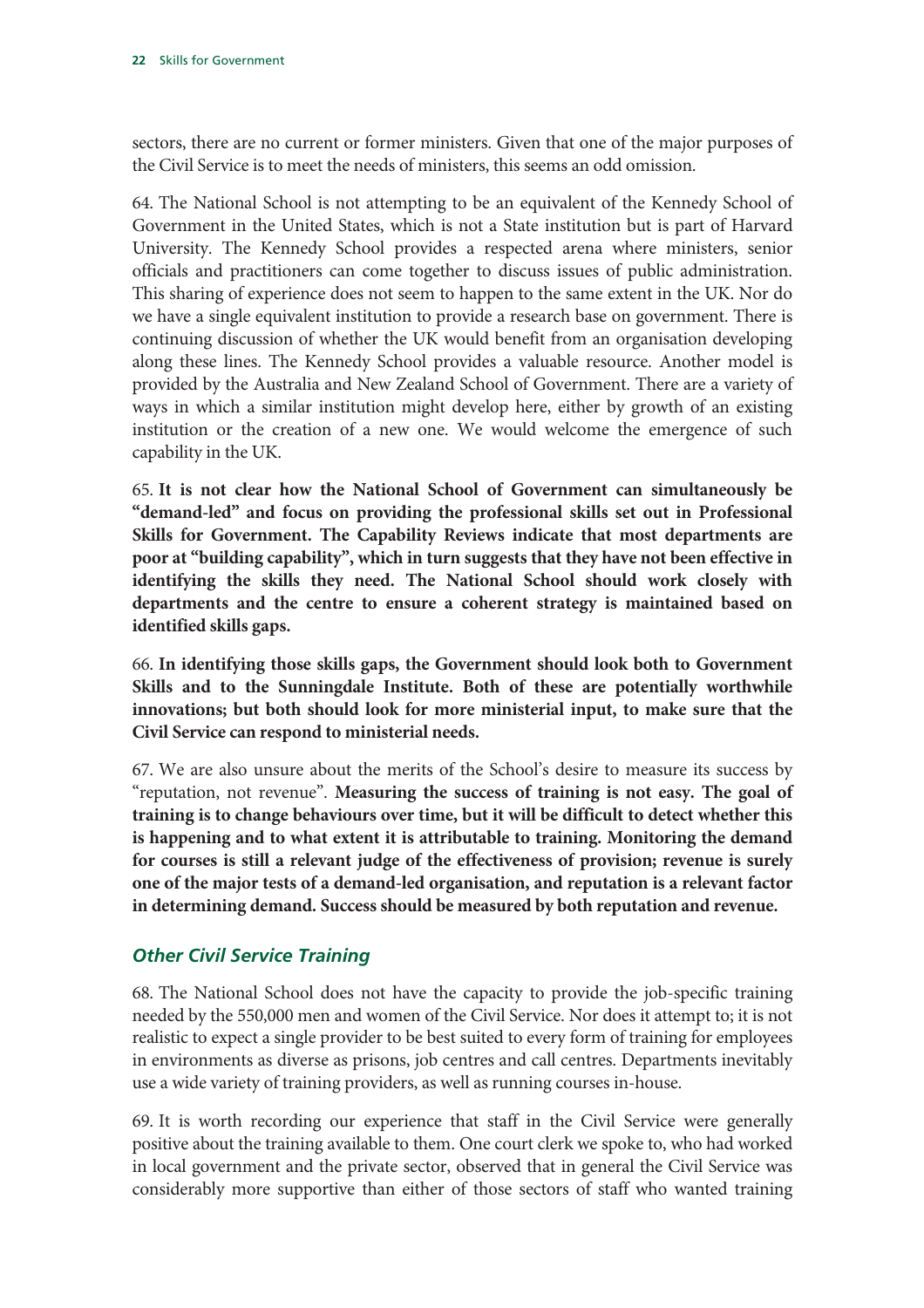sectors, there are no current or former ministers. Given that one of the major purposes of the Civil Service is to meet the needs of ministers, this seems an odd omission.

64. The National School is not attempting to be an equivalent of the Kennedy School of Government in the United States, which is not a State institution but is part of Harvard University. The Kennedy School provides a respected arena where ministers, senior officials and practitioners can come together to discuss issues of public administration. This sharing of experience does not seem to happen to the same extent in the UK. Nor do we have a single equivalent institution to provide a research base on government. There is continuing discussion of whether the UK would benefit from an organisation developing along these lines. The Kennedy School provides a valuable resource. Another model is provided by the Australia and New Zealand School of Government. There are a variety of ways in which a similar institution might develop here, either by growth of an existing institution or the creation of a new one. We would welcome the emergence of such capability in the UK.

65. **It is not clear how the National School of Government can simultaneously be "demand-led" and focus on providing the professional skills set out in Professional Skills for Government. The Capability Reviews indicate that most departments are poor at "building capability", which in turn suggests that they have not been effective in identifying the skills they need. The National School should work closely with departments and the centre to ensure a coherent strategy is maintained based on identified skills gaps.**

66. **In identifying those skills gaps, the Government should look both to Government Skills and to the Sunningdale Institute. Both of these are potentially worthwhile innovations; but both should look for more ministerial input, to make sure that the Civil Service can respond to ministerial needs.**

67. We are also unsure about the merits of the School's desire to measure its success by "reputation, not revenue". **Measuring the success of training is not easy. The goal of training is to change behaviours over time, but it will be difficult to detect whether this is happening and to what extent it is attributable to training. Monitoring the demand for courses is still a relevant judge of the effectiveness of provision; revenue is surely one of the major tests of a demand-led organisation, and reputation is a relevant factor in determining demand. Success should be measured by both reputation and revenue.**

### *Other Civil Service Training*

68. The National School does not have the capacity to provide the job-specific training needed by the 550,000 men and women of the Civil Service. Nor does it attempt to; it is not realistic to expect a single provider to be best suited to every form of training for employees in environments as diverse as prisons, job centres and call centres. Departments inevitably use a wide variety of training providers, as well as running courses in-house.

69. It is worth recording our experience that staff in the Civil Service were generally positive about the training available to them. One court clerk we spoke to, who had worked in local government and the private sector, observed that in general the Civil Service was considerably more supportive than either of those sectors of staff who wanted training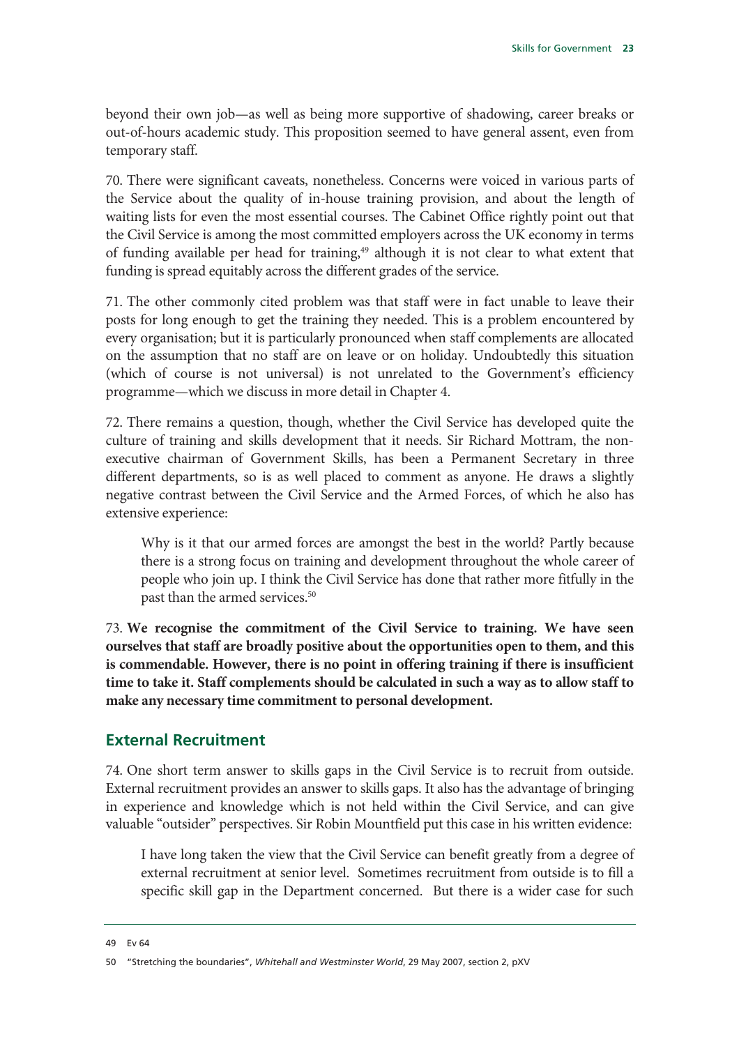beyond their own job—as well as being more supportive of shadowing, career breaks or out-of-hours academic study. This proposition seemed to have general assent, even from temporary staff.

70. There were significant caveats, nonetheless. Concerns were voiced in various parts of the Service about the quality of in-house training provision, and about the length of waiting lists for even the most essential courses. The Cabinet Office rightly point out that the Civil Service is among the most committed employers across the UK economy in terms of funding available per head for training,[49] although it is not clear to what extent that funding is spread equitably across the different grades of the service.

71. The other commonly cited problem was that staff were in fact unable to leave their posts for long enough to get the training they needed. This is a problem encountered by every organisation; but it is particularly pronounced when staff complements are allocated on the assumption that no staff are on leave or on holiday. Undoubtedly this situation (which of course is not universal) is not unrelated to the Government's efficiency programme—which we discuss in more detail in Chapter 4.

72. There remains a question, though, whether the Civil Service has developed quite the culture of training and skills development that it needs. Sir Richard Mottram, the non-executive chairman of Government Skills, has been a Permanent Secretary in three different departments, so is as well placed to comment as anyone. He draws a slightly negative contrast between the Civil Service and the Armed Forces, of which he also has extensive experience:

> Why is it that our armed forces are amongst the best in the world? Partly because there is a strong focus on training and development throughout the whole career of people who join up. I think the Civil Service has done that rather more fitfully in the past than the armed services.[50]

73. **We recognise the commitment of the Civil Service to training. We have seen ourselves that staff are broadly positive about the opportunities open to them, and this is commendable. However, there is no point in offering training if there is insufficient time to take it. Staff complements should be calculated in such a way as to allow staff to make any necessary time commitment to personal development.**

## External Recruitment

74. One short term answer to skills gaps in the Civil Service is to recruit from outside. External recruitment provides an answer to skills gaps. It also has the advantage of bringing in experience and knowledge which is not held within the Civil Service, and can give valuable "outsider" perspectives. Sir Robin Mountfield put this case in his written evidence:

> I have long taken the view that the Civil Service can benefit greatly from a degree of external recruitment at senior level. Sometimes recruitment from outside is to fill a specific skill gap in the Department concerned. But there is a wider case for such

---

49 Ev 64

50 "Stretching the boundaries", *Whitehall and Westminster World*, 29 May 2007, section 2, pXV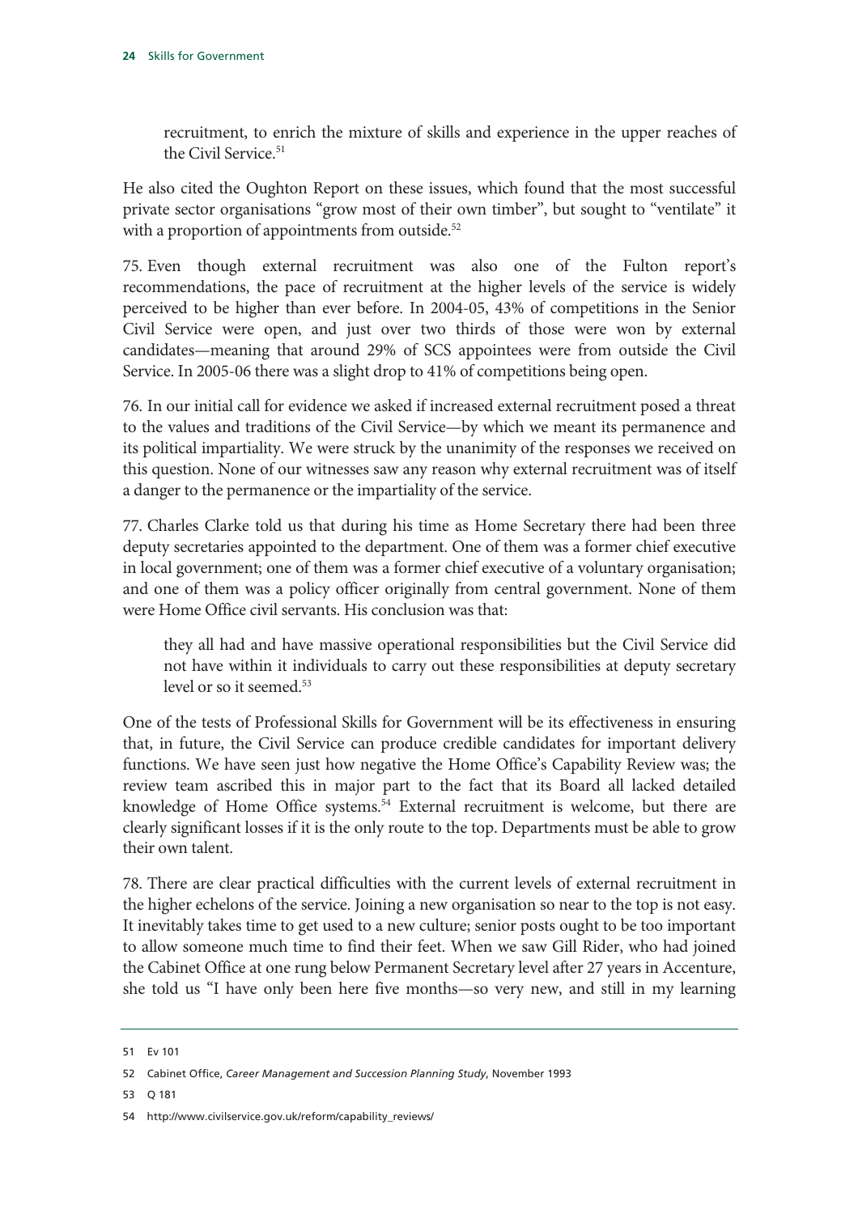> recruitment, to enrich the mixture of skills and experience in the upper reaches of the Civil Service.[51]

He also cited the Oughton Report on these issues, which found that the most successful private sector organisations "grow most of their own timber", but sought to "ventilate" it with a proportion of appointments from outside.[52]

75. Even though external recruitment was also one of the Fulton report's recommendations, the pace of recruitment at the higher levels of the service is widely perceived to be higher than ever before. In 2004-05, 43% of competitions in the Senior Civil Service were open, and just over two thirds of those were won by external candidates—meaning that around 29% of SCS appointees were from outside the Civil Service. In 2005-06 there was a slight drop to 41% of competitions being open.

76. In our initial call for evidence we asked if increased external recruitment posed a threat to the values and traditions of the Civil Service—by which we meant its permanence and its political impartiality. We were struck by the unanimity of the responses we received on this question. None of our witnesses saw any reason why external recruitment was of itself a danger to the permanence or the impartiality of the service.

77. Charles Clarke told us that during his time as Home Secretary there had been three deputy secretaries appointed to the department. One of them was a former chief executive in local government; one of them was a former chief executive of a voluntary organisation; and one of them was a policy officer originally from central government. None of them were Home Office civil servants. His conclusion was that:

> they all had and have massive operational responsibilities but the Civil Service did not have within it individuals to carry out these responsibilities at deputy secretary level or so it seemed.[53]

One of the tests of Professional Skills for Government will be its effectiveness in ensuring that, in future, the Civil Service can produce credible candidates for important delivery functions. We have seen just how negative the Home Office's Capability Review was; the review team ascribed this in major part to the fact that its Board all lacked detailed knowledge of Home Office systems.[54] External recruitment is welcome, but there are clearly significant losses if it is the only route to the top. Departments must be able to grow their own talent.

78. There are clear practical difficulties with the current levels of external recruitment in the higher echelons of the service. Joining a new organisation so near to the top is not easy. It inevitably takes time to get used to a new culture; senior posts ought to be too important to allow someone much time to find their feet. When we saw Gill Rider, who had joined the Cabinet Office at one rung below Permanent Secretary level after 27 years in Accenture, she told us "I have only been here five months—so very new, and still in my learning

---

51 Ev 101

52 Cabinet Office, *Career Management and Succession Planning Study*, November 1993

53 Q 181

54 http://www.civilservice.gov.uk/reform/capability_reviews/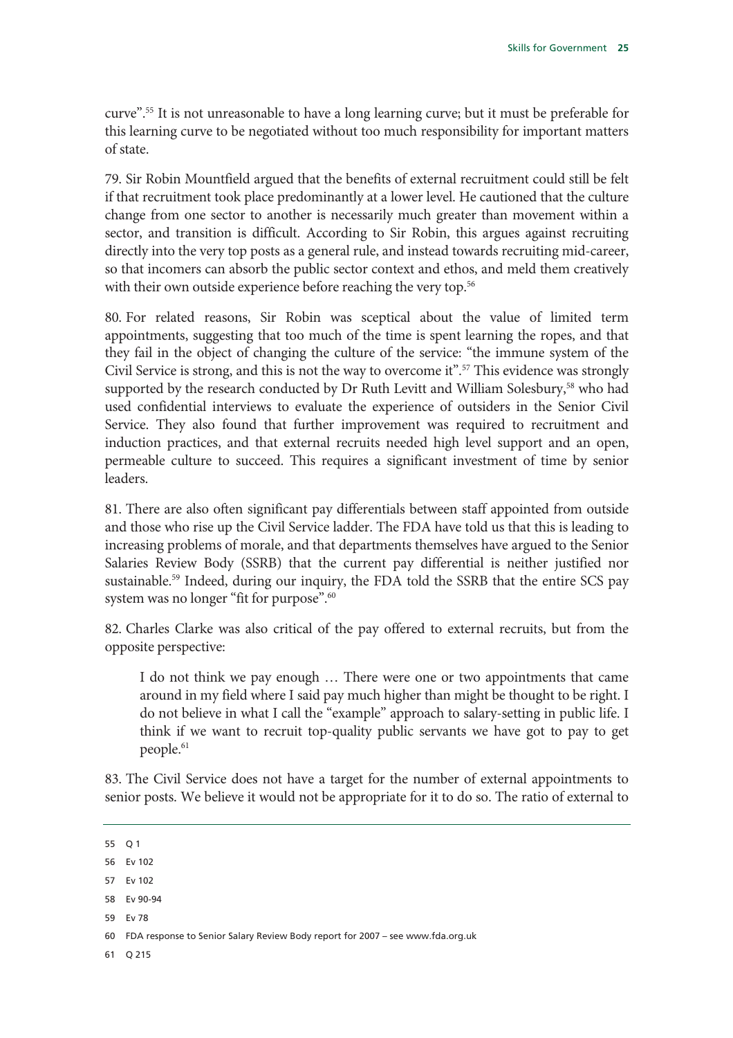curve".[55] It is not unreasonable to have a long learning curve; but it must be preferable for this learning curve to be negotiated without too much responsibility for important matters of state.

79. Sir Robin Mountfield argued that the benefits of external recruitment could still be felt if that recruitment took place predominantly at a lower level. He cautioned that the culture change from one sector to another is necessarily much greater than movement within a sector, and transition is difficult. According to Sir Robin, this argues against recruiting directly into the very top posts as a general rule, and instead towards recruiting mid-career, so that incomers can absorb the public sector context and ethos, and meld them creatively with their own outside experience before reaching the very top.[56]

80. For related reasons, Sir Robin was sceptical about the value of limited term appointments, suggesting that too much of the time is spent learning the ropes, and that they fail in the object of changing the culture of the service: "the immune system of the Civil Service is strong, and this is not the way to overcome it".[57] This evidence was strongly supported by the research conducted by Dr Ruth Levitt and William Solesbury,[58] who had used confidential interviews to evaluate the experience of outsiders in the Senior Civil Service. They also found that further improvement was required to recruitment and induction practices, and that external recruits needed high level support and an open, permeable culture to succeed. This requires a significant investment of time by senior leaders.

81. There are also often significant pay differentials between staff appointed from outside and those who rise up the Civil Service ladder. The FDA have told us that this is leading to increasing problems of morale, and that departments themselves have argued to the Senior Salaries Review Body (SSRB) that the current pay differential is neither justified nor sustainable.[59] Indeed, during our inquiry, the FDA told the SSRB that the entire SCS pay system was no longer "fit for purpose".[60]

82. Charles Clarke was also critical of the pay offered to external recruits, but from the opposite perspective:

> I do not think we pay enough … There were one or two appointments that came around in my field where I said pay much higher than might be thought to be right. I do not believe in what I call the "example" approach to salary-setting in public life. I think if we want to recruit top-quality public servants we have got to pay to get people.[61]

83. The Civil Service does not have a target for the number of external appointments to senior posts. We believe it would not be appropriate for it to do so. The ratio of external to

---

55 Q 1

56 Ev 102

57 Ev 102

58 Ev 90-94

59 Ev 78

60 FDA response to Senior Salary Review Body report for 2007 – see www.fda.org.uk

61 Q 215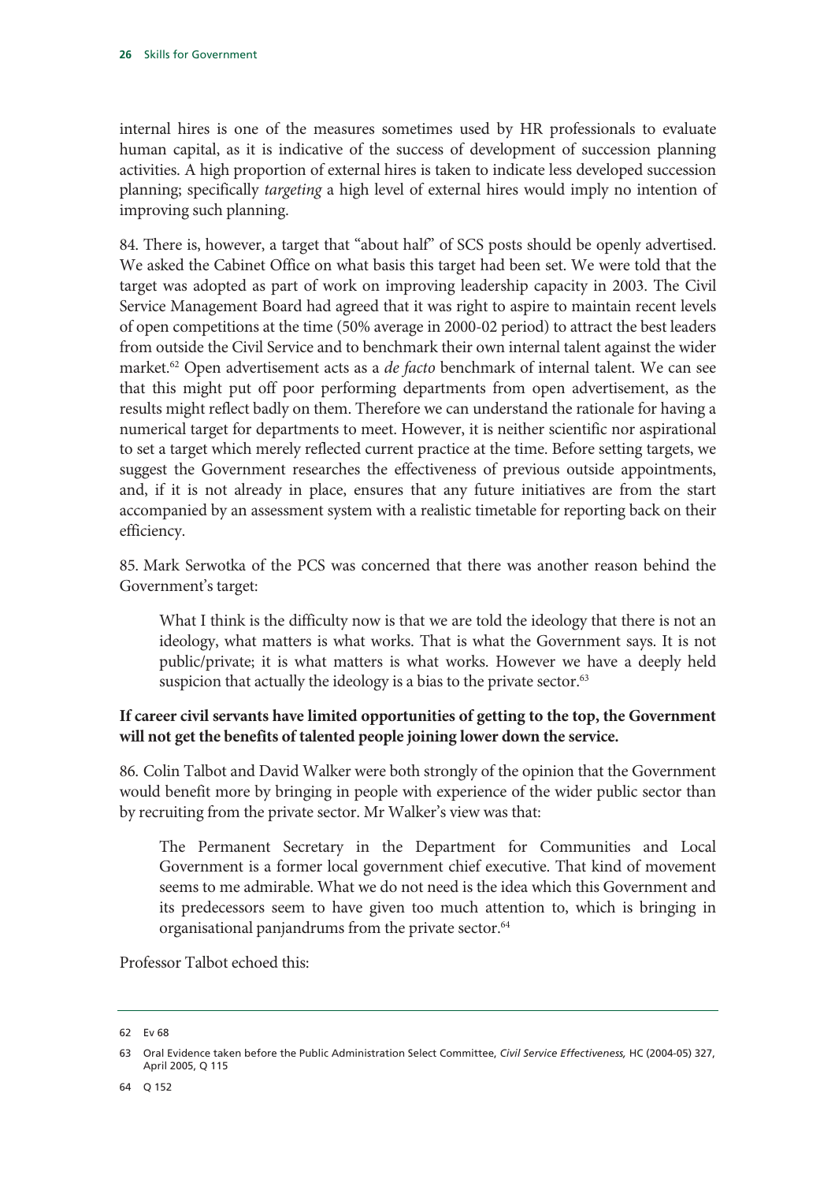internal hires is one of the measures sometimes used by HR professionals to evaluate human capital, as it is indicative of the success of development of succession planning activities. A high proportion of external hires is taken to indicate less developed succession planning; specifically *targeting* a high level of external hires would imply no intention of improving such planning.

84. There is, however, a target that "about half" of SCS posts should be openly advertised. We asked the Cabinet Office on what basis this target had been set. We were told that the target was adopted as part of work on improving leadership capacity in 2003. The Civil Service Management Board had agreed that it was right to aspire to maintain recent levels of open competitions at the time (50% average in 2000-02 period) to attract the best leaders from outside the Civil Service and to benchmark their own internal talent against the wider market.[62] Open advertisement acts as a *de facto* benchmark of internal talent. We can see that this might put off poor performing departments from open advertisement, as the results might reflect badly on them. Therefore we can understand the rationale for having a numerical target for departments to meet. However, it is neither scientific nor aspirational to set a target which merely reflected current practice at the time. Before setting targets, we suggest the Government researches the effectiveness of previous outside appointments, and, if it is not already in place, ensures that any future initiatives are from the start accompanied by an assessment system with a realistic timetable for reporting back on their efficiency.

85. Mark Serwotka of the PCS was concerned that there was another reason behind the Government's target:

> What I think is the difficulty now is that we are told the ideology that there is not an ideology, what matters is what works. That is what the Government says. It is not public/private; it is what matters is what works. However we have a deeply held suspicion that actually the ideology is a bias to the private sector.[63]

**If career civil servants have limited opportunities of getting to the top, the Government will not get the benefits of talented people joining lower down the service.**

86. Colin Talbot and David Walker were both strongly of the opinion that the Government would benefit more by bringing in people with experience of the wider public sector than by recruiting from the private sector. Mr Walker's view was that:

> The Permanent Secretary in the Department for Communities and Local Government is a former local government chief executive. That kind of movement seems to me admirable. What we do not need is the idea which this Government and its predecessors seem to have given too much attention to, which is bringing in organisational panjandrums from the private sector.[64]

Professor Talbot echoed this:

---

62 Ev 68

63 Oral Evidence taken before the Public Administration Select Committee, *Civil Service Effectiveness,* HC (2004-05) 327, April 2005, Q 115

64 Q 152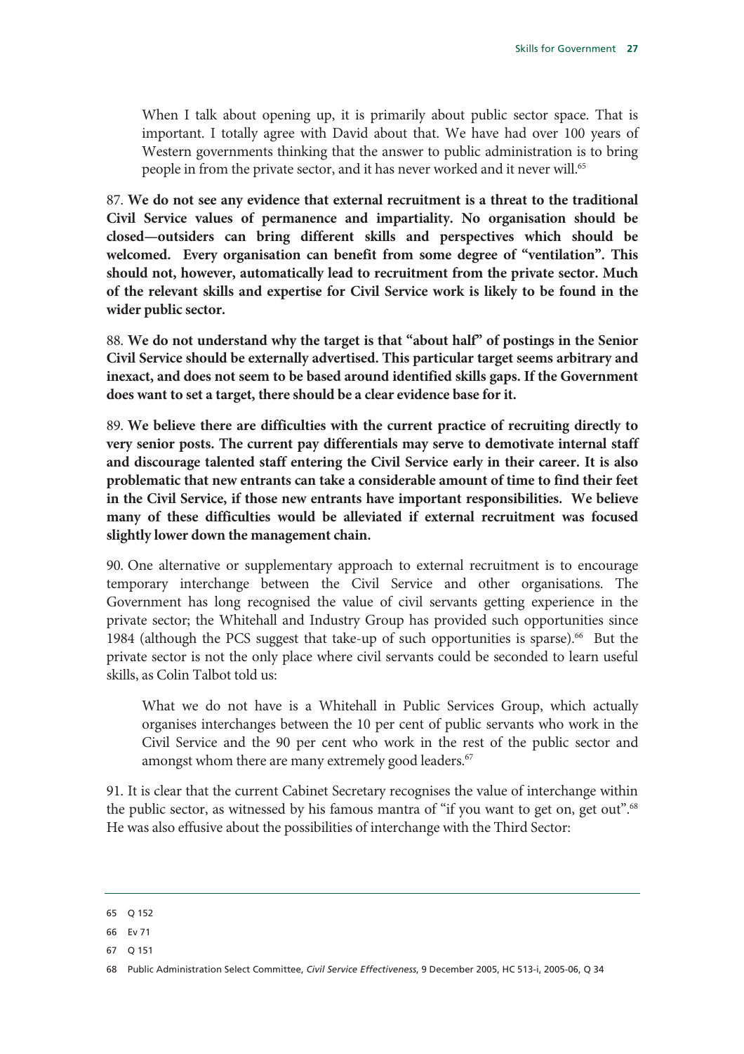> When I talk about opening up, it is primarily about public sector space. That is important. I totally agree with David about that. We have had over 100 years of Western governments thinking that the answer to public administration is to bring people in from the private sector, and it has never worked and it never will.[65]

87. **We do not see any evidence that external recruitment is a threat to the traditional Civil Service values of permanence and impartiality. No organisation should be closed—outsiders can bring different skills and perspectives which should be welcomed. Every organisation can benefit from some degree of "ventilation". This should not, however, automatically lead to recruitment from the private sector. Much of the relevant skills and expertise for Civil Service work is likely to be found in the wider public sector.**

88. **We do not understand why the target is that "about half" of postings in the Senior Civil Service should be externally advertised. This particular target seems arbitrary and inexact, and does not seem to be based around identified skills gaps. If the Government does want to set a target, there should be a clear evidence base for it.**

89. **We believe there are difficulties with the current practice of recruiting directly to very senior posts. The current pay differentials may serve to demotivate internal staff and discourage talented staff entering the Civil Service early in their career. It is also problematic that new entrants can take a considerable amount of time to find their feet in the Civil Service, if those new entrants have important responsibilities. We believe many of these difficulties would be alleviated if external recruitment was focused slightly lower down the management chain.**

90. One alternative or supplementary approach to external recruitment is to encourage temporary interchange between the Civil Service and other organisations. The Government has long recognised the value of civil servants getting experience in the private sector; the Whitehall and Industry Group has provided such opportunities since 1984 (although the PCS suggest that take-up of such opportunities is sparse).[66] But the private sector is not the only place where civil servants could be seconded to learn useful skills, as Colin Talbot told us:

> What we do not have is a Whitehall in Public Services Group, which actually organises interchanges between the 10 per cent of public servants who work in the Civil Service and the 90 per cent who work in the rest of the public sector and amongst whom there are many extremely good leaders.[67]

91. It is clear that the current Cabinet Secretary recognises the value of interchange within the public sector, as witnessed by his famous mantra of "if you want to get on, get out".[68] He was also effusive about the possibilities of interchange with the Third Sector:

---

65 Q 152

66 Ev 71

67 Q 151

68 Public Administration Select Committee, *Civil Service Effectiveness*, 9 December 2005, HC 513-i, 2005-06, Q 34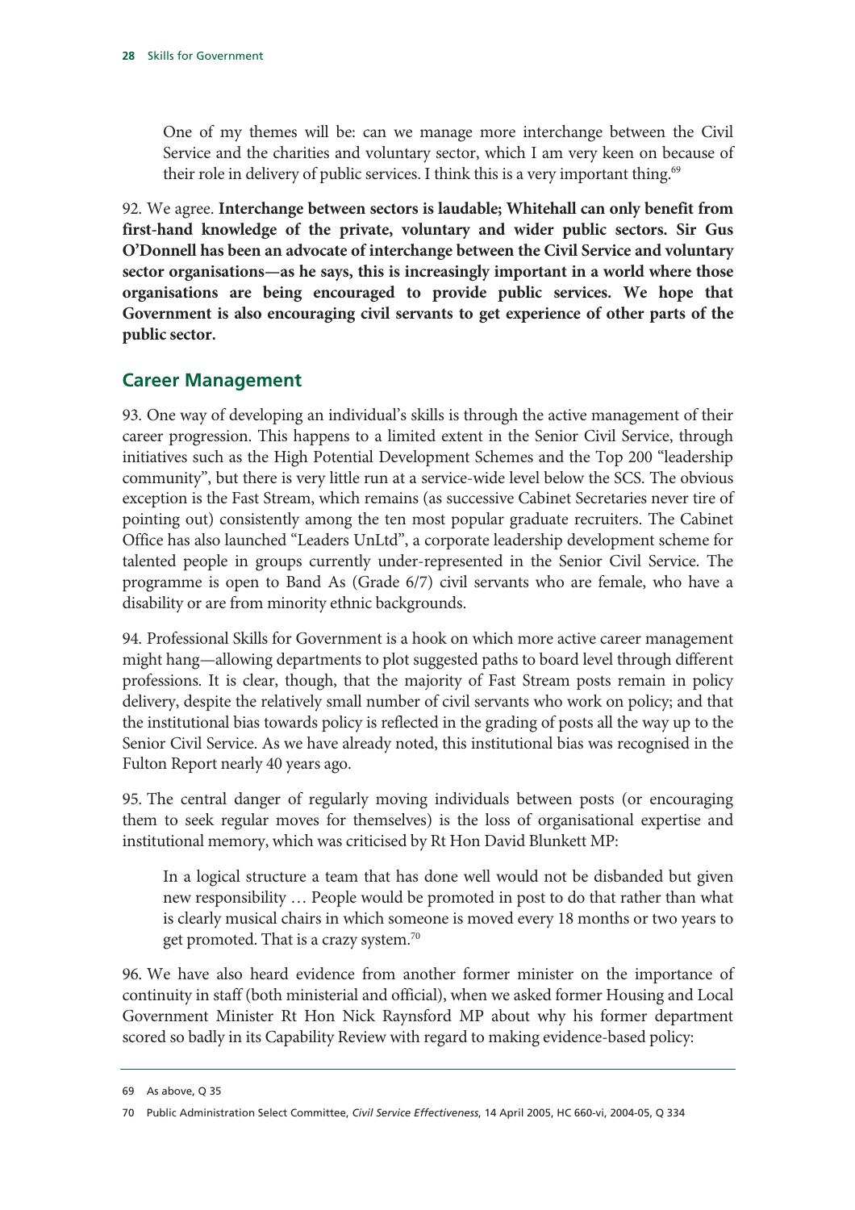> One of my themes will be: can we manage more interchange between the Civil Service and the charities and voluntary sector, which I am very keen on because of their role in delivery of public services. I think this is a very important thing.[69]

92. We agree. **Interchange between sectors is laudable; Whitehall can only benefit from first-hand knowledge of the private, voluntary and wider public sectors. Sir Gus O'Donnell has been an advocate of interchange between the Civil Service and voluntary sector organisations—as he says, this is increasingly important in a world where those organisations are being encouraged to provide public services. We hope that Government is also encouraging civil servants to get experience of other parts of the public sector.**

## Career Management

93. One way of developing an individual's skills is through the active management of their career progression. This happens to a limited extent in the Senior Civil Service, through initiatives such as the High Potential Development Schemes and the Top 200 "leadership community", but there is very little run at a service-wide level below the SCS. The obvious exception is the Fast Stream, which remains (as successive Cabinet Secretaries never tire of pointing out) consistently among the ten most popular graduate recruiters. The Cabinet Office has also launched "Leaders UnLtd", a corporate leadership development scheme for talented people in groups currently under-represented in the Senior Civil Service. The programme is open to Band As (Grade 6/7) civil servants who are female, who have a disability or are from minority ethnic backgrounds.

94. Professional Skills for Government is a hook on which more active career management might hang—allowing departments to plot suggested paths to board level through different professions. It is clear, though, that the majority of Fast Stream posts remain in policy delivery, despite the relatively small number of civil servants who work on policy; and that the institutional bias towards policy is reflected in the grading of posts all the way up to the Senior Civil Service. As we have already noted, this institutional bias was recognised in the Fulton Report nearly 40 years ago.

95. The central danger of regularly moving individuals between posts (or encouraging them to seek regular moves for themselves) is the loss of organisational expertise and institutional memory, which was criticised by Rt Hon David Blunkett MP:

> In a logical structure a team that has done well would not be disbanded but given new responsibility … People would be promoted in post to do that rather than what is clearly musical chairs in which someone is moved every 18 months or two years to get promoted. That is a crazy system.[70]

96. We have also heard evidence from another former minister on the importance of continuity in staff (both ministerial and official), when we asked former Housing and Local Government Minister Rt Hon Nick Raynsford MP about why his former department scored so badly in its Capability Review with regard to making evidence-based policy:

---

69 As above, Q 35

70 Public Administration Select Committee, *Civil Service Effectiveness*, 14 April 2005, HC 660-vi, 2004-05, Q 334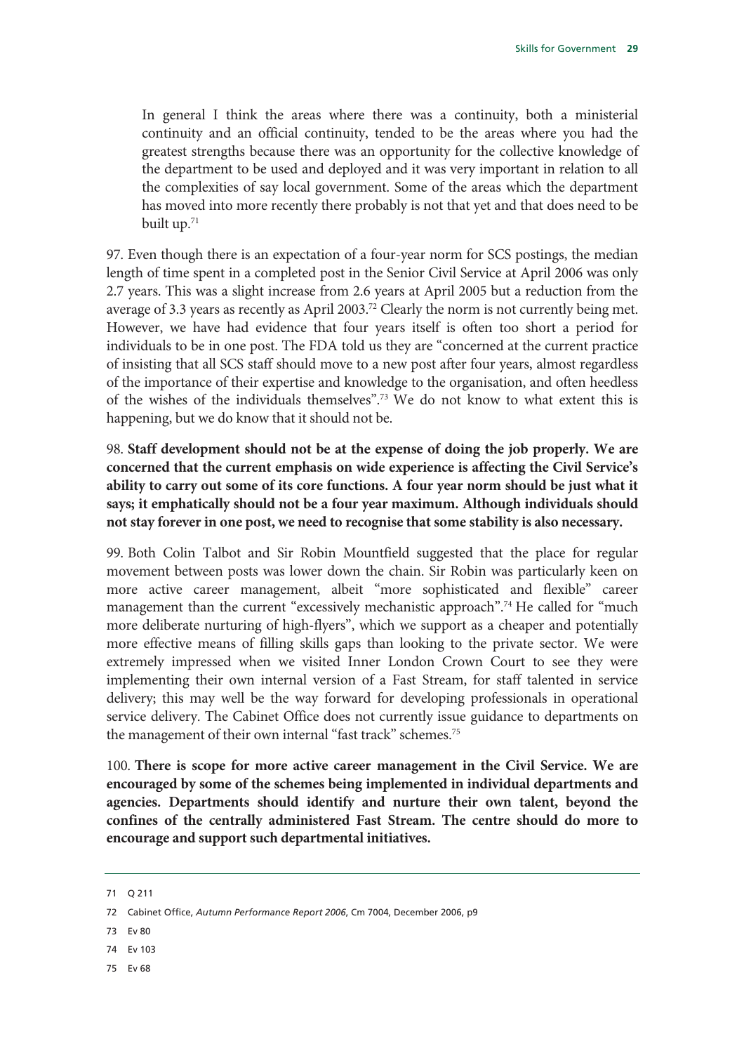In general I think the areas where there was a continuity, both a ministerial continuity and an official continuity, tended to be the areas where you had the greatest strengths because there was an opportunity for the collective knowledge of the department to be used and deployed and it was very important in relation to all the complexities of say local government. Some of the areas which the department has moved into more recently there probably is not that yet and that does need to be built up.[71]

97. Even though there is an expectation of a four-year norm for SCS postings, the median length of time spent in a completed post in the Senior Civil Service at April 2006 was only 2.7 years. This was a slight increase from 2.6 years at April 2005 but a reduction from the average of 3.3 years as recently as April 2003.[72] Clearly the norm is not currently being met. However, we have had evidence that four years itself is often too short a period for individuals to be in one post. The FDA told us they are "concerned at the current practice of insisting that all SCS staff should move to a new post after four years, almost regardless of the importance of their expertise and knowledge to the organisation, and often heedless of the wishes of the individuals themselves".[73] We do not know to what extent this is happening, but we do know that it should not be.

98. **Staff development should not be at the expense of doing the job properly. We are concerned that the current emphasis on wide experience is affecting the Civil Service's ability to carry out some of its core functions. A four year norm should be just what it says; it emphatically should not be a four year maximum. Although individuals should not stay forever in one post, we need to recognise that some stability is also necessary.**

99. Both Colin Talbot and Sir Robin Mountfield suggested that the place for regular movement between posts was lower down the chain. Sir Robin was particularly keen on more active career management, albeit "more sophisticated and flexible" career management than the current "excessively mechanistic approach".[74] He called for "much more deliberate nurturing of high-flyers", which we support as a cheaper and potentially more effective means of filling skills gaps than looking to the private sector. We were extremely impressed when we visited Inner London Crown Court to see they were implementing their own internal version of a Fast Stream, for staff talented in service delivery; this may well be the way forward for developing professionals in operational service delivery. The Cabinet Office does not currently issue guidance to departments on the management of their own internal "fast track" schemes.[75]

100. **There is scope for more active career management in the Civil Service. We are encouraged by some of the schemes being implemented in individual departments and agencies. Departments should identify and nurture their own talent, beyond the confines of the centrally administered Fast Stream. The centre should do more to encourage and support such departmental initiatives.**

---

71 Q 211

72 Cabinet Office, *Autumn Performance Report 2006*, Cm 7004, December 2006, p9

73 Ev 80

74 Ev 103

75 Ev 68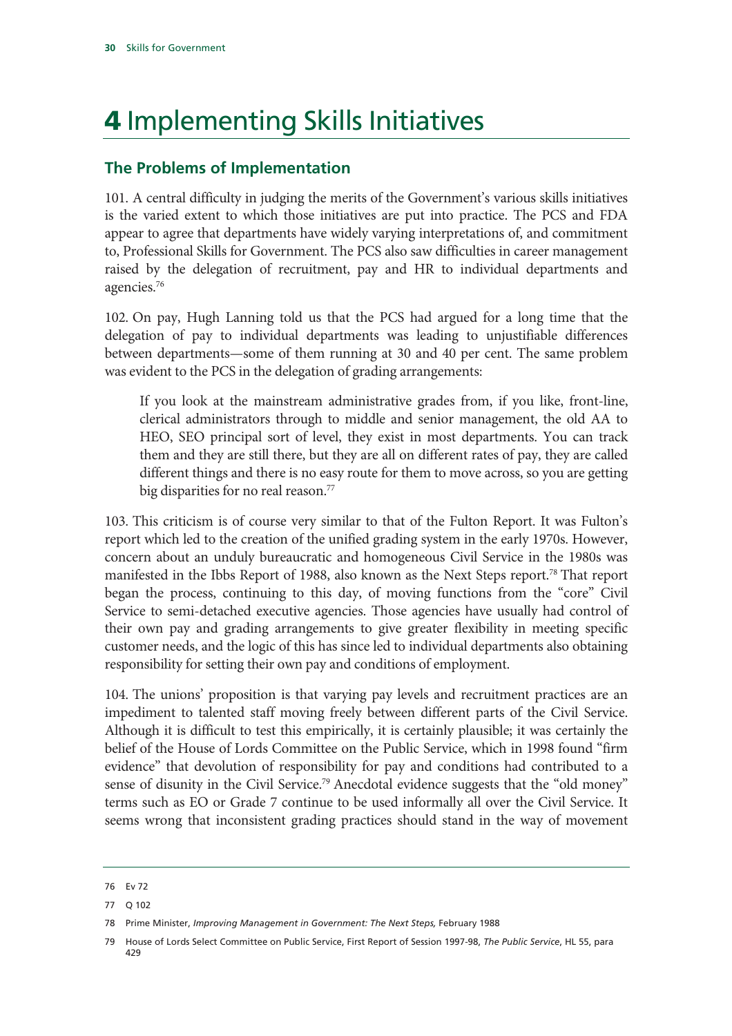# 4 Implementing Skills Initiatives

## The Problems of Implementation

101. A central difficulty in judging the merits of the Government's various skills initiatives is the varied extent to which those initiatives are put into practice. The PCS and FDA appear to agree that departments have widely varying interpretations of, and commitment to, Professional Skills for Government. The PCS also saw difficulties in career management raised by the delegation of recruitment, pay and HR to individual departments and agencies.[76]

102. On pay, Hugh Lanning told us that the PCS had argued for a long time that the delegation of pay to individual departments was leading to unjustifiable differences between departments—some of them running at 30 and 40 per cent. The same problem was evident to the PCS in the delegation of grading arrangements:

> If you look at the mainstream administrative grades from, if you like, front-line, clerical administrators through to middle and senior management, the old AA to HEO, SEO principal sort of level, they exist in most departments. You can track them and they are still there, but they are all on different rates of pay, they are called different things and there is no easy route for them to move across, so you are getting big disparities for no real reason.[77]

103. This criticism is of course very similar to that of the Fulton Report. It was Fulton's report which led to the creation of the unified grading system in the early 1970s. However, concern about an unduly bureaucratic and homogeneous Civil Service in the 1980s was manifested in the Ibbs Report of 1988, also known as the Next Steps report.[78] That report began the process, continuing to this day, of moving functions from the "core" Civil Service to semi-detached executive agencies. Those agencies have usually had control of their own pay and grading arrangements to give greater flexibility in meeting specific customer needs, and the logic of this has since led to individual departments also obtaining responsibility for setting their own pay and conditions of employment.

104. The unions' proposition is that varying pay levels and recruitment practices are an impediment to talented staff moving freely between different parts of the Civil Service. Although it is difficult to test this empirically, it is certainly plausible; it was certainly the belief of the House of Lords Committee on the Public Service, which in 1998 found "firm evidence" that devolution of responsibility for pay and conditions had contributed to a sense of disunity in the Civil Service.[79] Anecdotal evidence suggests that the "old money" terms such as EO or Grade 7 continue to be used informally all over the Civil Service. It seems wrong that inconsistent grading practices should stand in the way of movement

---

76 Ev 72

77 Q 102

78 Prime Minister, *Improving Management in Government: The Next Steps,* February 1988

79 House of Lords Select Committee on Public Service, First Report of Session 1997-98, *The Public Service*, HL 55, para 429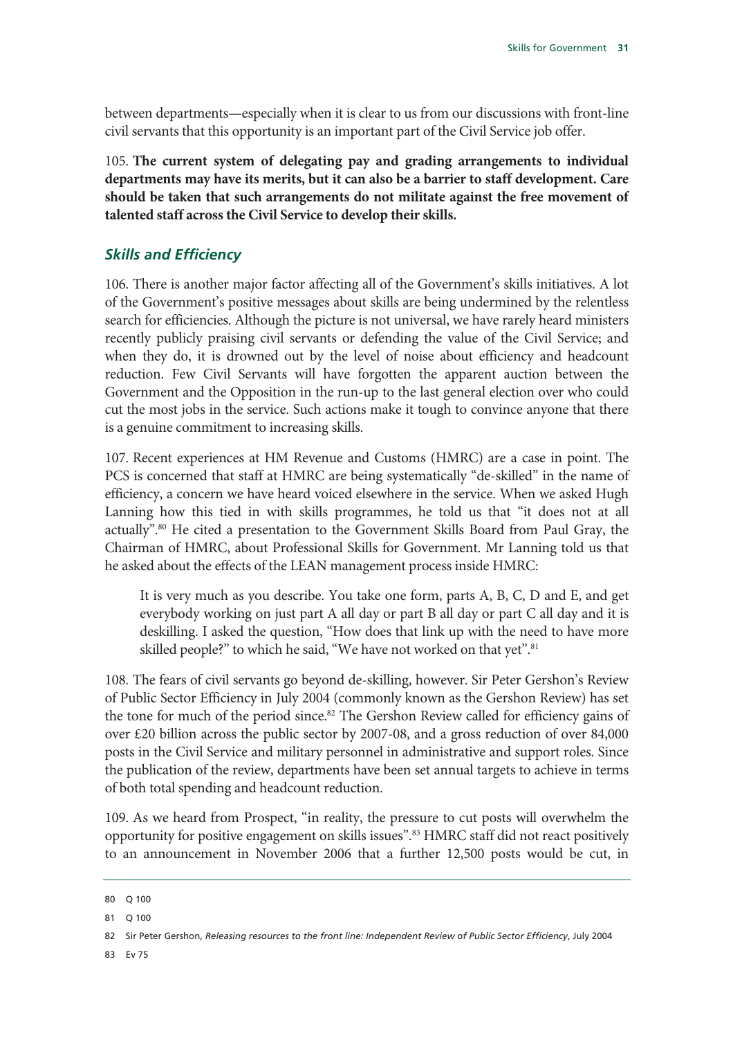between departments—especially when it is clear to us from our discussions with front-line civil servants that this opportunity is an important part of the Civil Service job offer.

105. **The current system of delegating pay and grading arrangements to individual departments may have its merits, but it can also be a barrier to staff development. Care should be taken that such arrangements do not militate against the free movement of talented staff across the Civil Service to develop their skills.**

### *Skills and Efficiency*

106. There is another major factor affecting all of the Government's skills initiatives. A lot of the Government's positive messages about skills are being undermined by the relentless search for efficiencies. Although the picture is not universal, we have rarely heard ministers recently publicly praising civil servants or defending the value of the Civil Service; and when they do, it is drowned out by the level of noise about efficiency and headcount reduction. Few Civil Servants will have forgotten the apparent auction between the Government and the Opposition in the run-up to the last general election over who could cut the most jobs in the service. Such actions make it tough to convince anyone that there is a genuine commitment to increasing skills.

107. Recent experiences at HM Revenue and Customs (HMRC) are a case in point. The PCS is concerned that staff at HMRC are being systematically "de-skilled" in the name of efficiency, a concern we have heard voiced elsewhere in the service. When we asked Hugh Lanning how this tied in with skills programmes, he told us that "it does not at all actually".[80] He cited a presentation to the Government Skills Board from Paul Gray, the Chairman of HMRC, about Professional Skills for Government. Mr Lanning told us that he asked about the effects of the LEAN management process inside HMRC:

> It is very much as you describe. You take one form, parts A, B, C, D and E, and get everybody working on just part A all day or part B all day or part C all day and it is deskilling. I asked the question, "How does that link up with the need to have more skilled people?" to which he said, "We have not worked on that yet".[81]

108. The fears of civil servants go beyond de-skilling, however. Sir Peter Gershon's Review of Public Sector Efficiency in July 2004 (commonly known as the Gershon Review) has set the tone for much of the period since.[82] The Gershon Review called for efficiency gains of over £20 billion across the public sector by 2007-08, and a gross reduction of over 84,000 posts in the Civil Service and military personnel in administrative and support roles. Since the publication of the review, departments have been set annual targets to achieve in terms of both total spending and headcount reduction.

109. As we heard from Prospect, "in reality, the pressure to cut posts will overwhelm the opportunity for positive engagement on skills issues".[83] HMRC staff did not react positively to an announcement in November 2006 that a further 12,500 posts would be cut, in

---

80 Q 100

81 Q 100

82 Sir Peter Gershon, *Releasing resources to the front line: Independent Review of Public Sector Efficiency*, July 2004

83 Ev 75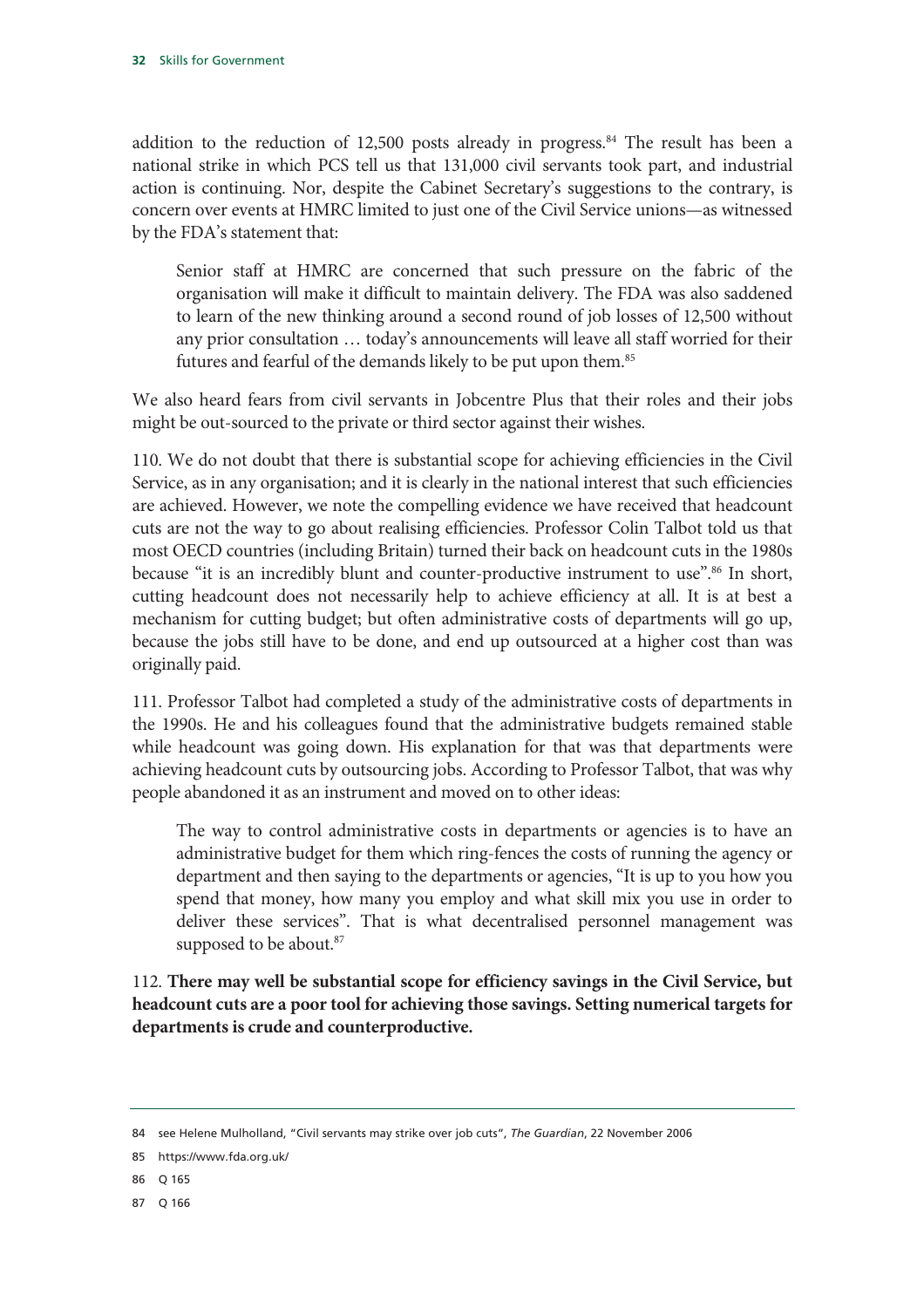addition to the reduction of 12,500 posts already in progress.[84] The result has been a national strike in which PCS tell us that 131,000 civil servants took part, and industrial action is continuing. Nor, despite the Cabinet Secretary's suggestions to the contrary, is concern over events at HMRC limited to just one of the Civil Service unions—as witnessed by the FDA's statement that:

> Senior staff at HMRC are concerned that such pressure on the fabric of the organisation will make it difficult to maintain delivery. The FDA was also saddened to learn of the new thinking around a second round of job losses of 12,500 without any prior consultation … today's announcements will leave all staff worried for their futures and fearful of the demands likely to be put upon them.[85]

We also heard fears from civil servants in Jobcentre Plus that their roles and their jobs might be out-sourced to the private or third sector against their wishes.

110. We do not doubt that there is substantial scope for achieving efficiencies in the Civil Service, as in any organisation; and it is clearly in the national interest that such efficiencies are achieved. However, we note the compelling evidence we have received that headcount cuts are not the way to go about realising efficiencies. Professor Colin Talbot told us that most OECD countries (including Britain) turned their back on headcount cuts in the 1980s because "it is an incredibly blunt and counter-productive instrument to use".[86] In short, cutting headcount does not necessarily help to achieve efficiency at all. It is at best a mechanism for cutting budget; but often administrative costs of departments will go up, because the jobs still have to be done, and end up outsourced at a higher cost than was originally paid.

111. Professor Talbot had completed a study of the administrative costs of departments in the 1990s. He and his colleagues found that the administrative budgets remained stable while headcount was going down. His explanation for that was that departments were achieving headcount cuts by outsourcing jobs. According to Professor Talbot, that was why people abandoned it as an instrument and moved on to other ideas:

> The way to control administrative costs in departments or agencies is to have an administrative budget for them which ring-fences the costs of running the agency or department and then saying to the departments or agencies, "It is up to you how you spend that money, how many you employ and what skill mix you use in order to deliver these services". That is what decentralised personnel management was supposed to be about.[87]

112. **There may well be substantial scope for efficiency savings in the Civil Service, but headcount cuts are a poor tool for achieving those savings. Setting numerical targets for departments is crude and counterproductive.**

---

84 see Helene Mulholland, "Civil servants may strike over job cuts", *The Guardian*, 22 November 2006

85 https://www.fda.org.uk/

86 Q 165

87 Q 166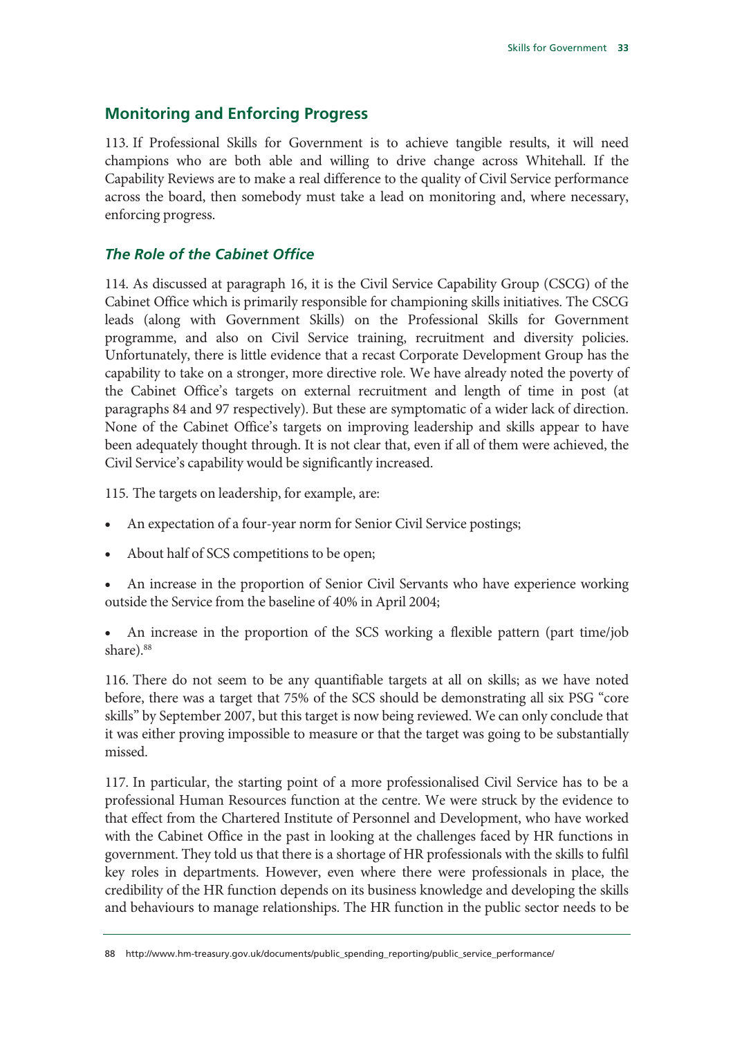## Monitoring and Enforcing Progress

113. If Professional Skills for Government is to achieve tangible results, it will need champions who are both able and willing to drive change across Whitehall. If the Capability Reviews are to make a real difference to the quality of Civil Service performance across the board, then somebody must take a lead on monitoring and, where necessary, enforcing progress.

### *The Role of the Cabinet Office*

114. As discussed at paragraph 16, it is the Civil Service Capability Group (CSCG) of the Cabinet Office which is primarily responsible for championing skills initiatives. The CSCG leads (along with Government Skills) on the Professional Skills for Government programme, and also on Civil Service training, recruitment and diversity policies. Unfortunately, there is little evidence that a recast Corporate Development Group has the capability to take on a stronger, more directive role. We have already noted the poverty of the Cabinet Office's targets on external recruitment and length of time in post (at paragraphs 84 and 97 respectively). But these are symptomatic of a wider lack of direction. None of the Cabinet Office's targets on improving leadership and skills appear to have been adequately thought through. It is not clear that, even if all of them were achieved, the Civil Service's capability would be significantly increased.

115. The targets on leadership, for example, are:

- An expectation of a four-year norm for Senior Civil Service postings;
- About half of SCS competitions to be open;
- An increase in the proportion of Senior Civil Servants who have experience working outside the Service from the baseline of 40% in April 2004;
- An increase in the proportion of the SCS working a flexible pattern (part time/job share).[88]

116. There do not seem to be any quantifiable targets at all on skills; as we have noted before, there was a target that 75% of the SCS should be demonstrating all six PSG "core skills" by September 2007, but this target is now being reviewed. We can only conclude that it was either proving impossible to measure or that the target was going to be substantially missed.

117. In particular, the starting point of a more professionalised Civil Service has to be a professional Human Resources function at the centre. We were struck by the evidence to that effect from the Chartered Institute of Personnel and Development, who have worked with the Cabinet Office in the past in looking at the challenges faced by HR functions in government. They told us that there is a shortage of HR professionals with the skills to fulfil key roles in departments. However, even where there were professionals in place, the credibility of the HR function depends on its business knowledge and developing the skills and behaviours to manage relationships. The HR function in the public sector needs to be

88 http://www.hm-treasury.gov.uk/documents/public_spending_reporting/public_service_performance/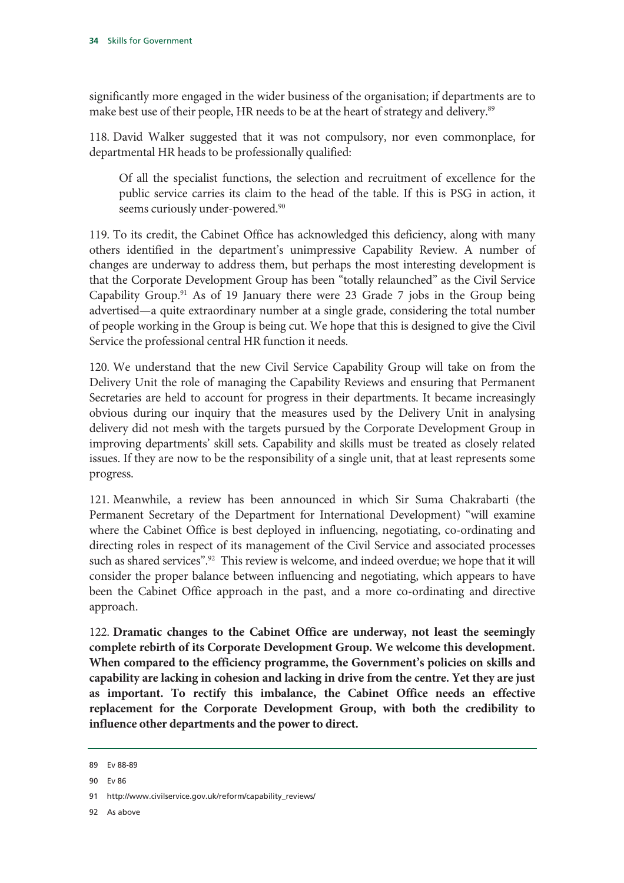significantly more engaged in the wider business of the organisation; if departments are to make best use of their people, HR needs to be at the heart of strategy and delivery.[89]

118. David Walker suggested that it was not compulsory, nor even commonplace, for departmental HR heads to be professionally qualified:

> Of all the specialist functions, the selection and recruitment of excellence for the public service carries its claim to the head of the table. If this is PSG in action, it seems curiously under-powered.[90]

119. To its credit, the Cabinet Office has acknowledged this deficiency, along with many others identified in the department's unimpressive Capability Review. A number of changes are underway to address them, but perhaps the most interesting development is that the Corporate Development Group has been "totally relaunched" as the Civil Service Capability Group.[91] As of 19 January there were 23 Grade 7 jobs in the Group being advertised—a quite extraordinary number at a single grade, considering the total number of people working in the Group is being cut. We hope that this is designed to give the Civil Service the professional central HR function it needs.

120. We understand that the new Civil Service Capability Group will take on from the Delivery Unit the role of managing the Capability Reviews and ensuring that Permanent Secretaries are held to account for progress in their departments. It became increasingly obvious during our inquiry that the measures used by the Delivery Unit in analysing delivery did not mesh with the targets pursued by the Corporate Development Group in improving departments' skill sets. Capability and skills must be treated as closely related issues. If they are now to be the responsibility of a single unit, that at least represents some progress.

121. Meanwhile, a review has been announced in which Sir Suma Chakrabarti (the Permanent Secretary of the Department for International Development) "will examine where the Cabinet Office is best deployed in influencing, negotiating, co-ordinating and directing roles in respect of its management of the Civil Service and associated processes such as shared services".[92] This review is welcome, and indeed overdue; we hope that it will consider the proper balance between influencing and negotiating, which appears to have been the Cabinet Office approach in the past, and a more co-ordinating and directive approach.

122. **Dramatic changes to the Cabinet Office are underway, not least the seemingly complete rebirth of its Corporate Development Group. We welcome this development. When compared to the efficiency programme, the Government's policies on skills and capability are lacking in cohesion and lacking in drive from the centre. Yet they are just as important. To rectify this imbalance, the Cabinet Office needs an effective replacement for the Corporate Development Group, with both the credibility to influence other departments and the power to direct.**

---

89 Ev 88-89

90 Ev 86

91 http://www.civilservice.gov.uk/reform/capability_reviews/

92 As above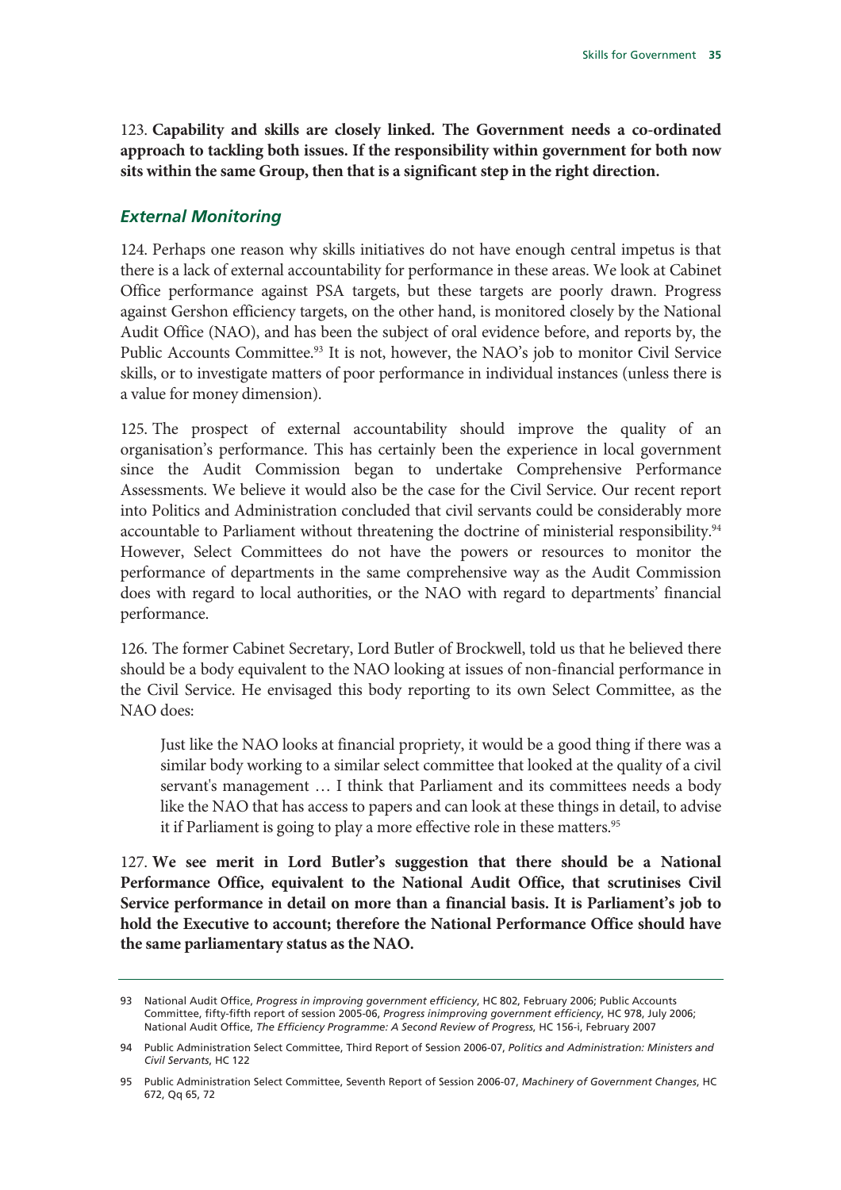123. **Capability and skills are closely linked. The Government needs a co-ordinated approach to tackling both issues. If the responsibility within government for both now sits within the same Group, then that is a significant step in the right direction.**

### *External Monitoring*

124. Perhaps one reason why skills initiatives do not have enough central impetus is that there is a lack of external accountability for performance in these areas. We look at Cabinet Office performance against PSA targets, but these targets are poorly drawn. Progress against Gershon efficiency targets, on the other hand, is monitored closely by the National Audit Office (NAO), and has been the subject of oral evidence before, and reports by, the Public Accounts Committee.[93] It is not, however, the NAO's job to monitor Civil Service skills, or to investigate matters of poor performance in individual instances (unless there is a value for money dimension).

125. The prospect of external accountability should improve the quality of an organisation's performance. This has certainly been the experience in local government since the Audit Commission began to undertake Comprehensive Performance Assessments. We believe it would also be the case for the Civil Service. Our recent report into Politics and Administration concluded that civil servants could be considerably more accountable to Parliament without threatening the doctrine of ministerial responsibility.[94] However, Select Committees do not have the powers or resources to monitor the performance of departments in the same comprehensive way as the Audit Commission does with regard to local authorities, or the NAO with regard to departments' financial performance.

126. The former Cabinet Secretary, Lord Butler of Brockwell, told us that he believed there should be a body equivalent to the NAO looking at issues of non-financial performance in the Civil Service. He envisaged this body reporting to its own Select Committee, as the NAO does:

> Just like the NAO looks at financial propriety, it would be a good thing if there was a similar body working to a similar select committee that looked at the quality of a civil servant's management … I think that Parliament and its committees needs a body like the NAO that has access to papers and can look at these things in detail, to advise it if Parliament is going to play a more effective role in these matters.[95]

127. **We see merit in Lord Butler's suggestion that there should be a National Performance Office, equivalent to the National Audit Office, that scrutinises Civil Service performance in detail on more than a financial basis. It is Parliament's job to hold the Executive to account; therefore the National Performance Office should have the same parliamentary status as the NAO.**

---

93 National Audit Office, *Progress in improving government efficiency*, HC 802, February 2006; Public Accounts Committee, fifty-fifth report of session 2005-06, *Progress inimproving government efficiency*, HC 978, July 2006; National Audit Office, *The Efficiency Programme: A Second Review of Progress*, HC 156-i, February 2007

94 Public Administration Select Committee, Third Report of Session 2006-07, *Politics and Administration: Ministers and Civil Servants*, HC 122

95 Public Administration Select Committee, Seventh Report of Session 2006-07, *Machinery of Government Changes*, HC 672, Qq 65, 72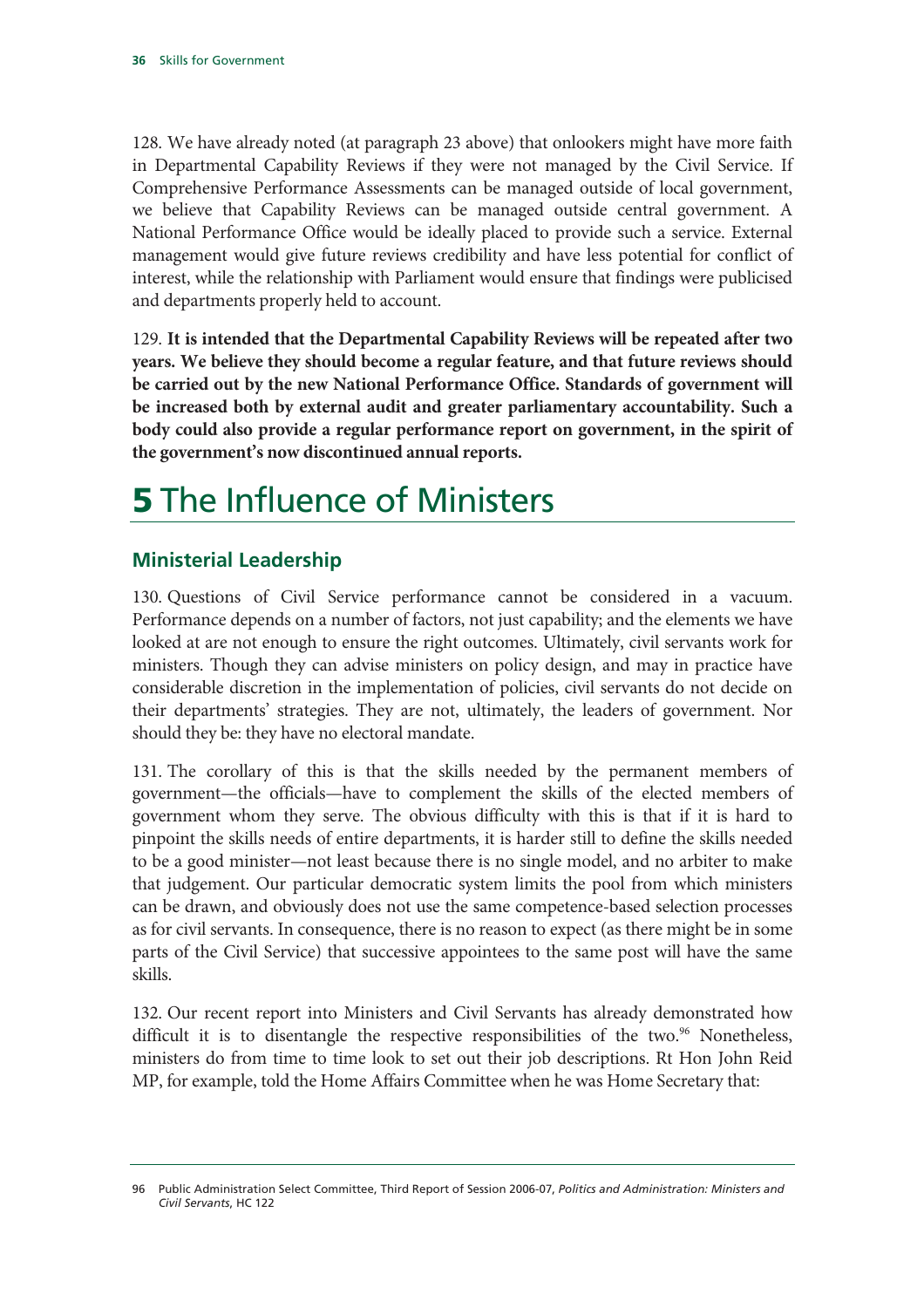128. We have already noted (at paragraph 23 above) that onlookers might have more faith in Departmental Capability Reviews if they were not managed by the Civil Service. If Comprehensive Performance Assessments can be managed outside of local government, we believe that Capability Reviews can be managed outside central government. A National Performance Office would be ideally placed to provide such a service. External management would give future reviews credibility and have less potential for conflict of interest, while the relationship with Parliament would ensure that findings were publicised and departments properly held to account.

129. **It is intended that the Departmental Capability Reviews will be repeated after two years. We believe they should become a regular feature, and that future reviews should be carried out by the new National Performance Office. Standards of government will be increased both by external audit and greater parliamentary accountability. Such a body could also provide a regular performance report on government, in the spirit of the government's now discontinued annual reports.**

# 5 The Influence of Ministers

## Ministerial Leadership

130. Questions of Civil Service performance cannot be considered in a vacuum. Performance depends on a number of factors, not just capability; and the elements we have looked at are not enough to ensure the right outcomes. Ultimately, civil servants work for ministers. Though they can advise ministers on policy design, and may in practice have considerable discretion in the implementation of policies, civil servants do not decide on their departments' strategies. They are not, ultimately, the leaders of government. Nor should they be: they have no electoral mandate.

131. The corollary of this is that the skills needed by the permanent members of government—the officials—have to complement the skills of the elected members of government whom they serve. The obvious difficulty with this is that if it is hard to pinpoint the skills needs of entire departments, it is harder still to define the skills needed to be a good minister—not least because there is no single model, and no arbiter to make that judgement. Our particular democratic system limits the pool from which ministers can be drawn, and obviously does not use the same competence-based selection processes as for civil servants. In consequence, there is no reason to expect (as there might be in some parts of the Civil Service) that successive appointees to the same post will have the same skills.

132. Our recent report into Ministers and Civil Servants has already demonstrated how difficult it is to disentangle the respective responsibilities of the two.[96] Nonetheless, ministers do from time to time look to set out their job descriptions. Rt Hon John Reid MP, for example, told the Home Affairs Committee when he was Home Secretary that:

96 Public Administration Select Committee, Third Report of Session 2006-07, *Politics and Administration: Ministers and Civil Servants*, HC 122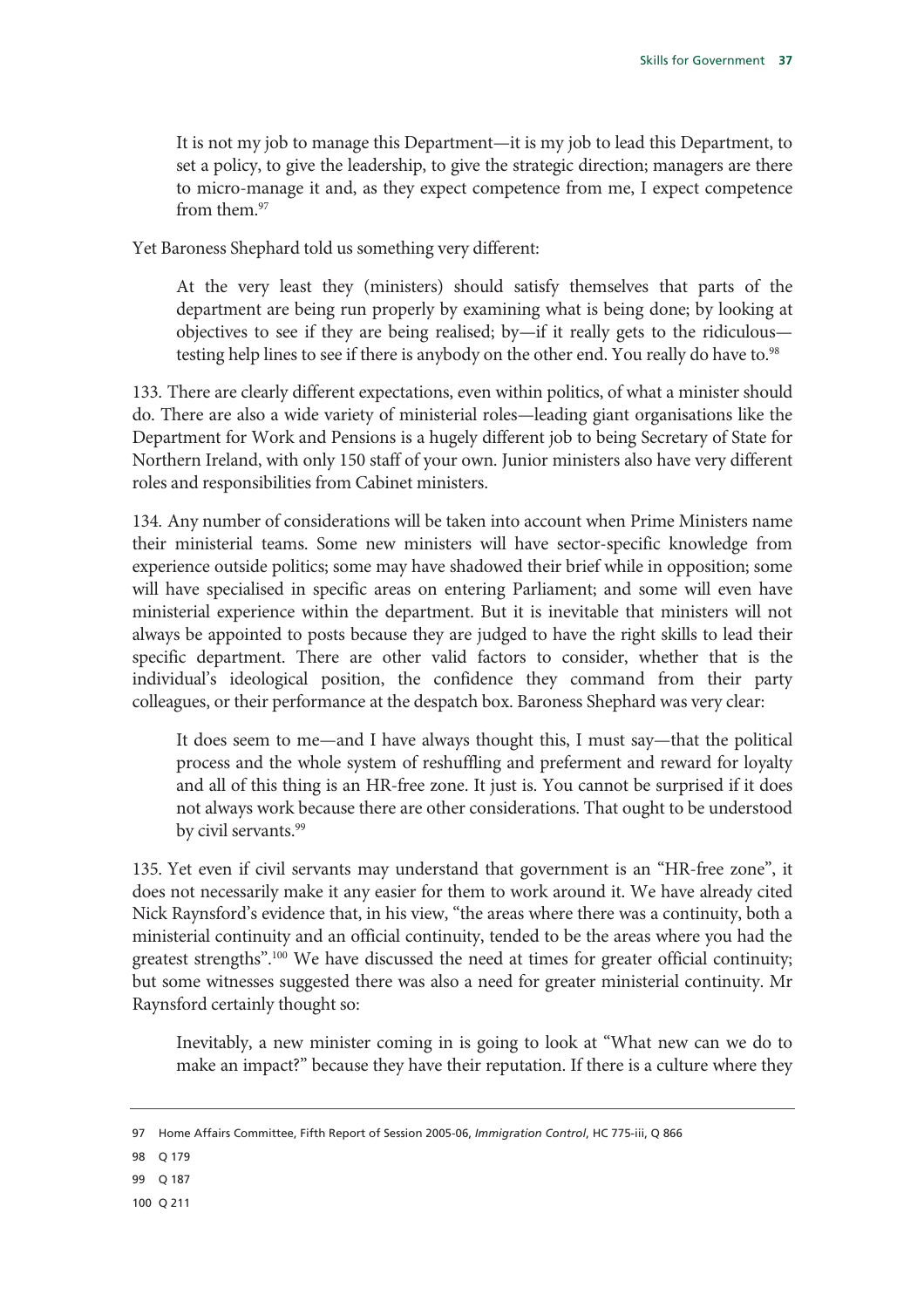> It is not my job to manage this Department—it is my job to lead this Department, to set a policy, to give the leadership, to give the strategic direction; managers are there to micro-manage it and, as they expect competence from me, I expect competence from them.[97]

Yet Baroness Shephard told us something very different:

> At the very least they (ministers) should satisfy themselves that parts of the department are being run properly by examining what is being done; by looking at objectives to see if they are being realised; by—if it really gets to the ridiculous—testing help lines to see if there is anybody on the other end. You really do have to.[98]

133. There are clearly different expectations, even within politics, of what a minister should do. There are also a wide variety of ministerial roles—leading giant organisations like the Department for Work and Pensions is a hugely different job to being Secretary of State for Northern Ireland, with only 150 staff of your own. Junior ministers also have very different roles and responsibilities from Cabinet ministers.

134. Any number of considerations will be taken into account when Prime Ministers name their ministerial teams. Some new ministers will have sector-specific knowledge from experience outside politics; some may have shadowed their brief while in opposition; some will have specialised in specific areas on entering Parliament; and some will even have ministerial experience within the department. But it is inevitable that ministers will not always be appointed to posts because they are judged to have the right skills to lead their specific department. There are other valid factors to consider, whether that is the individual's ideological position, the confidence they command from their party colleagues, or their performance at the despatch box. Baroness Shephard was very clear:

> It does seem to me—and I have always thought this, I must say—that the political process and the whole system of reshuffling and preferment and reward for loyalty and all of this thing is an HR-free zone. It just is. You cannot be surprised if it does not always work because there are other considerations. That ought to be understood by civil servants.[99]

135. Yet even if civil servants may understand that government is an "HR-free zone", it does not necessarily make it any easier for them to work around it. We have already cited Nick Raynsford's evidence that, in his view, "the areas where there was a continuity, both a ministerial continuity and an official continuity, tended to be the areas where you had the greatest strengths".[100] We have discussed the need at times for greater official continuity; but some witnesses suggested there was also a need for greater ministerial continuity. Mr Raynsford certainly thought so:

> Inevitably, a new minister coming in is going to look at "What new can we do to make an impact?" because they have their reputation. If there is a culture where they

---

97 Home Affairs Committee, Fifth Report of Session 2005-06, *Immigration Control*, HC 775-iii, Q 866

98 Q 179

99 Q 187

100 Q 211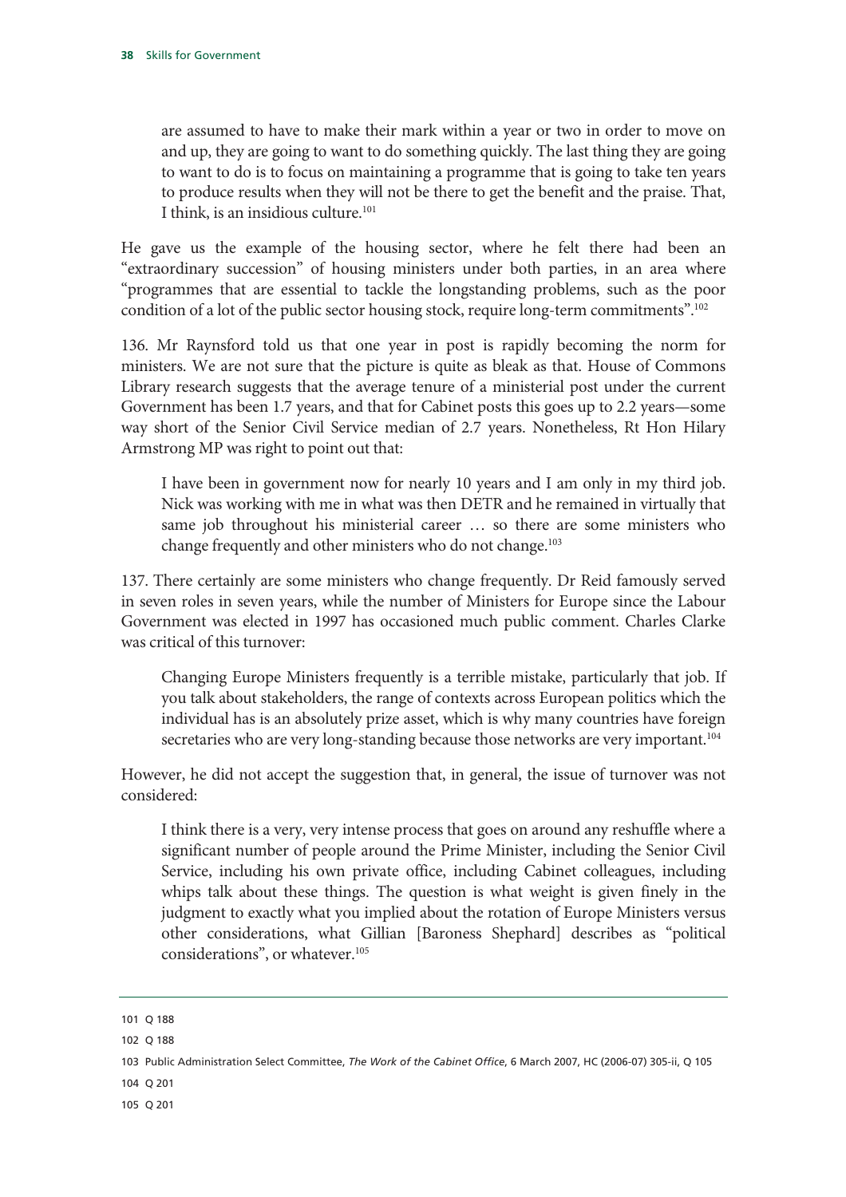> are assumed to have to make their mark within a year or two in order to move on and up, they are going to want to do something quickly. The last thing they are going to want to do is to focus on maintaining a programme that is going to take ten years to produce results when they will not be there to get the benefit and the praise. That, I think, is an insidious culture.[101]

He gave us the example of the housing sector, where he felt there had been an "extraordinary succession" of housing ministers under both parties, in an area where "programmes that are essential to tackle the longstanding problems, such as the poor condition of a lot of the public sector housing stock, require long-term commitments".[102]

136. Mr Raynsford told us that one year in post is rapidly becoming the norm for ministers. We are not sure that the picture is quite as bleak as that. House of Commons Library research suggests that the average tenure of a ministerial post under the current Government has been 1.7 years, and that for Cabinet posts this goes up to 2.2 years—some way short of the Senior Civil Service median of 2.7 years. Nonetheless, Rt Hon Hilary Armstrong MP was right to point out that:

> I have been in government now for nearly 10 years and I am only in my third job. Nick was working with me in what was then DETR and he remained in virtually that same job throughout his ministerial career … so there are some ministers who change frequently and other ministers who do not change.[103]

137. There certainly are some ministers who change frequently. Dr Reid famously served in seven roles in seven years, while the number of Ministers for Europe since the Labour Government was elected in 1997 has occasioned much public comment. Charles Clarke was critical of this turnover:

> Changing Europe Ministers frequently is a terrible mistake, particularly that job. If you talk about stakeholders, the range of contexts across European politics which the individual has is an absolutely prize asset, which is why many countries have foreign secretaries who are very long-standing because those networks are very important.[104]

However, he did not accept the suggestion that, in general, the issue of turnover was not considered:

> I think there is a very, very intense process that goes on around any reshuffle where a significant number of people around the Prime Minister, including the Senior Civil Service, including his own private office, including Cabinet colleagues, including whips talk about these things. The question is what weight is given finely in the judgment to exactly what you implied about the rotation of Europe Ministers versus other considerations, what Gillian [Baroness Shephard] describes as "political considerations", or whatever.[105]

---

101 Q 188

102 Q 188

103 Public Administration Select Committee, *The Work of the Cabinet Office*, 6 March 2007, HC (2006-07) 305-ii, Q 105

104 Q 201

105 Q 201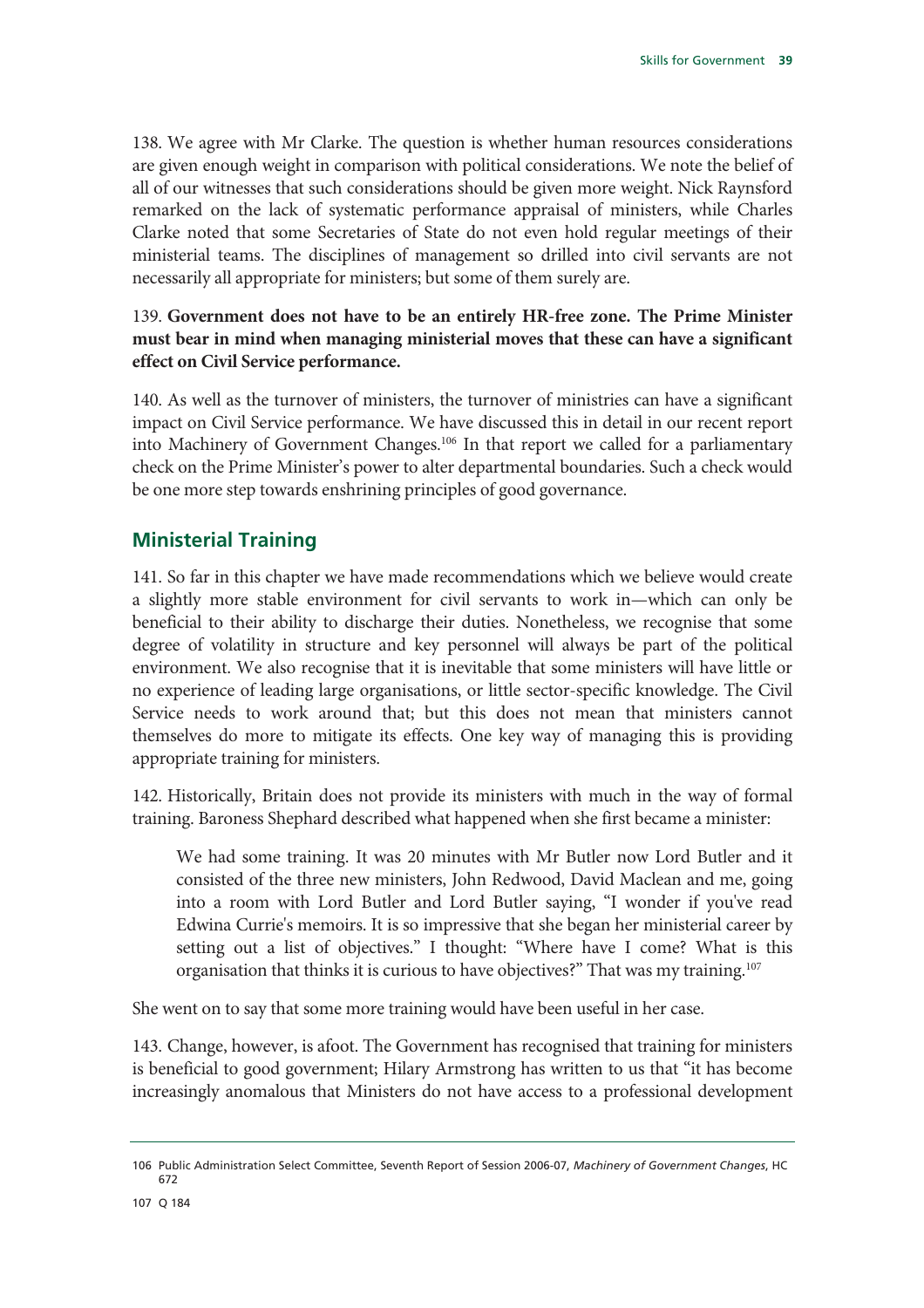138. We agree with Mr Clarke. The question is whether human resources considerations are given enough weight in comparison with political considerations. We note the belief of all of our witnesses that such considerations should be given more weight. Nick Raynsford remarked on the lack of systematic performance appraisal of ministers, while Charles Clarke noted that some Secretaries of State do not even hold regular meetings of their ministerial teams. The disciplines of management so drilled into civil servants are not necessarily all appropriate for ministers; but some of them surely are.

139. **Government does not have to be an entirely HR-free zone. The Prime Minister must bear in mind when managing ministerial moves that these can have a significant effect on Civil Service performance.**

140. As well as the turnover of ministers, the turnover of ministries can have a significant impact on Civil Service performance. We have discussed this in detail in our recent report into Machinery of Government Changes.[106] In that report we called for a parliamentary check on the Prime Minister's power to alter departmental boundaries. Such a check would be one more step towards enshrining principles of good governance.

## Ministerial Training

141. So far in this chapter we have made recommendations which we believe would create a slightly more stable environment for civil servants to work in—which can only be beneficial to their ability to discharge their duties. Nonetheless, we recognise that some degree of volatility in structure and key personnel will always be part of the political environment. We also recognise that it is inevitable that some ministers will have little or no experience of leading large organisations, or little sector-specific knowledge. The Civil Service needs to work around that; but this does not mean that ministers cannot themselves do more to mitigate its effects. One key way of managing this is providing appropriate training for ministers.

142. Historically, Britain does not provide its ministers with much in the way of formal training. Baroness Shephard described what happened when she first became a minister:

> We had some training. It was 20 minutes with Mr Butler now Lord Butler and it consisted of the three new ministers, John Redwood, David Maclean and me, going into a room with Lord Butler and Lord Butler saying, "I wonder if you've read Edwina Currie's memoirs. It is so impressive that she began her ministerial career by setting out a list of objectives." I thought: "Where have I come? What is this organisation that thinks it is curious to have objectives?" That was my training.[107]

She went on to say that some more training would have been useful in her case.

143. Change, however, is afoot. The Government has recognised that training for ministers is beneficial to good government; Hilary Armstrong has written to us that "it has become increasingly anomalous that Ministers do not have access to a professional development

---

106 Public Administration Select Committee, Seventh Report of Session 2006-07, *Machinery of Government Changes*, HC 672

107 Q 184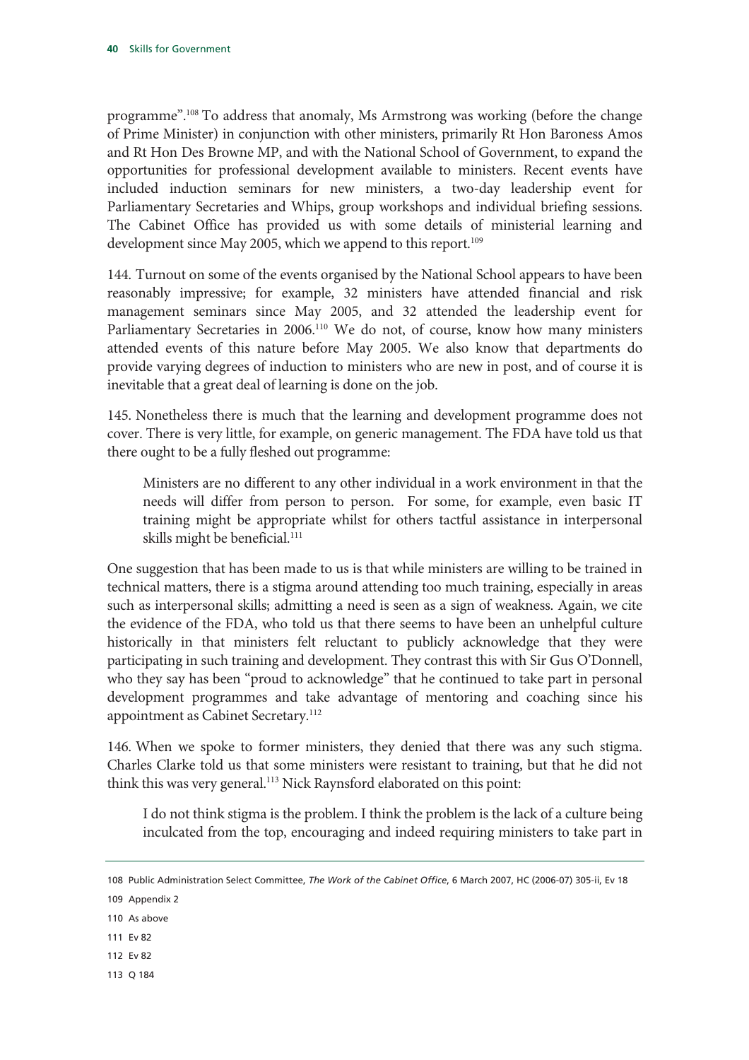programme".[108] To address that anomaly, Ms Armstrong was working (before the change of Prime Minister) in conjunction with other ministers, primarily Rt Hon Baroness Amos and Rt Hon Des Browne MP, and with the National School of Government, to expand the opportunities for professional development available to ministers. Recent events have included induction seminars for new ministers, a two-day leadership event for Parliamentary Secretaries and Whips, group workshops and individual briefing sessions. The Cabinet Office has provided us with some details of ministerial learning and development since May 2005, which we append to this report.[109]

144. Turnout on some of the events organised by the National School appears to have been reasonably impressive; for example, 32 ministers have attended financial and risk management seminars since May 2005, and 32 attended the leadership event for Parliamentary Secretaries in 2006.[110] We do not, of course, know how many ministers attended events of this nature before May 2005. We also know that departments do provide varying degrees of induction to ministers who are new in post, and of course it is inevitable that a great deal of learning is done on the job.

145. Nonetheless there is much that the learning and development programme does not cover. There is very little, for example, on generic management. The FDA have told us that there ought to be a fully fleshed out programme:

> Ministers are no different to any other individual in a work environment in that the needs will differ from person to person. For some, for example, even basic IT training might be appropriate whilst for others tactful assistance in interpersonal skills might be beneficial.[111]

One suggestion that has been made to us is that while ministers are willing to be trained in technical matters, there is a stigma around attending too much training, especially in areas such as interpersonal skills; admitting a need is seen as a sign of weakness. Again, we cite the evidence of the FDA, who told us that there seems to have been an unhelpful culture historically in that ministers felt reluctant to publicly acknowledge that they were participating in such training and development. They contrast this with Sir Gus O'Donnell, who they say has been "proud to acknowledge" that he continued to take part in personal development programmes and take advantage of mentoring and coaching since his appointment as Cabinet Secretary.[112]

146. When we spoke to former ministers, they denied that there was any such stigma. Charles Clarke told us that some ministers were resistant to training, but that he did not think this was very general.[113] Nick Raynsford elaborated on this point:

> I do not think stigma is the problem. I think the problem is the lack of a culture being inculcated from the top, encouraging and indeed requiring ministers to take part in

108 Public Administration Select Committee, *The Work of the Cabinet Office*, 6 March 2007, HC (2006-07) 305-ii, Ev 18

109 Appendix 2

110 As above

111 Ev 82

112 Ev 82

113 Q 184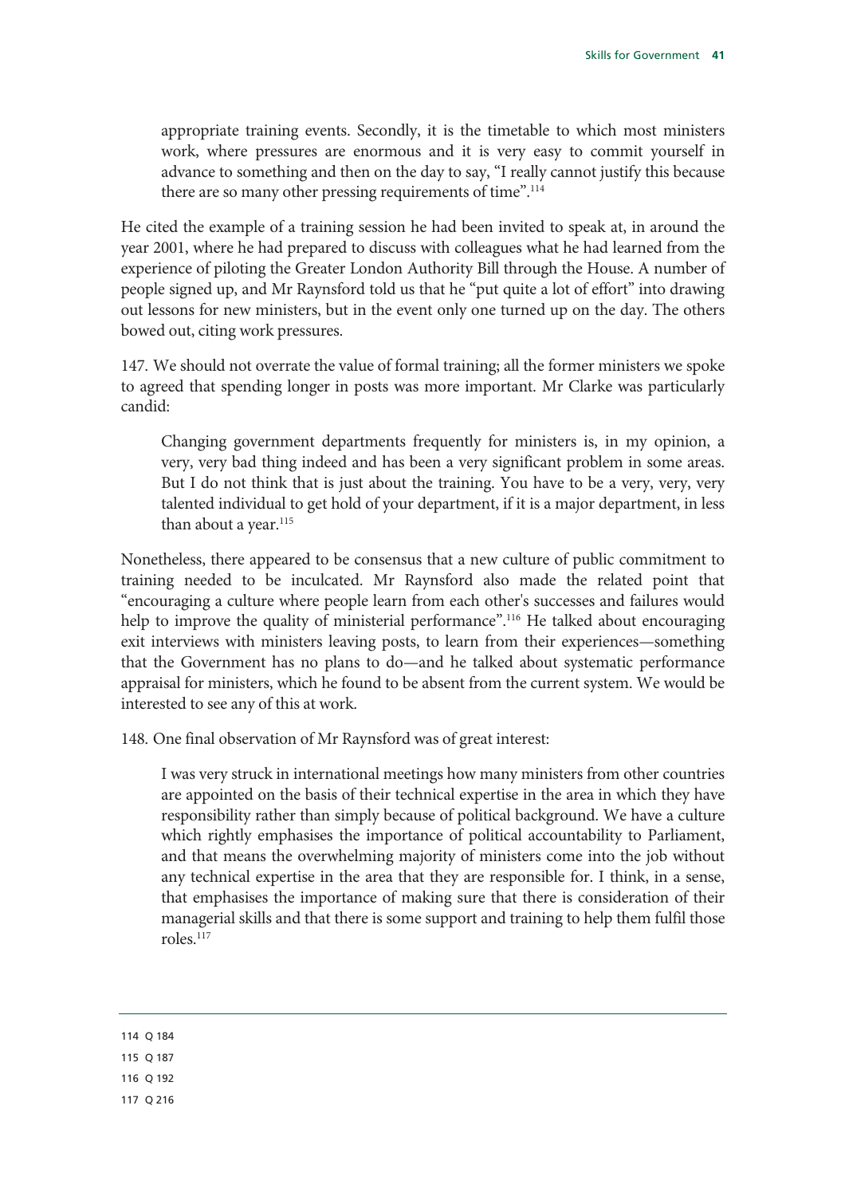> appropriate training events. Secondly, it is the timetable to which most ministers work, where pressures are enormous and it is very easy to commit yourself in advance to something and then on the day to say, "I really cannot justify this because there are so many other pressing requirements of time".[114]

He cited the example of a training session he had been invited to speak at, in around the year 2001, where he had prepared to discuss with colleagues what he had learned from the experience of piloting the Greater London Authority Bill through the House. A number of people signed up, and Mr Raynsford told us that he "put quite a lot of effort" into drawing out lessons for new ministers, but in the event only one turned up on the day. The others bowed out, citing work pressures.

147. We should not overrate the value of formal training; all the former ministers we spoke to agreed that spending longer in posts was more important. Mr Clarke was particularly candid:

> Changing government departments frequently for ministers is, in my opinion, a very, very bad thing indeed and has been a very significant problem in some areas. But I do not think that is just about the training. You have to be a very, very, very talented individual to get hold of your department, if it is a major department, in less than about a year.[115]

Nonetheless, there appeared to be consensus that a new culture of public commitment to training needed to be inculcated. Mr Raynsford also made the related point that "encouraging a culture where people learn from each other's successes and failures would help to improve the quality of ministerial performance".[116] He talked about encouraging exit interviews with ministers leaving posts, to learn from their experiences—something that the Government has no plans to do—and he talked about systematic performance appraisal for ministers, which he found to be absent from the current system. We would be interested to see any of this at work.

148. One final observation of Mr Raynsford was of great interest:

> I was very struck in international meetings how many ministers from other countries are appointed on the basis of their technical expertise in the area in which they have responsibility rather than simply because of political background. We have a culture which rightly emphasises the importance of political accountability to Parliament, and that means the overwhelming majority of ministers come into the job without any technical expertise in the area that they are responsible for. I think, in a sense, that emphasises the importance of making sure that there is consideration of their managerial skills and that there is some support and training to help them fulfil those roles.[117]

---

114 Q 184

115 Q 187

116 Q 192

117 Q 216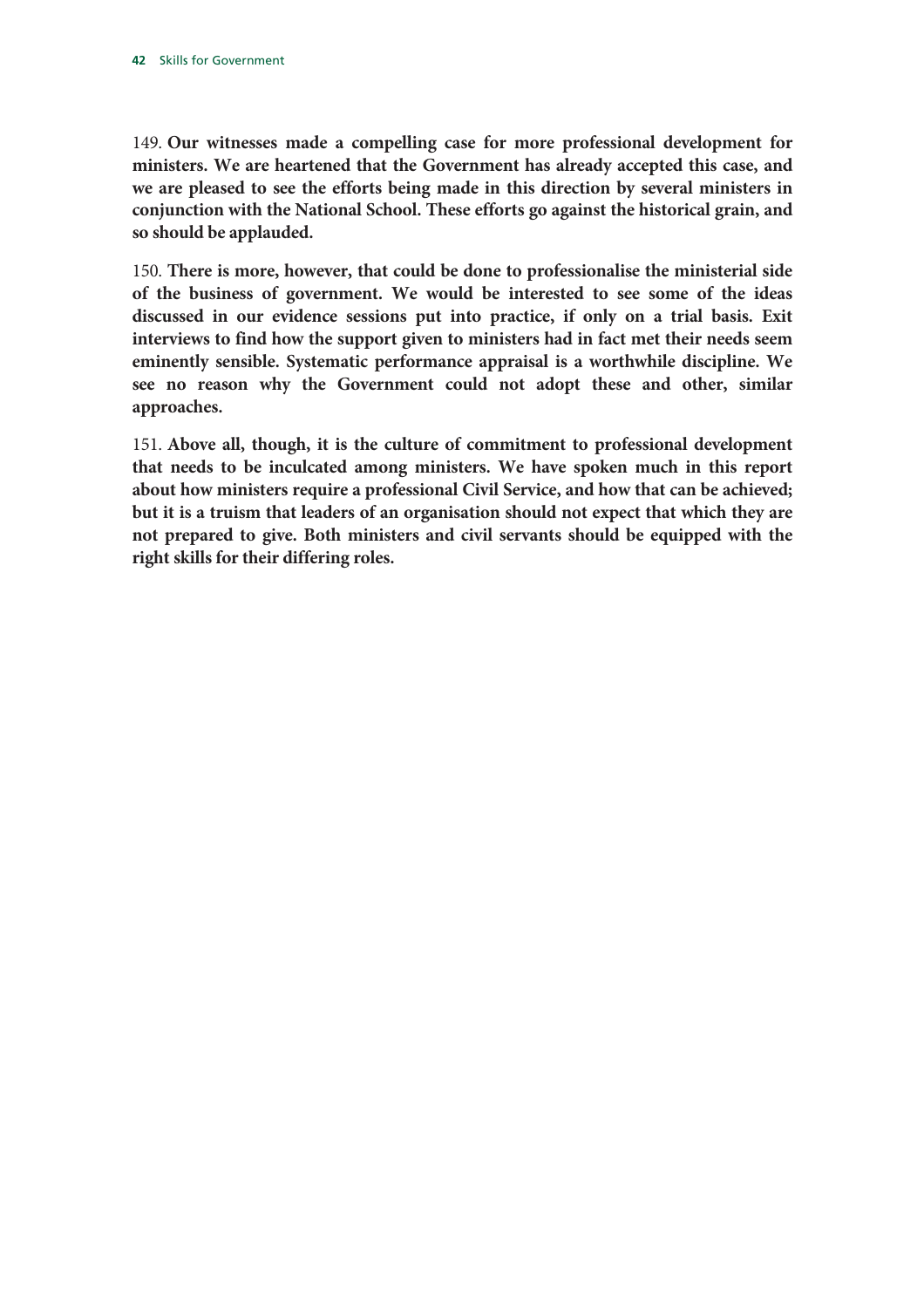149. **Our witnesses made a compelling case for more professional development for ministers. We are heartened that the Government has already accepted this case, and we are pleased to see the efforts being made in this direction by several ministers in conjunction with the National School. These efforts go against the historical grain, and so should be applauded.**

150. **There is more, however, that could be done to professionalise the ministerial side of the business of government. We would be interested to see some of the ideas discussed in our evidence sessions put into practice, if only on a trial basis. Exit interviews to find how the support given to ministers had in fact met their needs seem eminently sensible. Systematic performance appraisal is a worthwhile discipline. We see no reason why the Government could not adopt these and other, similar approaches.**

151. **Above all, though, it is the culture of commitment to professional development that needs to be inculcated among ministers. We have spoken much in this report about how ministers require a professional Civil Service, and how that can be achieved; but it is a truism that leaders of an organisation should not expect that which they are not prepared to give. Both ministers and civil servants should be equipped with the right skills for their differing roles.**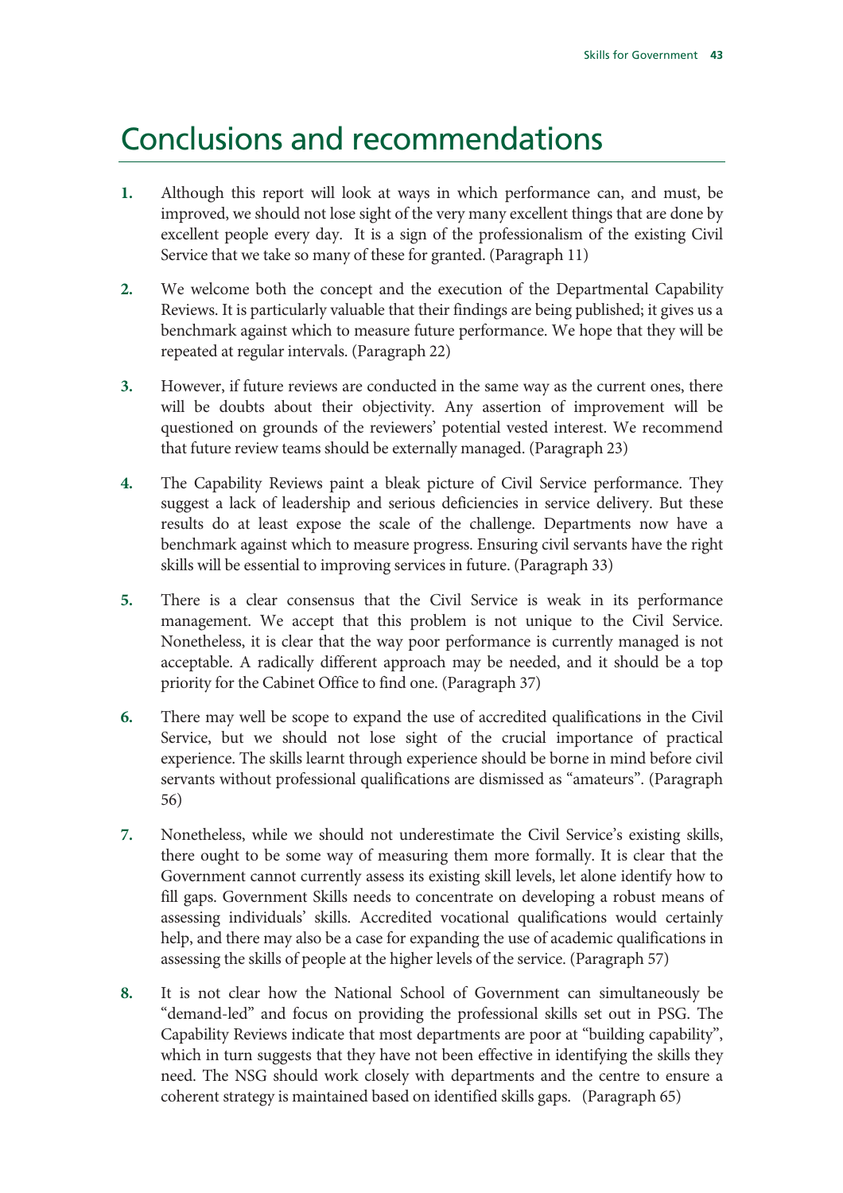# Conclusions and recommendations

1. Although this report will look at ways in which performance can, and must, be improved, we should not lose sight of the very many excellent things that are done by excellent people every day. It is a sign of the professionalism of the existing Civil Service that we take so many of these for granted. (Paragraph 11)

2. We welcome both the concept and the execution of the Departmental Capability Reviews. It is particularly valuable that their findings are being published; it gives us a benchmark against which to measure future performance. We hope that they will be repeated at regular intervals. (Paragraph 22)

3. However, if future reviews are conducted in the same way as the current ones, there will be doubts about their objectivity. Any assertion of improvement will be questioned on grounds of the reviewers' potential vested interest. We recommend that future review teams should be externally managed. (Paragraph 23)

4. The Capability Reviews paint a bleak picture of Civil Service performance. They suggest a lack of leadership and serious deficiencies in service delivery. But these results do at least expose the scale of the challenge. Departments now have a benchmark against which to measure progress. Ensuring civil servants have the right skills will be essential to improving services in future. (Paragraph 33)

5. There is a clear consensus that the Civil Service is weak in its performance management. We accept that this problem is not unique to the Civil Service. Nonetheless, it is clear that the way poor performance is currently managed is not acceptable. A radically different approach may be needed, and it should be a top priority for the Cabinet Office to find one. (Paragraph 37)

6. There may well be scope to expand the use of accredited qualifications in the Civil Service, but we should not lose sight of the crucial importance of practical experience. The skills learnt through experience should be borne in mind before civil servants without professional qualifications are dismissed as "amateurs". (Paragraph 56)

7. Nonetheless, while we should not underestimate the Civil Service's existing skills, there ought to be some way of measuring them more formally. It is clear that the Government cannot currently assess its existing skill levels, let alone identify how to fill gaps. Government Skills needs to concentrate on developing a robust means of assessing individuals' skills. Accredited vocational qualifications would certainly help, and there may also be a case for expanding the use of academic qualifications in assessing the skills of people at the higher levels of the service. (Paragraph 57)

8. It is not clear how the National School of Government can simultaneously be "demand-led" and focus on providing the professional skills set out in PSG. The Capability Reviews indicate that most departments are poor at "building capability", which in turn suggests that they have not been effective in identifying the skills they need. The NSG should work closely with departments and the centre to ensure a coherent strategy is maintained based on identified skills gaps. (Paragraph 65)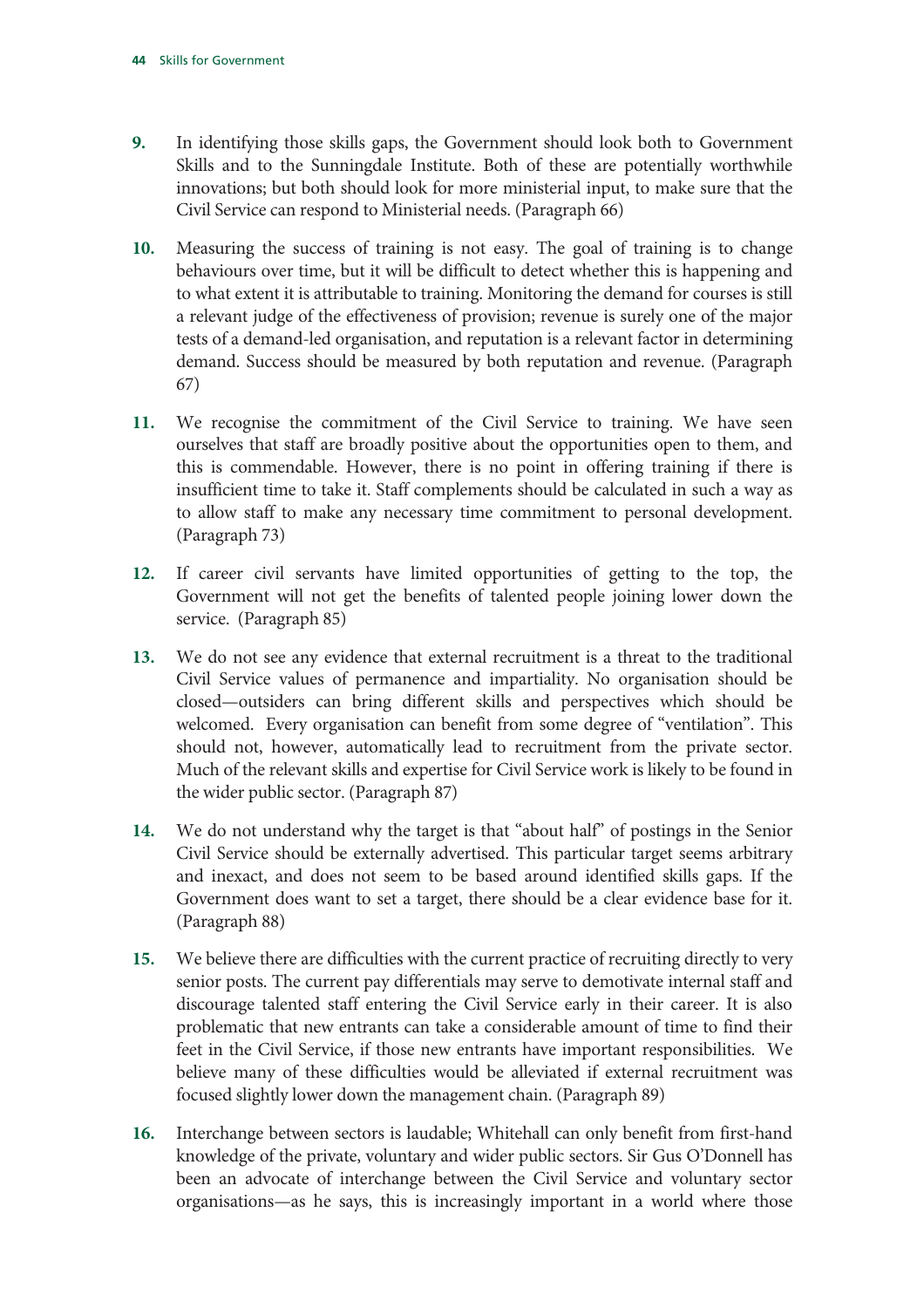9. In identifying those skills gaps, the Government should look both to Government Skills and to the Sunningdale Institute. Both of these are potentially worthwhile innovations; but both should look for more ministerial input, to make sure that the Civil Service can respond to Ministerial needs. (Paragraph 66)

10. Measuring the success of training is not easy. The goal of training is to change behaviours over time, but it will be difficult to detect whether this is happening and to what extent it is attributable to training. Monitoring the demand for courses is still a relevant judge of the effectiveness of provision; revenue is surely one of the major tests of a demand-led organisation, and reputation is a relevant factor in determining demand. Success should be measured by both reputation and revenue. (Paragraph 67)

11. We recognise the commitment of the Civil Service to training. We have seen ourselves that staff are broadly positive about the opportunities open to them, and this is commendable. However, there is no point in offering training if there is insufficient time to take it. Staff complements should be calculated in such a way as to allow staff to make any necessary time commitment to personal development. (Paragraph 73)

12. If career civil servants have limited opportunities of getting to the top, the Government will not get the benefits of talented people joining lower down the service. (Paragraph 85)

13. We do not see any evidence that external recruitment is a threat to the traditional Civil Service values of permanence and impartiality. No organisation should be closed—outsiders can bring different skills and perspectives which should be welcomed. Every organisation can benefit from some degree of "ventilation". This should not, however, automatically lead to recruitment from the private sector. Much of the relevant skills and expertise for Civil Service work is likely to be found in the wider public sector. (Paragraph 87)

14. We do not understand why the target is that "about half" of postings in the Senior Civil Service should be externally advertised. This particular target seems arbitrary and inexact, and does not seem to be based around identified skills gaps. If the Government does want to set a target, there should be a clear evidence base for it. (Paragraph 88)

15. We believe there are difficulties with the current practice of recruiting directly to very senior posts. The current pay differentials may serve to demotivate internal staff and discourage talented staff entering the Civil Service early in their career. It is also problematic that new entrants can take a considerable amount of time to find their feet in the Civil Service, if those new entrants have important responsibilities. We believe many of these difficulties would be alleviated if external recruitment was focused slightly lower down the management chain. (Paragraph 89)

16. Interchange between sectors is laudable; Whitehall can only benefit from first-hand knowledge of the private, voluntary and wider public sectors. Sir Gus O'Donnell has been an advocate of interchange between the Civil Service and voluntary sector organisations—as he says, this is increasingly important in a world where those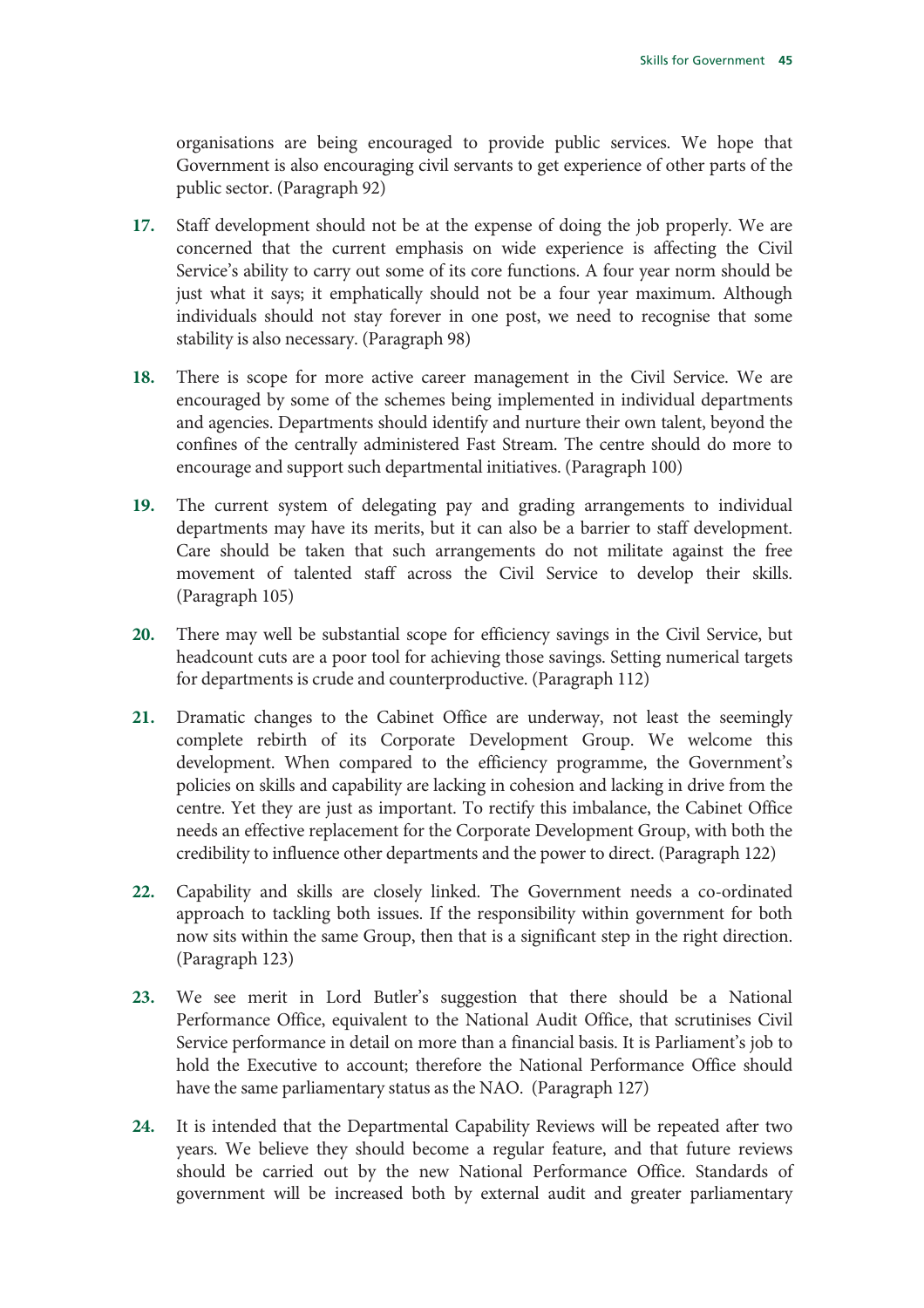organisations are being encouraged to provide public services. We hope that Government is also encouraging civil servants to get experience of other parts of the public sector. (Paragraph 92)

**17.** Staff development should not be at the expense of doing the job properly. We are concerned that the current emphasis on wide experience is affecting the Civil Service's ability to carry out some of its core functions. A four year norm should be just what it says; it emphatically should not be a four year maximum. Although individuals should not stay forever in one post, we need to recognise that some stability is also necessary. (Paragraph 98)

**18.** There is scope for more active career management in the Civil Service. We are encouraged by some of the schemes being implemented in individual departments and agencies. Departments should identify and nurture their own talent, beyond the confines of the centrally administered Fast Stream. The centre should do more to encourage and support such departmental initiatives. (Paragraph 100)

**19.** The current system of delegating pay and grading arrangements to individual departments may have its merits, but it can also be a barrier to staff development. Care should be taken that such arrangements do not militate against the free movement of talented staff across the Civil Service to develop their skills. (Paragraph 105)

**20.** There may well be substantial scope for efficiency savings in the Civil Service, but headcount cuts are a poor tool for achieving those savings. Setting numerical targets for departments is crude and counterproductive. (Paragraph 112)

**21.** Dramatic changes to the Cabinet Office are underway, not least the seemingly complete rebirth of its Corporate Development Group. We welcome this development. When compared to the efficiency programme, the Government's policies on skills and capability are lacking in cohesion and lacking in drive from the centre. Yet they are just as important. To rectify this imbalance, the Cabinet Office needs an effective replacement for the Corporate Development Group, with both the credibility to influence other departments and the power to direct. (Paragraph 122)

**22.** Capability and skills are closely linked. The Government needs a co-ordinated approach to tackling both issues. If the responsibility within government for both now sits within the same Group, then that is a significant step in the right direction. (Paragraph 123)

**23.** We see merit in Lord Butler's suggestion that there should be a National Performance Office, equivalent to the National Audit Office, that scrutinises Civil Service performance in detail on more than a financial basis. It is Parliament's job to hold the Executive to account; therefore the National Performance Office should have the same parliamentary status as the NAO. (Paragraph 127)

**24.** It is intended that the Departmental Capability Reviews will be repeated after two years. We believe they should become a regular feature, and that future reviews should be carried out by the new National Performance Office. Standards of government will be increased both by external audit and greater parliamentary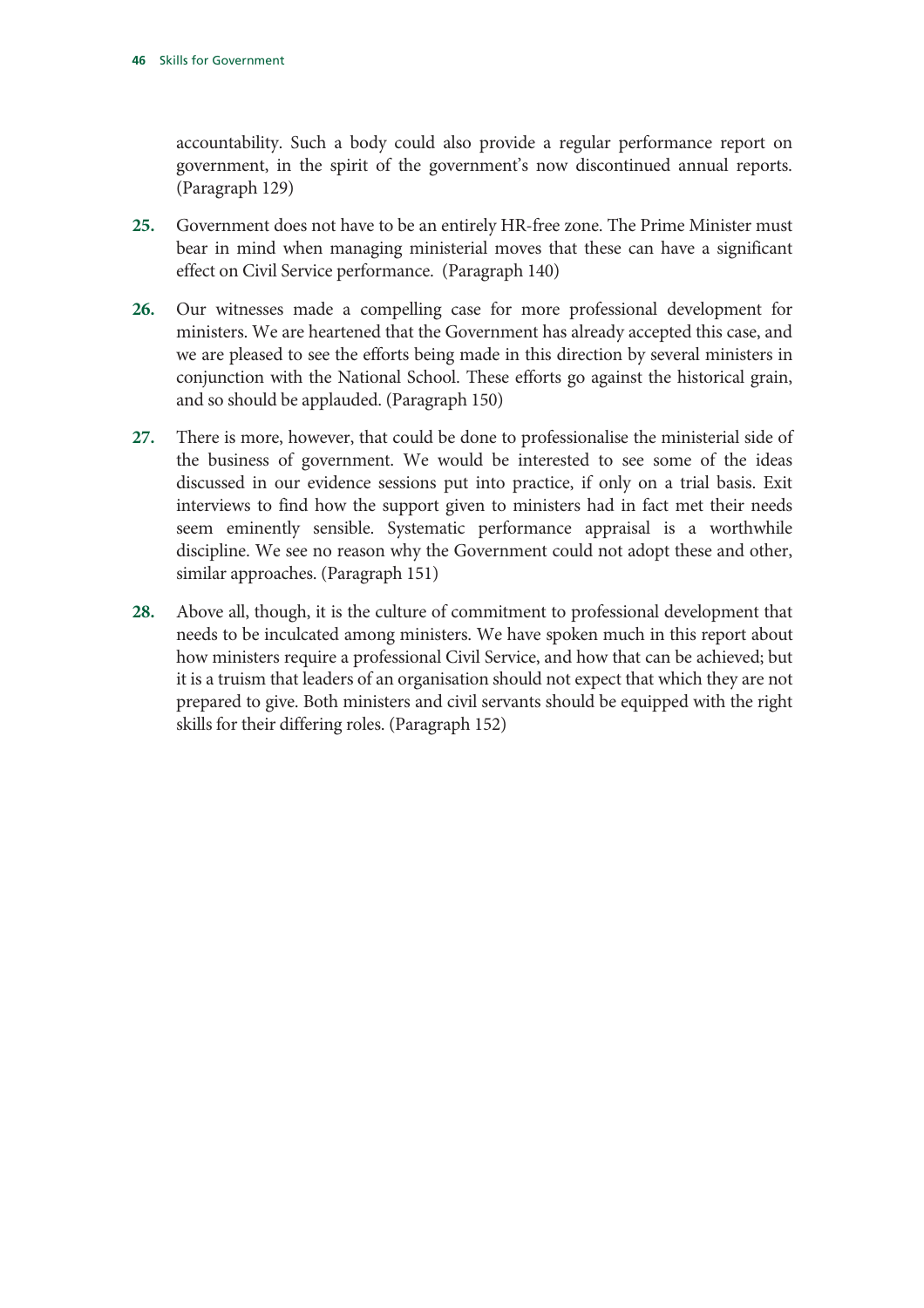accountability. Such a body could also provide a regular performance report on government, in the spirit of the government's now discontinued annual reports. (Paragraph 129)

**25.** Government does not have to be an entirely HR-free zone. The Prime Minister must bear in mind when managing ministerial moves that these can have a significant effect on Civil Service performance. (Paragraph 140)

**26.** Our witnesses made a compelling case for more professional development for ministers. We are heartened that the Government has already accepted this case, and we are pleased to see the efforts being made in this direction by several ministers in conjunction with the National School. These efforts go against the historical grain, and so should be applauded. (Paragraph 150)

**27.** There is more, however, that could be done to professionalise the ministerial side of the business of government. We would be interested to see some of the ideas discussed in our evidence sessions put into practice, if only on a trial basis. Exit interviews to find how the support given to ministers had in fact met their needs seem eminently sensible. Systematic performance appraisal is a worthwhile discipline. We see no reason why the Government could not adopt these and other, similar approaches. (Paragraph 151)

**28.** Above all, though, it is the culture of commitment to professional development that needs to be inculcated among ministers. We have spoken much in this report about how ministers require a professional Civil Service, and how that can be achieved; but it is a truism that leaders of an organisation should not expect that which they are not prepared to give. Both ministers and civil servants should be equipped with the right skills for their differing roles. (Paragraph 152)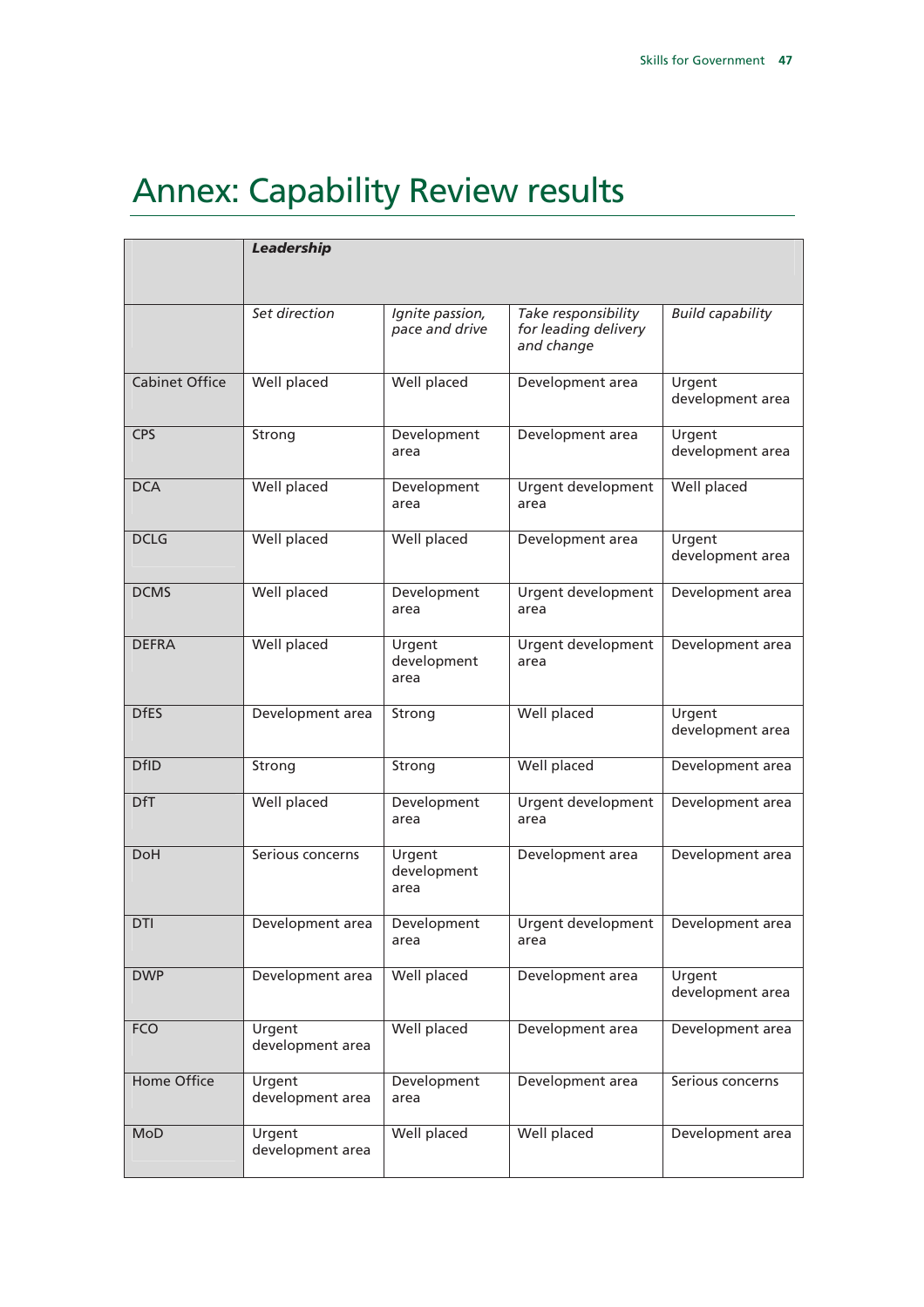# Annex: Capability Review results

| | ***Leadership*** | | | |
|---|---|---|---|---|
| | *Set direction* | *Ignite passion, pace and drive* | *Take responsibility for leading delivery and change* | *Build capability* |
| Cabinet Office | Well placed | Well placed | Development area | Urgent development area |
| CPS | Strong | Development area | Development area | Urgent development area |
| DCA | Well placed | Development area | Urgent development area | Well placed |
| DCLG | Well placed | Well placed | Development area | Urgent development area |
| DCMS | Well placed | Development area | Urgent development area | Development area |
| DEFRA | Well placed | Urgent development area | Urgent development area | Development area |
| DfES | Development area | Strong | Well placed | Urgent development area |
| DfID | Strong | Strong | Well placed | Development area |
| DfT | Well placed | Development area | Urgent development area | Development area |
| DoH | Serious concerns | Urgent development area | Development area | Development area |
| DTI | Development area | Development area | Urgent development area | Development area |
| DWP | Development area | Well placed | Development area | Urgent development area |
| FCO | Urgent development area | Well placed | Development area | Development area |
| Home Office | Urgent development area | Development area | Development area | Serious concerns |
| MoD | Urgent development area | Well placed | Well placed | Development area |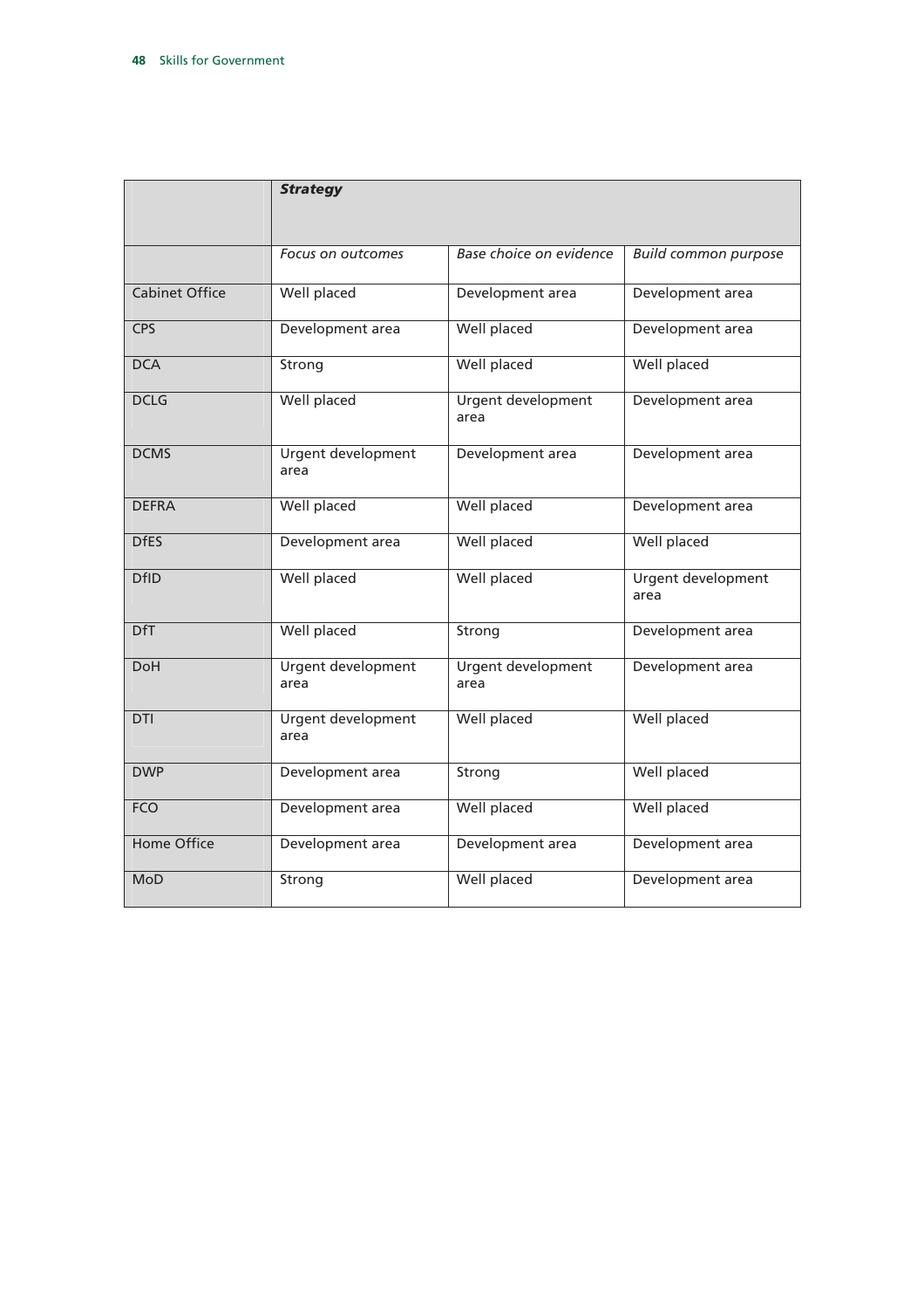| | ***Strategy*** | | |
|---|---|---|---|
| | *Focus on outcomes* | *Base choice on evidence* | *Build common purpose* |
| Cabinet Office | Well placed | Development area | Development area |
| CPS | Development area | Well placed | Development area |
| DCA | Strong | Well placed | Well placed |
| DCLG | Well placed | Urgent development area | Development area |
| DCMS | Urgent development area | Development area | Development area |
| DEFRA | Well placed | Well placed | Development area |
| DfES | Development area | Well placed | Well placed |
| DfID | Well placed | Well placed | Urgent development area |
| DfT | Well placed | Strong | Development area |
| DoH | Urgent development area | Urgent development area | Development area |
| DTI | Urgent development area | Well placed | Well placed |
| DWP | Development area | Strong | Well placed |
| FCO | Development area | Well placed | Well placed |
| Home Office | Development area | Development area | Development area |
| MoD | Strong | Well placed | Development area |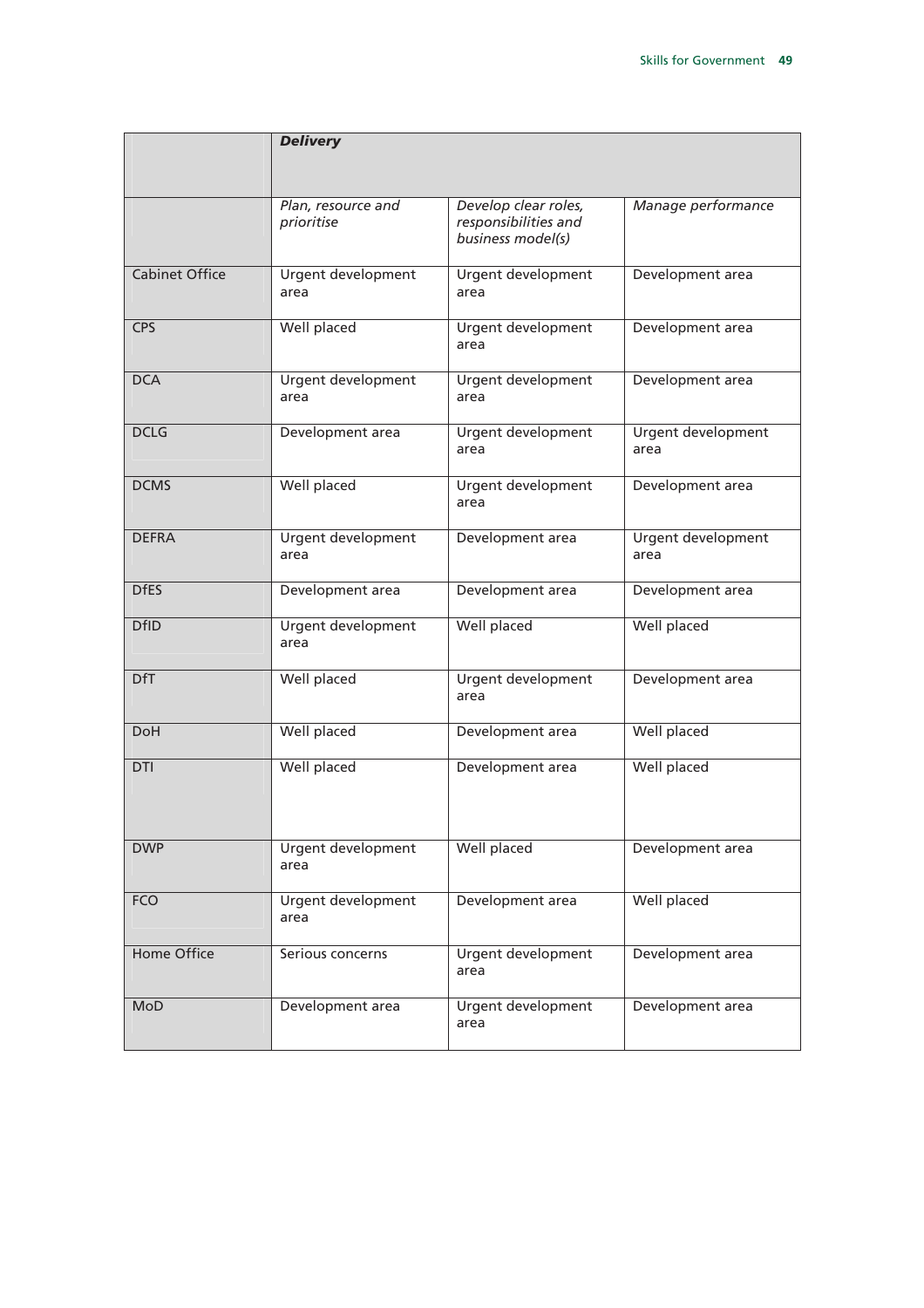| | ***Delivery*** | | |
|---|---|---|---|
| | *Plan, resource and prioritise* | *Develop clear roles, responsibilities and business model(s)* | *Manage performance* |
| Cabinet Office | Urgent development area | Urgent development area | Development area |
| CPS | Well placed | Urgent development area | Development area |
| DCA | Urgent development area | Urgent development area | Development area |
| DCLG | Development area | Urgent development area | Urgent development area |
| DCMS | Well placed | Urgent development area | Development area |
| DEFRA | Urgent development area | Development area | Urgent development area |
| DfES | Development area | Development area | Development area |
| DfID | Urgent development area | Well placed | Well placed |
| DfT | Well placed | Urgent development area | Development area |
| DoH | Well placed | Development area | Well placed |
| DTI | Well placed | Development area | Well placed |
| DWP | Urgent development area | Well placed | Development area |
| FCO | Urgent development area | Development area | Well placed |
| Home Office | Serious concerns | Urgent development area | Development area |
| MoD | Development area | Urgent development area | Development area |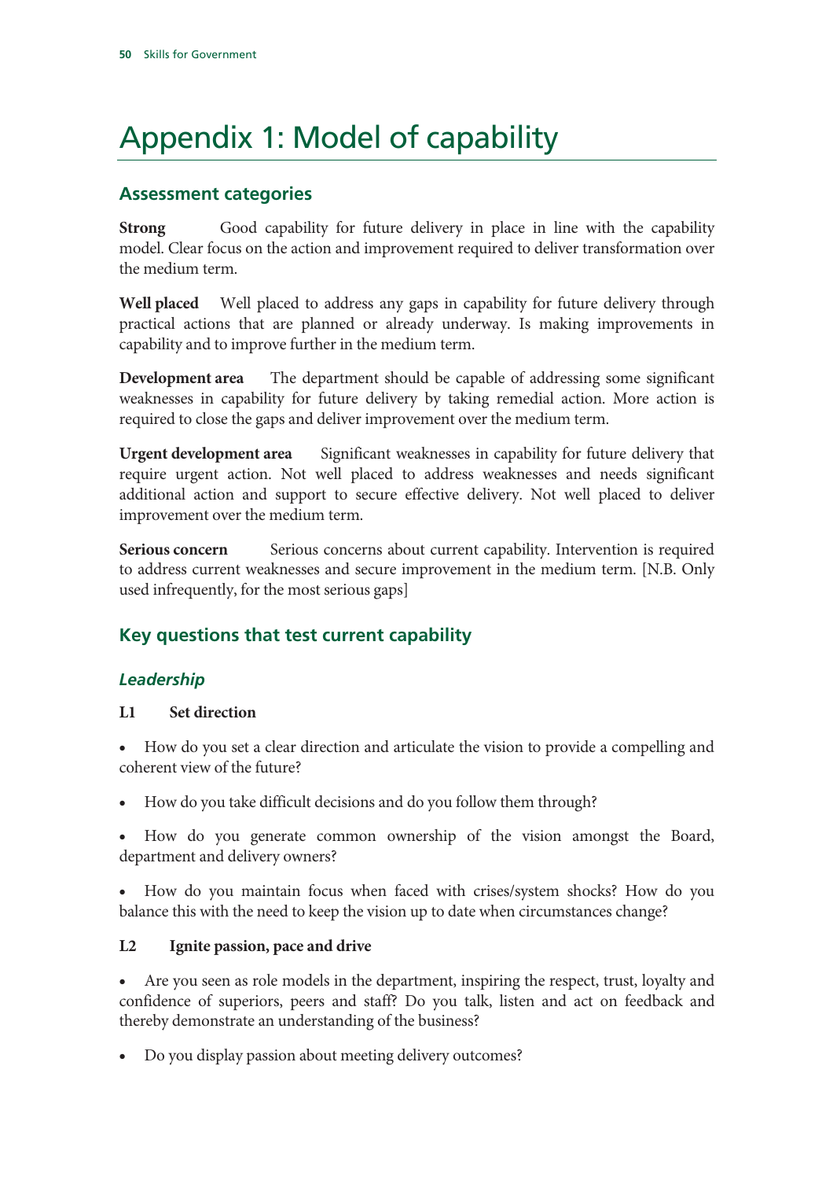# Appendix 1: Model of capability

## Assessment categories

**Strong** Good capability for future delivery in place in line with the capability model. Clear focus on the action and improvement required to deliver transformation over the medium term.

**Well placed** Well placed to address any gaps in capability for future delivery through practical actions that are planned or already underway. Is making improvements in capability and to improve further in the medium term.

**Development area** The department should be capable of addressing some significant weaknesses in capability for future delivery by taking remedial action. More action is required to close the gaps and deliver improvement over the medium term.

**Urgent development area** Significant weaknesses in capability for future delivery that require urgent action. Not well placed to address weaknesses and needs significant additional action and support to secure effective delivery. Not well placed to deliver improvement over the medium term.

**Serious concern** Serious concerns about current capability. Intervention is required to address current weaknesses and secure improvement in the medium term. [N.B. Only used infrequently, for the most serious gaps]

## Key questions that test current capability

### *Leadership*

**L1 Set direction**

- How do you set a clear direction and articulate the vision to provide a compelling and coherent view of the future?
- How do you take difficult decisions and do you follow them through?
- How do you generate common ownership of the vision amongst the Board, department and delivery owners?
- How do you maintain focus when faced with crises/system shocks? How do you balance this with the need to keep the vision up to date when circumstances change?

**L2 Ignite passion, pace and drive**

- Are you seen as role models in the department, inspiring the respect, trust, loyalty and confidence of superiors, peers and staff? Do you talk, listen and act on feedback and thereby demonstrate an understanding of the business?
- Do you display passion about meeting delivery outcomes?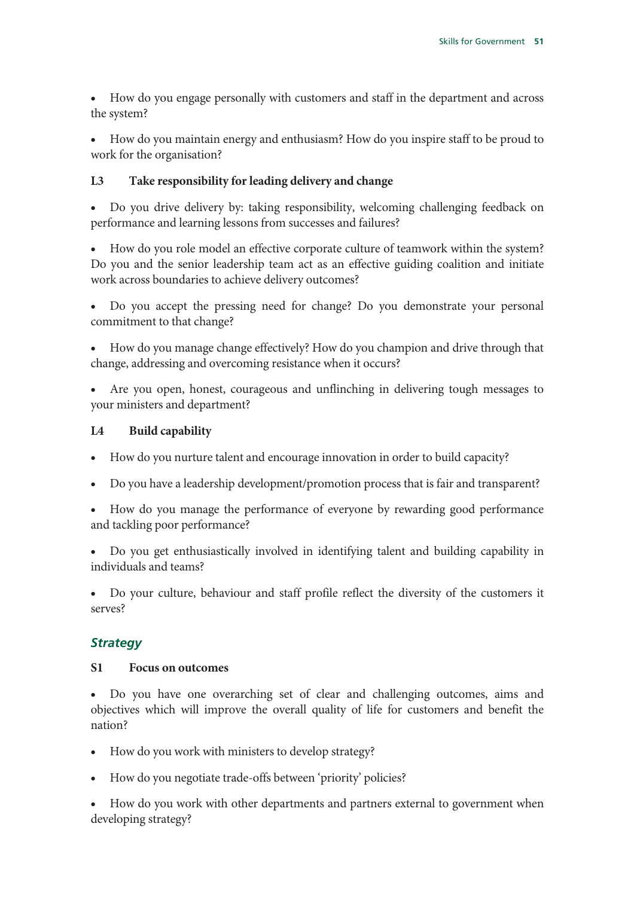- How do you engage personally with customers and staff in the department and across the system?

- How do you maintain energy and enthusiasm? How do you inspire staff to be proud to work for the organisation?

**L3 Take responsibility for leading delivery and change**

- Do you drive delivery by: taking responsibility, welcoming challenging feedback on performance and learning lessons from successes and failures?

- How do you role model an effective corporate culture of teamwork within the system? Do you and the senior leadership team act as an effective guiding coalition and initiate work across boundaries to achieve delivery outcomes?

- Do you accept the pressing need for change? Do you demonstrate your personal commitment to that change?

- How do you manage change effectively? How do you champion and drive through that change, addressing and overcoming resistance when it occurs?

- Are you open, honest, courageous and unflinching in delivering tough messages to your ministers and department?

**L4 Build capability**

- How do you nurture talent and encourage innovation in order to build capacity?

- Do you have a leadership development/promotion process that is fair and transparent?

- How do you manage the performance of everyone by rewarding good performance and tackling poor performance?

- Do you get enthusiastically involved in identifying talent and building capability in individuals and teams?

- Do your culture, behaviour and staff profile reflect the diversity of the customers it serves?

## *Strategy*

**S1 Focus on outcomes**

- Do you have one overarching set of clear and challenging outcomes, aims and objectives which will improve the overall quality of life for customers and benefit the nation?

- How do you work with ministers to develop strategy?

- How do you negotiate trade-offs between 'priority' policies?

- How do you work with other departments and partners external to government when developing strategy?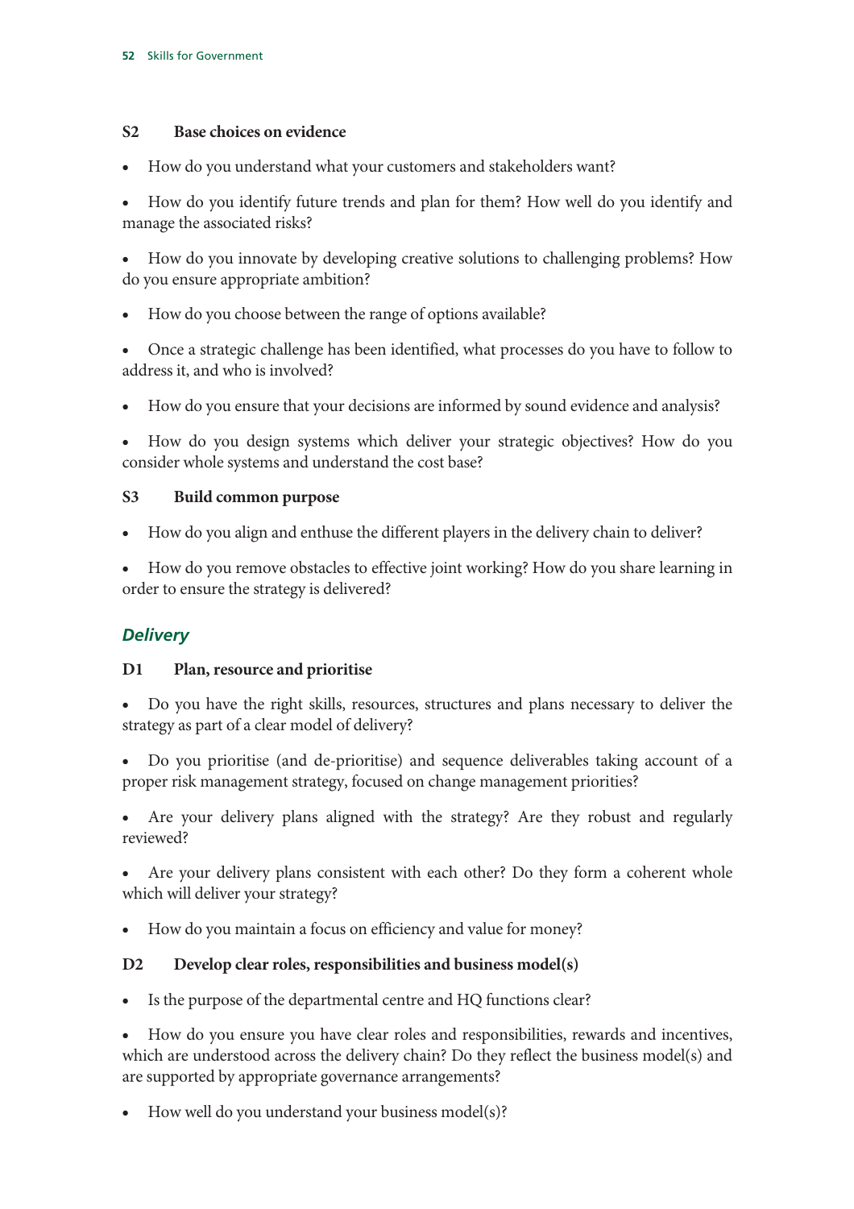### S2 Base choices on evidence

- How do you understand what your customers and stakeholders want?
- How do you identify future trends and plan for them? How well do you identify and manage the associated risks?
- How do you innovate by developing creative solutions to challenging problems? How do you ensure appropriate ambition?
- How do you choose between the range of options available?
- Once a strategic challenge has been identified, what processes do you have to follow to address it, and who is involved?
- How do you ensure that your decisions are informed by sound evidence and analysis?
- How do you design systems which deliver your strategic objectives? How do you consider whole systems and understand the cost base?

### S3 Build common purpose

- How do you align and enthuse the different players in the delivery chain to deliver?
- How do you remove obstacles to effective joint working? How do you share learning in order to ensure the strategy is delivered?

## *Delivery*

### D1 Plan, resource and prioritise

- Do you have the right skills, resources, structures and plans necessary to deliver the strategy as part of a clear model of delivery?
- Do you prioritise (and de-prioritise) and sequence deliverables taking account of a proper risk management strategy, focused on change management priorities?
- Are your delivery plans aligned with the strategy? Are they robust and regularly reviewed?
- Are your delivery plans consistent with each other? Do they form a coherent whole which will deliver your strategy?
- How do you maintain a focus on efficiency and value for money?

### D2 Develop clear roles, responsibilities and business model(s)

- Is the purpose of the departmental centre and HQ functions clear?
- How do you ensure you have clear roles and responsibilities, rewards and incentives, which are understood across the delivery chain? Do they reflect the business model(s) and are supported by appropriate governance arrangements?
- How well do you understand your business model(s)?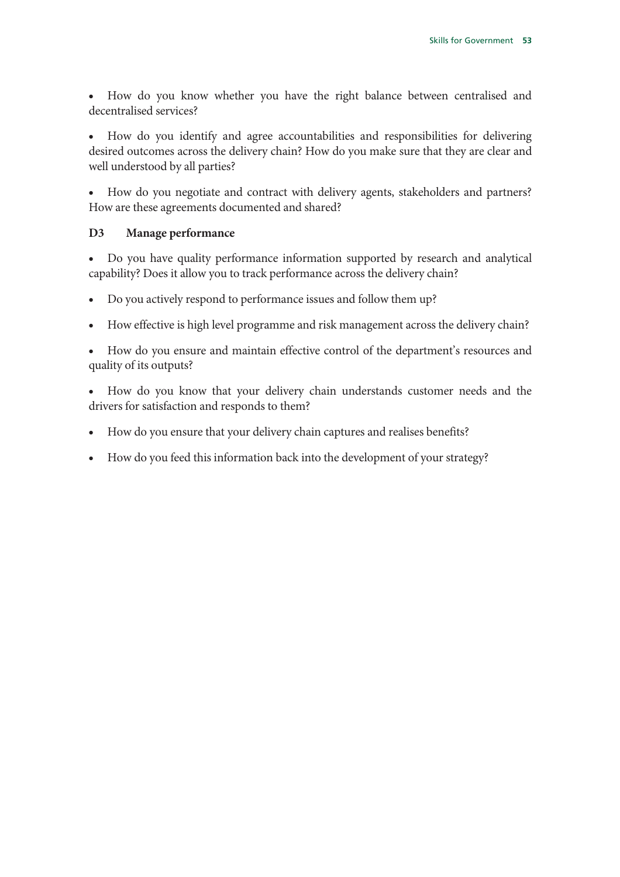- How do you know whether you have the right balance between centralised and decentralised services?

- How do you identify and agree accountabilities and responsibilities for delivering desired outcomes across the delivery chain? How do you make sure that they are clear and well understood by all parties?

- How do you negotiate and contract with delivery agents, stakeholders and partners? How are these agreements documented and shared?

### D3 Manage performance

- Do you have quality performance information supported by research and analytical capability? Does it allow you to track performance across the delivery chain?

- Do you actively respond to performance issues and follow them up?

- How effective is high level programme and risk management across the delivery chain?

- How do you ensure and maintain effective control of the department's resources and quality of its outputs?

- How do you know that your delivery chain understands customer needs and the drivers for satisfaction and responds to them?

- How do you ensure that your delivery chain captures and realises benefits?

- How do you feed this information back into the development of your strategy?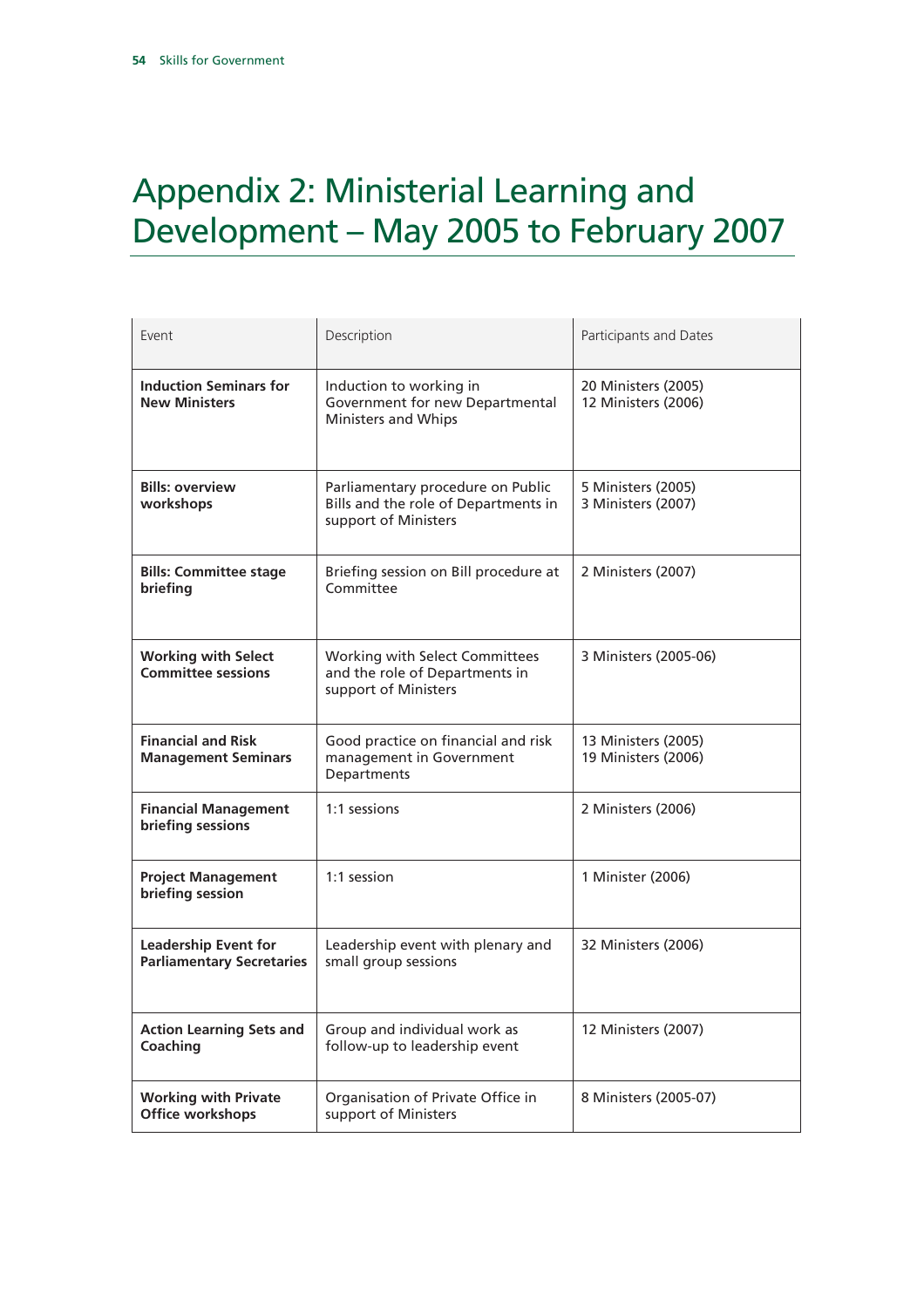# Appendix 2: Ministerial Learning and Development – May 2005 to February 2007

| Event | Description | Participants and Dates |
|---|---|---|
| **Induction Seminars for New Ministers** | Induction to working in Government for new Departmental Ministers and Whips | 20 Ministers (2005)<br>12 Ministers (2006) |
| **Bills: overview workshops** | Parliamentary procedure on Public Bills and the role of Departments in support of Ministers | 5 Ministers (2005)<br>3 Ministers (2007) |
| **Bills: Committee stage briefing** | Briefing session on Bill procedure at Committee | 2 Ministers (2007) |
| **Working with Select Committee sessions** | Working with Select Committees and the role of Departments in support of Ministers | 3 Ministers (2005-06) |
| **Financial and Risk Management Seminars** | Good practice on financial and risk management in Government Departments | 13 Ministers (2005)<br>19 Ministers (2006) |
| **Financial Management briefing sessions** | 1:1 sessions | 2 Ministers (2006) |
| **Project Management briefing session** | 1:1 session | 1 Minister (2006) |
| **Leadership Event for Parliamentary Secretaries** | Leadership event with plenary and small group sessions | 32 Ministers (2006) |
| **Action Learning Sets and Coaching** | Group and individual work as follow-up to leadership event | 12 Ministers (2007) |
| **Working with Private Office workshops** | Organisation of Private Office in support of Ministers | 8 Ministers (2005-07) |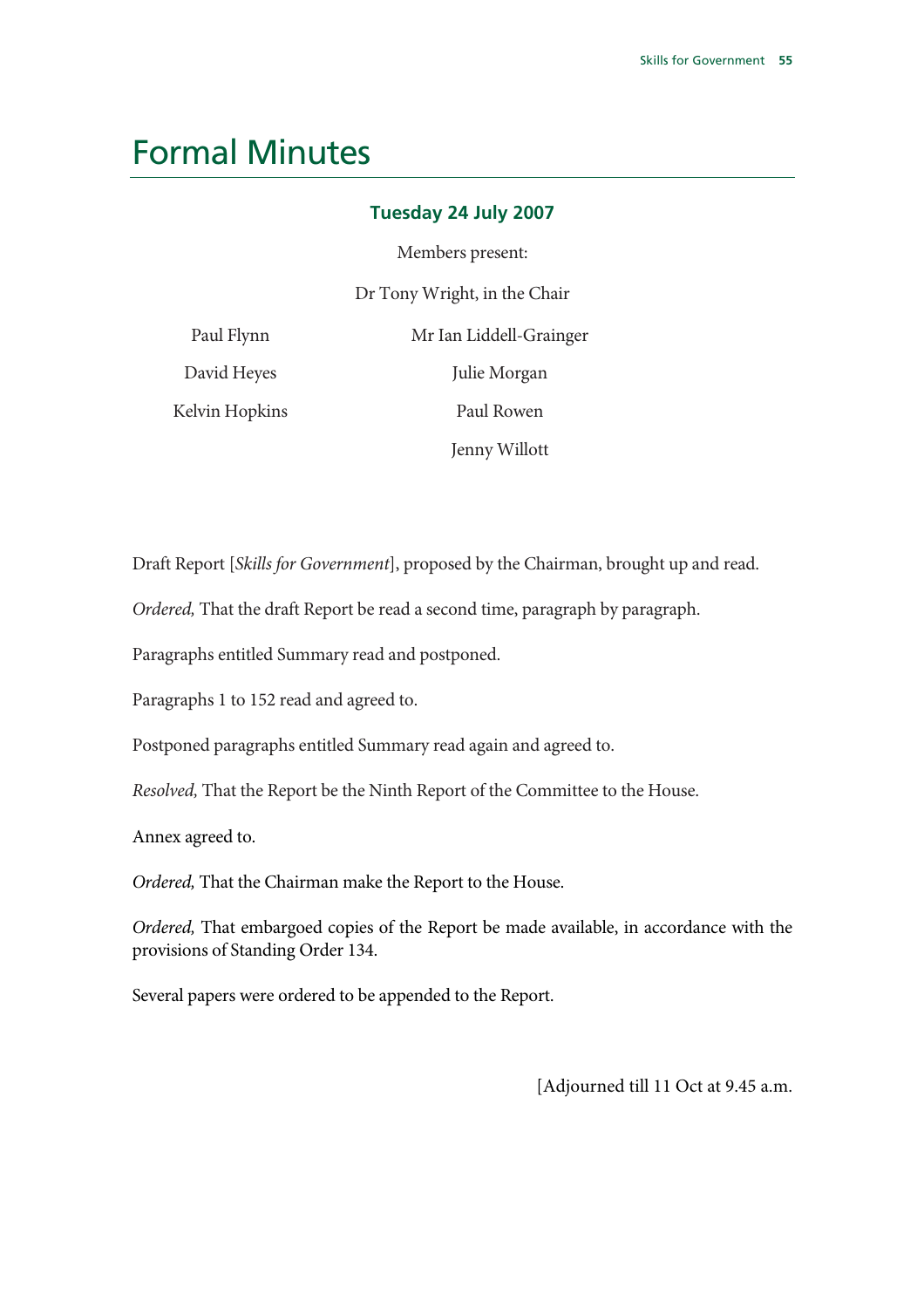# Formal Minutes

### Tuesday 24 July 2007

Members present:

Dr Tony Wright, in the Chair

Paul Flynn
David Heyes
Kelvin Hopkins
Mr Ian Liddell-Grainger
Julie Morgan
Paul Rowen
Jenny Willott

Draft Report [*Skills for Government*], proposed by the Chairman, brought up and read.

*Ordered,* That the draft Report be read a second time, paragraph by paragraph.

Paragraphs entitled Summary read and postponed.

Paragraphs 1 to 152 read and agreed to.

Postponed paragraphs entitled Summary read again and agreed to.

*Resolved,* That the Report be the Ninth Report of the Committee to the House.

Annex agreed to.

*Ordered,* That the Chairman make the Report to the House.

*Ordered,* That embargoed copies of the Report be made available, in accordance with the provisions of Standing Order 134.

Several papers were ordered to be appended to the Report.

[Adjourned till 11 Oct at 9.45 a.m.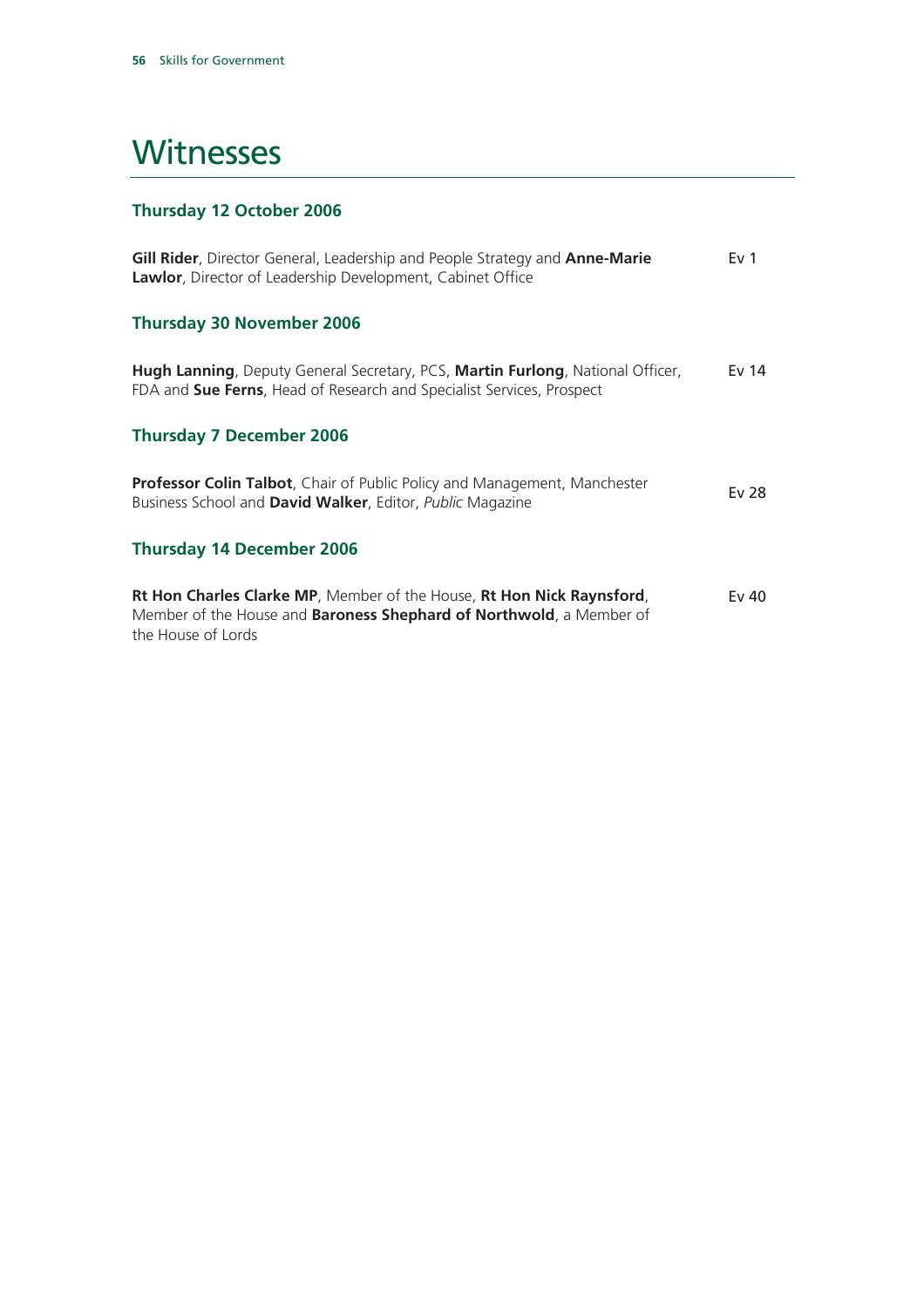# Witnesses

### Thursday 12 October 2006

**Gill Rider**, Director General, Leadership and People Strategy and **Anne-Marie Lawlor**, Director of Leadership Development, Cabinet Office — Ev 1

### Thursday 30 November 2006

**Hugh Lanning**, Deputy General Secretary, PCS, **Martin Furlong**, National Officer, FDA and **Sue Ferns**, Head of Research and Specialist Services, Prospect — Ev 14

### Thursday 7 December 2006

**Professor Colin Talbot**, Chair of Public Policy and Management, Manchester Business School and **David Walker**, Editor, *Public* Magazine — Ev 28

### Thursday 14 December 2006

**Rt Hon Charles Clarke MP**, Member of the House, **Rt Hon Nick Raynsford**, Member of the House and **Baroness Shephard of Northwold**, a Member of the House of Lords — Ev 40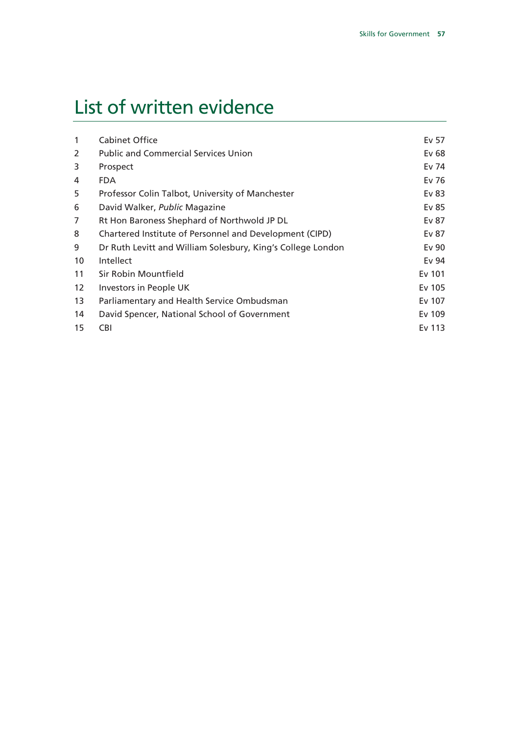# List of written evidence

| | | |
|---|---|---|
| 1 | Cabinet Office | Ev 57 |
| 2 | Public and Commercial Services Union | Ev 68 |
| 3 | Prospect | Ev 74 |
| 4 | FDA | Ev 76 |
| 5 | Professor Colin Talbot, University of Manchester | Ev 83 |
| 6 | David Walker, *Public* Magazine | Ev 85 |
| 7 | Rt Hon Baroness Shephard of Northwold JP DL | Ev 87 |
| 8 | Chartered Institute of Personnel and Development (CIPD) | Ev 87 |
| 9 | Dr Ruth Levitt and William Solesbury, King's College London | Ev 90 |
| 10 | Intellect | Ev 94 |
| 11 | Sir Robin Mountfield | Ev 101 |
| 12 | Investors in People UK | Ev 105 |
| 13 | Parliamentary and Health Service Ombudsman | Ev 107 |
| 14 | David Spencer, National School of Government | Ev 109 |
| 15 | CBI | Ev 113 |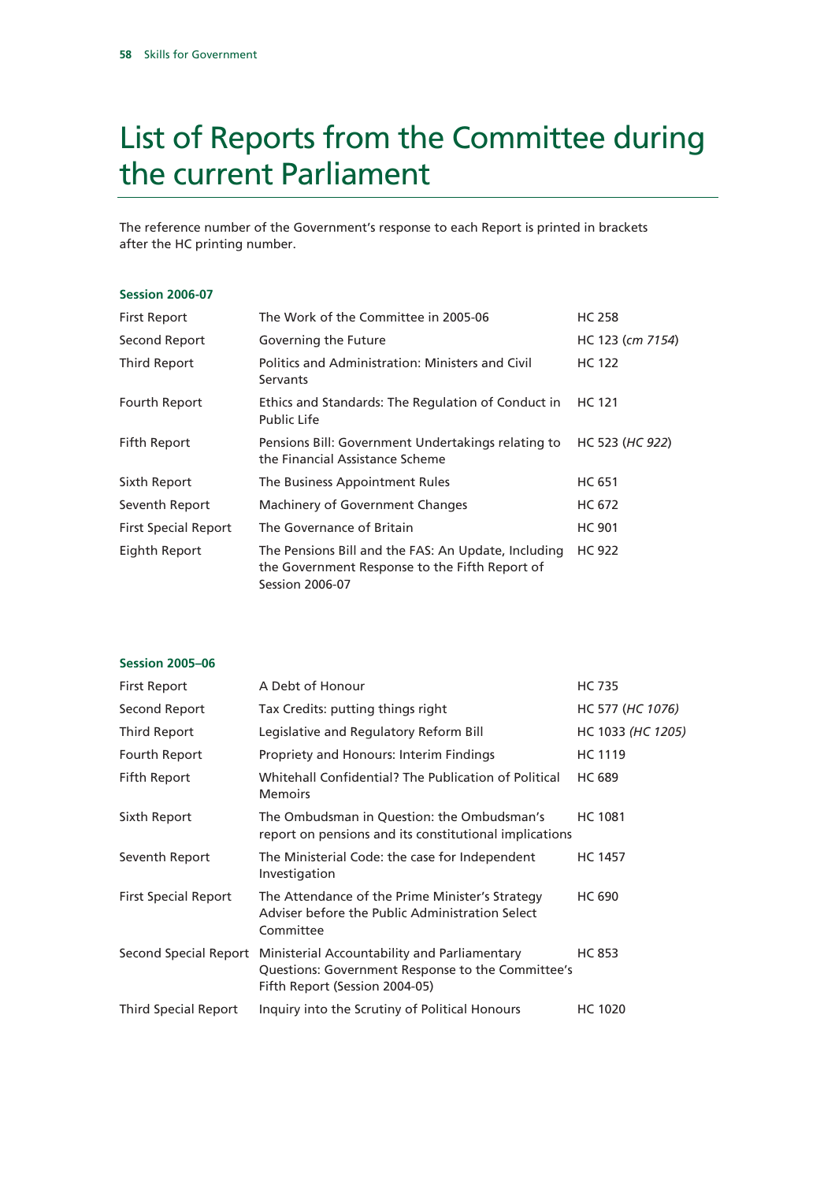# List of Reports from the Committee during the current Parliament

The reference number of the Government's response to each Report is printed in brackets after the HC printing number.

**Session 2006-07**

| | | |
|---|---|---|
| First Report | The Work of the Committee in 2005-06 | HC 258 |
| Second Report | Governing the Future | HC 123 (*cm 7154*) |
| Third Report | Politics and Administration: Ministers and Civil Servants | HC 122 |
| Fourth Report | Ethics and Standards: The Regulation of Conduct in Public Life | HC 121 |
| Fifth Report | Pensions Bill: Government Undertakings relating to the Financial Assistance Scheme | HC 523 (*HC 922*) |
| Sixth Report | The Business Appointment Rules | HC 651 |
| Seventh Report | Machinery of Government Changes | HC 672 |
| First Special Report | The Governance of Britain | HC 901 |
| Eighth Report | The Pensions Bill and the FAS: An Update, Including the Government Response to the Fifth Report of Session 2006-07 | HC 922 |

**Session 2005–06**

| | | |
|---|---|---|
| First Report | A Debt of Honour | HC 735 |
| Second Report | Tax Credits: putting things right | HC 577 (*HC 1076)* |
| Third Report | Legislative and Regulatory Reform Bill | HC 1033 *(HC 1205)* |
| Fourth Report | Propriety and Honours: Interim Findings | HC 1119 |
| Fifth Report | Whitehall Confidential? The Publication of Political Memoirs | HC 689 |
| Sixth Report | The Ombudsman in Question: the Ombudsman's report on pensions and its constitutional implications | HC 1081 |
| Seventh Report | The Ministerial Code: the case for Independent Investigation | HC 1457 |
| First Special Report | The Attendance of the Prime Minister's Strategy Adviser before the Public Administration Select Committee | HC 690 |
| Second Special Report | Ministerial Accountability and Parliamentary Questions: Government Response to the Committee's Fifth Report (Session 2004-05) | HC 853 |
| Third Special Report | Inquiry into the Scrutiny of Political Honours | HC 1020 |